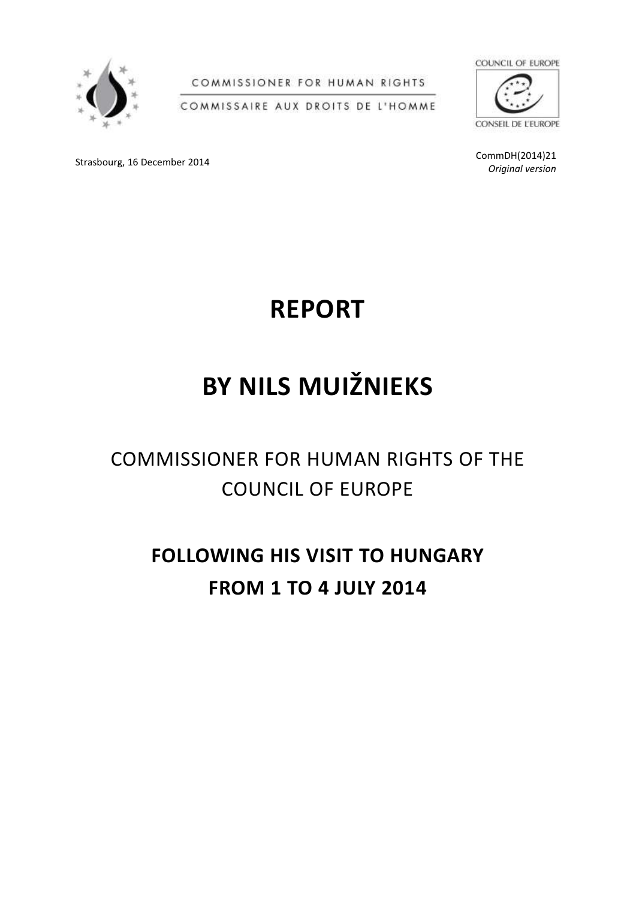COMMISSIONER FOR HUMAN RIGHTS

COMMISSAIRE AUX DROITS DE L'HOMME

COUNCIL OF EUROPE

CONSEIL DE L'EUROPE

Strasbourg, 16 December 2014

CommDH(2014)21
*Original version*

# REPORT

# BY NILS MUIŽNIEKS

## COMMISSIONER FOR HUMAN RIGHTS OF THE COUNCIL OF EUROPE

## FOLLOWING HIS VISIT TO HUNGARY FROM 1 TO 4 JULY 2014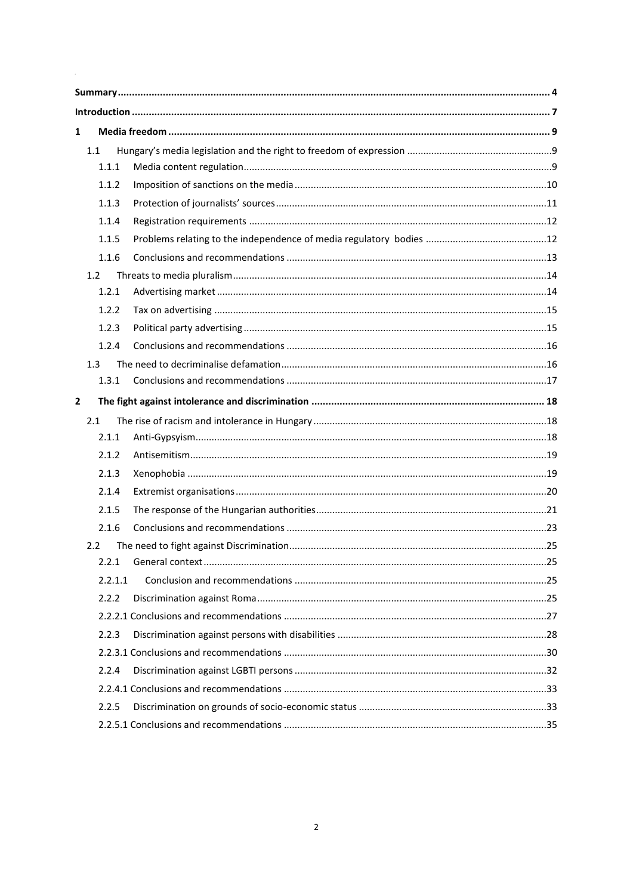**Summary** ........................................................................................................................................... 4

**Introduction** ....................................................................................................................................... 7

**1 Media freedom** .................................................................................................................................. 9

1.1 Hungary's media legislation and the right to freedom of expression ........................................... 9

1.1.1 Media content regulation ......................................................................................................... 9

1.1.2 Imposition of sanctions on the media ..................................................................................... 10

1.1.3 Protection of journalists' sources ........................................................................................... 11

1.1.4 Registration requirements ...................................................................................................... 12

1.1.5 Problems relating to the independence of media regulatory bodies ....................................... 12

1.1.6 Conclusions and recommendations ........................................................................................ 13

1.2 Threats to media pluralism .......................................................................................................... 14

1.2.1 Advertising market ................................................................................................................. 14

1.2.2 Tax on advertising .................................................................................................................. 15

1.2.3 Political party advertising ....................................................................................................... 15

1.2.4 Conclusions and recommendations ........................................................................................ 16

1.3 The need to decriminalise defamation ........................................................................................ 16

1.3.1 Conclusions and recommendations ........................................................................................ 17

**2 The fight against intolerance and discrimination** ........................................................................ 18

2.1 The rise of racism and intolerance in Hungary ............................................................................ 18

2.1.1 Anti-Gypsyism ......................................................................................................................... 18

2.1.2 Antisemitism ........................................................................................................................... 19

2.1.3 Xenophobia ............................................................................................................................ 19

2.1.4 Extremist organisations .......................................................................................................... 20

2.1.5 The response of the Hungarian authorities ............................................................................ 21

2.1.6 Conclusions and recommendations ........................................................................................ 23

2.2 The need to fight against Discrimination ..................................................................................... 25

2.2.1 General context ...................................................................................................................... 25

2.2.1.1 Conclusion and recommendations ...................................................................................... 25

2.2.2 Discrimination against Roma .................................................................................................. 25

2.2.2.1 Conclusions and recommendations ...................................................................................... 27

2.2.3 Discrimination against persons with disabilities ..................................................................... 28

2.2.3.1 Conclusions and recommendations ...................................................................................... 30

2.2.4 Discrimination against LGBTI persons ..................................................................................... 32

2.2.4.1 Conclusions and recommendations ...................................................................................... 33

2.2.5 Discrimination on grounds of socio-economic status ............................................................. 33

2.2.5.1 Conclusions and recommendations ...................................................................................... 35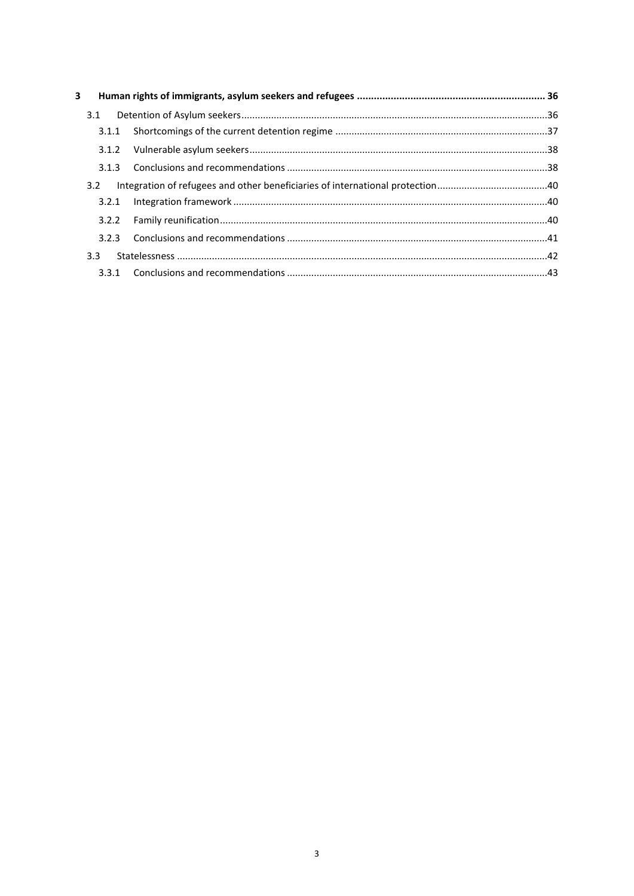- **3 Human rights of immigrants, asylum seekers and refugees .................................................................. 36**
  - 3.1 Detention of Asylum seekers.................................................................................................................36
    - 3.1.1 Shortcomings of the current detention regime ..............................................................................37
    - 3.1.2 Vulnerable asylum seekers..............................................................................................................38
    - 3.1.3 Conclusions and recommendations ................................................................................................38
  - 3.2 Integration of refugees and other beneficiaries of international protection.........................................40
    - 3.2.1 Integration framework ....................................................................................................................40
    - 3.2.2 Family reunification.........................................................................................................................40
    - 3.2.3 Conclusions and recommendations ................................................................................................41
  - 3.3 Statelessness .........................................................................................................................................42
    - 3.3.1 Conclusions and recommendations ................................................................................................43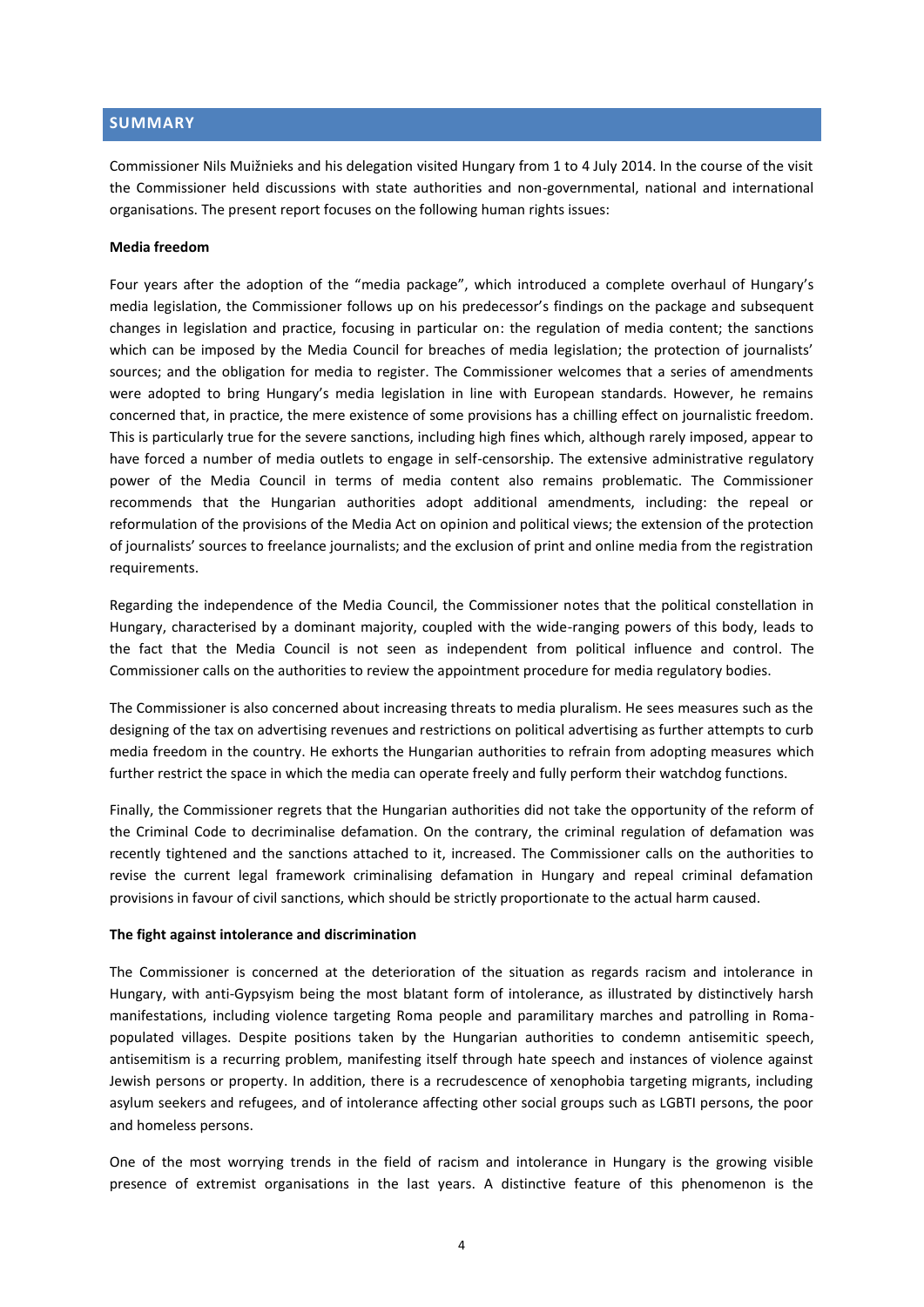## SUMMARY

Commissioner Nils Muižnieks and his delegation visited Hungary from 1 to 4 July 2014. In the course of the visit the Commissioner held discussions with state authorities and non-governmental, national and international organisations. The present report focuses on the following human rights issues:

**Media freedom**

Four years after the adoption of the "media package", which introduced a complete overhaul of Hungary's media legislation, the Commissioner follows up on his predecessor's findings on the package and subsequent changes in legislation and practice, focusing in particular on: the regulation of media content; the sanctions which can be imposed by the Media Council for breaches of media legislation; the protection of journalists' sources; and the obligation for media to register. The Commissioner welcomes that a series of amendments were adopted to bring Hungary's media legislation in line with European standards. However, he remains concerned that, in practice, the mere existence of some provisions has a chilling effect on journalistic freedom. This is particularly true for the severe sanctions, including high fines which, although rarely imposed, appear to have forced a number of media outlets to engage in self-censorship. The extensive administrative regulatory power of the Media Council in terms of media content also remains problematic. The Commissioner recommends that the Hungarian authorities adopt additional amendments, including: the repeal or reformulation of the provisions of the Media Act on opinion and political views; the extension of the protection of journalists' sources to freelance journalists; and the exclusion of print and online media from the registration requirements.

Regarding the independence of the Media Council, the Commissioner notes that the political constellation in Hungary, characterised by a dominant majority, coupled with the wide-ranging powers of this body, leads to the fact that the Media Council is not seen as independent from political influence and control. The Commissioner calls on the authorities to review the appointment procedure for media regulatory bodies.

The Commissioner is also concerned about increasing threats to media pluralism. He sees measures such as the designing of the tax on advertising revenues and restrictions on political advertising as further attempts to curb media freedom in the country. He exhorts the Hungarian authorities to refrain from adopting measures which further restrict the space in which the media can operate freely and fully perform their watchdog functions.

Finally, the Commissioner regrets that the Hungarian authorities did not take the opportunity of the reform of the Criminal Code to decriminalise defamation. On the contrary, the criminal regulation of defamation was recently tightened and the sanctions attached to it, increased. The Commissioner calls on the authorities to revise the current legal framework criminalising defamation in Hungary and repeal criminal defamation provisions in favour of civil sanctions, which should be strictly proportionate to the actual harm caused.

**The fight against intolerance and discrimination**

The Commissioner is concerned at the deterioration of the situation as regards racism and intolerance in Hungary, with anti-Gypsyism being the most blatant form of intolerance, as illustrated by distinctively harsh manifestations, including violence targeting Roma people and paramilitary marches and patrolling in Roma-populated villages. Despite positions taken by the Hungarian authorities to condemn antisemitic speech, antisemitism is a recurring problem, manifesting itself through hate speech and instances of violence against Jewish persons or property. In addition, there is a recrudescence of xenophobia targeting migrants, including asylum seekers and refugees, and of intolerance affecting other social groups such as LGBTI persons, the poor and homeless persons.

One of the most worrying trends in the field of racism and intolerance in Hungary is the growing visible presence of extremist organisations in the last years. A distinctive feature of this phenomenon is the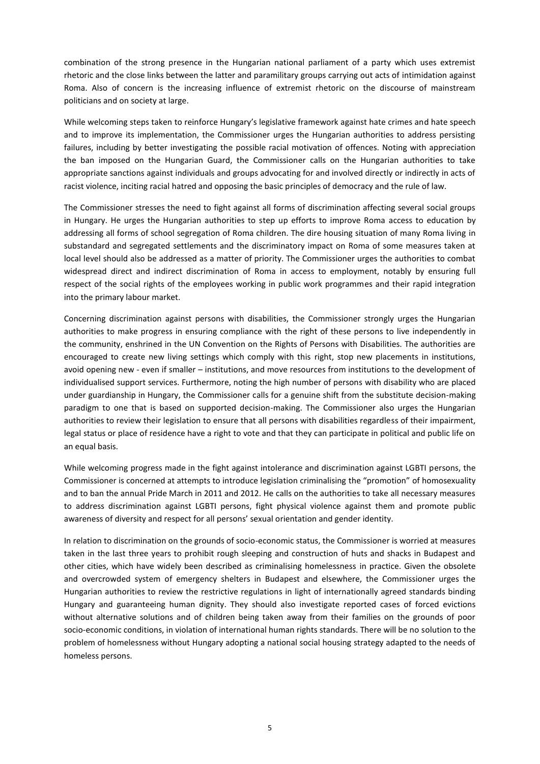combination of the strong presence in the Hungarian national parliament of a party which uses extremist rhetoric and the close links between the latter and paramilitary groups carrying out acts of intimidation against Roma. Also of concern is the increasing influence of extremist rhetoric on the discourse of mainstream politicians and on society at large.

While welcoming steps taken to reinforce Hungary's legislative framework against hate crimes and hate speech and to improve its implementation, the Commissioner urges the Hungarian authorities to address persisting failures, including by better investigating the possible racial motivation of offences. Noting with appreciation the ban imposed on the Hungarian Guard, the Commissioner calls on the Hungarian authorities to take appropriate sanctions against individuals and groups advocating for and involved directly or indirectly in acts of racist violence, inciting racial hatred and opposing the basic principles of democracy and the rule of law.

The Commissioner stresses the need to fight against all forms of discrimination affecting several social groups in Hungary. He urges the Hungarian authorities to step up efforts to improve Roma access to education by addressing all forms of school segregation of Roma children. The dire housing situation of many Roma living in substandard and segregated settlements and the discriminatory impact on Roma of some measures taken at local level should also be addressed as a matter of priority. The Commissioner urges the authorities to combat widespread direct and indirect discrimination of Roma in access to employment, notably by ensuring full respect of the social rights of the employees working in public work programmes and their rapid integration into the primary labour market.

Concerning discrimination against persons with disabilities, the Commissioner strongly urges the Hungarian authorities to make progress in ensuring compliance with the right of these persons to live independently in the community, enshrined in the UN Convention on the Rights of Persons with Disabilities. The authorities are encouraged to create new living settings which comply with this right, stop new placements in institutions, avoid opening new - even if smaller – institutions, and move resources from institutions to the development of individualised support services. Furthermore, noting the high number of persons with disability who are placed under guardianship in Hungary, the Commissioner calls for a genuine shift from the substitute decision-making paradigm to one that is based on supported decision-making. The Commissioner also urges the Hungarian authorities to review their legislation to ensure that all persons with disabilities regardless of their impairment, legal status or place of residence have a right to vote and that they can participate in political and public life on an equal basis.

While welcoming progress made in the fight against intolerance and discrimination against LGBTI persons, the Commissioner is concerned at attempts to introduce legislation criminalising the "promotion" of homosexuality and to ban the annual Pride March in 2011 and 2012. He calls on the authorities to take all necessary measures to address discrimination against LGBTI persons, fight physical violence against them and promote public awareness of diversity and respect for all persons' sexual orientation and gender identity.

In relation to discrimination on the grounds of socio-economic status, the Commissioner is worried at measures taken in the last three years to prohibit rough sleeping and construction of huts and shacks in Budapest and other cities, which have widely been described as criminalising homelessness in practice. Given the obsolete and overcrowded system of emergency shelters in Budapest and elsewhere, the Commissioner urges the Hungarian authorities to review the restrictive regulations in light of internationally agreed standards binding Hungary and guaranteeing human dignity. They should also investigate reported cases of forced evictions without alternative solutions and of children being taken away from their families on the grounds of poor socio-economic conditions, in violation of international human rights standards. There will be no solution to the problem of homelessness without Hungary adopting a national social housing strategy adapted to the needs of homeless persons.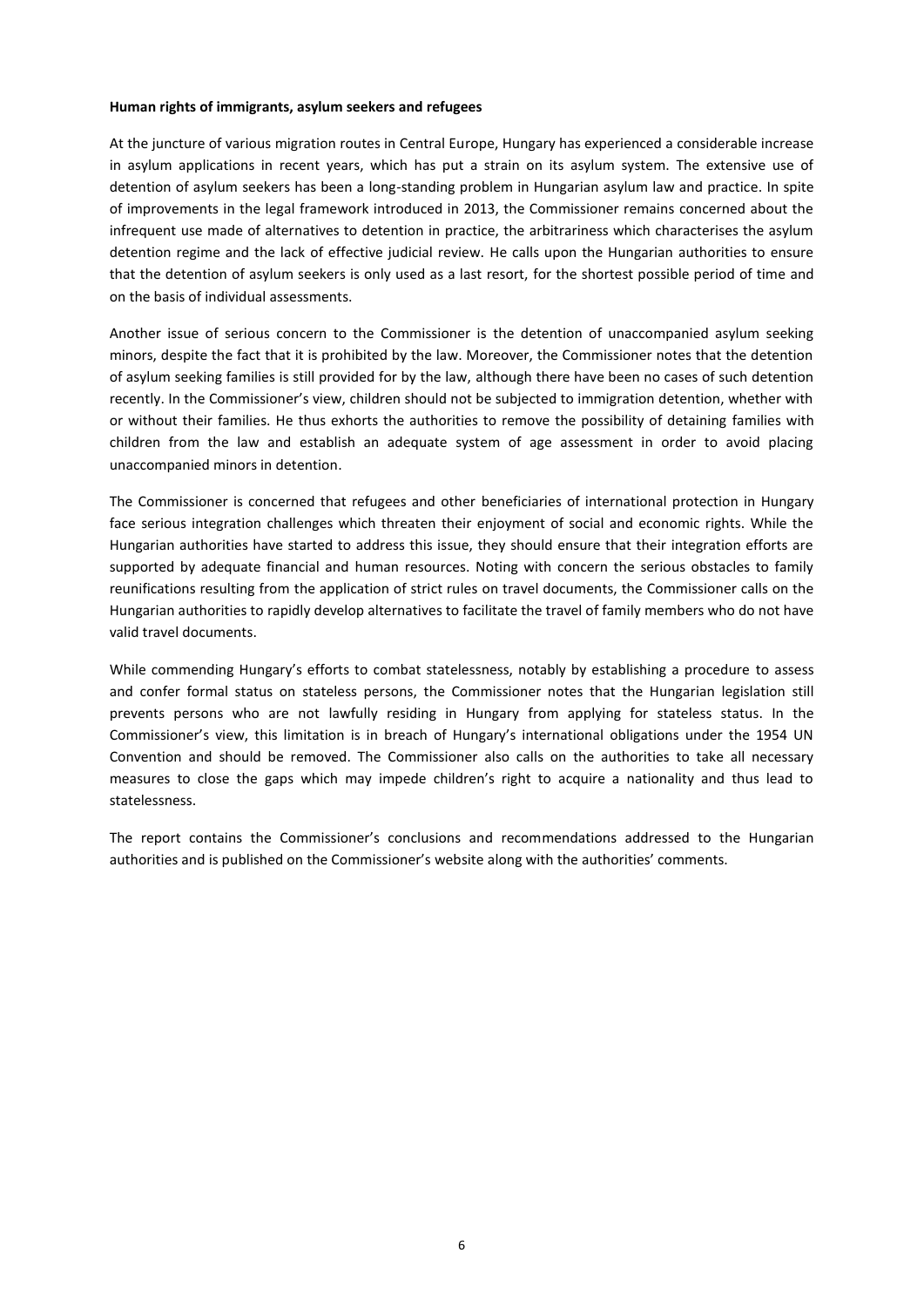**Human rights of immigrants, asylum seekers and refugees**

At the juncture of various migration routes in Central Europe, Hungary has experienced a considerable increase in asylum applications in recent years, which has put a strain on its asylum system. The extensive use of detention of asylum seekers has been a long-standing problem in Hungarian asylum law and practice. In spite of improvements in the legal framework introduced in 2013, the Commissioner remains concerned about the infrequent use made of alternatives to detention in practice, the arbitrariness which characterises the asylum detention regime and the lack of effective judicial review. He calls upon the Hungarian authorities to ensure that the detention of asylum seekers is only used as a last resort, for the shortest possible period of time and on the basis of individual assessments.

Another issue of serious concern to the Commissioner is the detention of unaccompanied asylum seeking minors, despite the fact that it is prohibited by the law. Moreover, the Commissioner notes that the detention of asylum seeking families is still provided for by the law, although there have been no cases of such detention recently. In the Commissioner's view, children should not be subjected to immigration detention, whether with or without their families. He thus exhorts the authorities to remove the possibility of detaining families with children from the law and establish an adequate system of age assessment in order to avoid placing unaccompanied minors in detention.

The Commissioner is concerned that refugees and other beneficiaries of international protection in Hungary face serious integration challenges which threaten their enjoyment of social and economic rights. While the Hungarian authorities have started to address this issue, they should ensure that their integration efforts are supported by adequate financial and human resources. Noting with concern the serious obstacles to family reunifications resulting from the application of strict rules on travel documents, the Commissioner calls on the Hungarian authorities to rapidly develop alternatives to facilitate the travel of family members who do not have valid travel documents.

While commending Hungary's efforts to combat statelessness, notably by establishing a procedure to assess and confer formal status on stateless persons, the Commissioner notes that the Hungarian legislation still prevents persons who are not lawfully residing in Hungary from applying for stateless status. In the Commissioner's view, this limitation is in breach of Hungary's international obligations under the 1954 UN Convention and should be removed. The Commissioner also calls on the authorities to take all necessary measures to close the gaps which may impede children's right to acquire a nationality and thus lead to statelessness.

The report contains the Commissioner's conclusions and recommendations addressed to the Hungarian authorities and is published on the Commissioner's website along with the authorities' comments.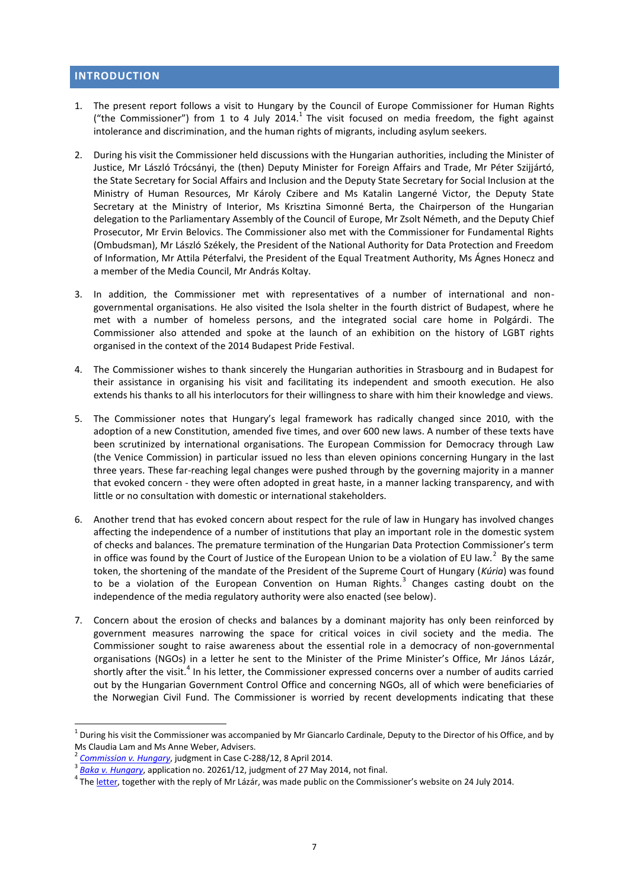## INTRODUCTION

1. The present report follows a visit to Hungary by the Council of Europe Commissioner for Human Rights ("the Commissioner") from 1 to 4 July 2014.[1] The visit focused on media freedom, the fight against intolerance and discrimination, and the human rights of migrants, including asylum seekers.

2. During his visit the Commissioner held discussions with the Hungarian authorities, including the Minister of Justice, Mr László Trócsányi, the (then) Deputy Minister for Foreign Affairs and Trade, Mr Péter Szijjártó, the State Secretary for Social Affairs and Inclusion and the Deputy State Secretary for Social Inclusion at the Ministry of Human Resources, Mr Károly Czibere and Ms Katalin Langerné Victor, the Deputy State Secretary at the Ministry of Interior, Ms Krisztina Simonné Berta, the Chairperson of the Hungarian delegation to the Parliamentary Assembly of the Council of Europe, Mr Zsolt Németh, and the Deputy Chief Prosecutor, Mr Ervin Belovics. The Commissioner also met with the Commissioner for Fundamental Rights (Ombudsman), Mr László Székely, the President of the National Authority for Data Protection and Freedom of Information, Mr Attila Péterfalvi, the President of the Equal Treatment Authority, Ms Ágnes Honecz and a member of the Media Council, Mr András Koltay.

3. In addition, the Commissioner met with representatives of a number of international and non-governmental organisations. He also visited the Isola shelter in the fourth district of Budapest, where he met with a number of homeless persons, and the integrated social care home in Polgárdi. The Commissioner also attended and spoke at the launch of an exhibition on the history of LGBT rights organised in the context of the 2014 Budapest Pride Festival.

4. The Commissioner wishes to thank sincerely the Hungarian authorities in Strasbourg and in Budapest for their assistance in organising his visit and facilitating its independent and smooth execution. He also extends his thanks to all his interlocutors for their willingness to share with him their knowledge and views.

5. The Commissioner notes that Hungary's legal framework has radically changed since 2010, with the adoption of a new Constitution, amended five times, and over 600 new laws. A number of these texts have been scrutinized by international organisations. The European Commission for Democracy through Law (the Venice Commission) in particular issued no less than eleven opinions concerning Hungary in the last three years. These far-reaching legal changes were pushed through by the governing majority in a manner that evoked concern - they were often adopted in great haste, in a manner lacking transparency, and with little or no consultation with domestic or international stakeholders.

6. Another trend that has evoked concern about respect for the rule of law in Hungary has involved changes affecting the independence of a number of institutions that play an important role in the domestic system of checks and balances. The premature termination of the Hungarian Data Protection Commissioner's term in office was found by the Court of Justice of the European Union to be a violation of EU law.[2] By the same token, the shortening of the mandate of the President of the Supreme Court of Hungary (*Kúria*) was found to be a violation of the European Convention on Human Rights.[3] Changes casting doubt on the independence of the media regulatory authority were also enacted (see below).

7. Concern about the erosion of checks and balances by a dominant majority has only been reinforced by government measures narrowing the space for critical voices in civil society and the media. The Commissioner sought to raise awareness about the essential role in a democracy of non-governmental organisations (NGOs) in a letter he sent to the Minister of the Prime Minister's Office, Mr János Lázár, shortly after the visit.[4] In his letter, the Commissioner expressed concerns over a number of audits carried out by the Hungarian Government Control Office and concerning NGOs, all of which were beneficiaries of the Norwegian Civil Fund. The Commissioner is worried by recent developments indicating that these

---

[1] During his visit the Commissioner was accompanied by Mr Giancarlo Cardinale, Deputy to the Director of his Office, and by Ms Claudia Lam and Ms Anne Weber, Advisers.

[2] *Commission v. Hungary*, judgment in Case C-288/12, 8 April 2014.

[3] *Baka v. Hungary*, application no. 20261/12, judgment of 27 May 2014, not final.

[4] The letter, together with the reply of Mr Lázár, was made public on the Commissioner's website on 24 July 2014.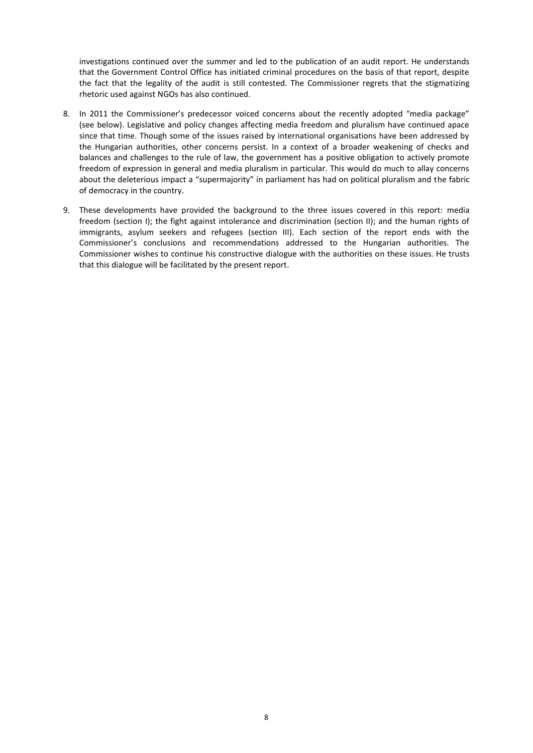investigations continued over the summer and led to the publication of an audit report. He understands that the Government Control Office has initiated criminal procedures on the basis of that report, despite the fact that the legality of the audit is still contested. The Commissioner regrets that the stigmatizing rhetoric used against NGOs has also continued.

8. In 2011 the Commissioner's predecessor voiced concerns about the recently adopted "media package" (see below). Legislative and policy changes affecting media freedom and pluralism have continued apace since that time. Though some of the issues raised by international organisations have been addressed by the Hungarian authorities, other concerns persist. In a context of a broader weakening of checks and balances and challenges to the rule of law, the government has a positive obligation to actively promote freedom of expression in general and media pluralism in particular. This would do much to allay concerns about the deleterious impact a "supermajority" in parliament has had on political pluralism and the fabric of democracy in the country.

9. These developments have provided the background to the three issues covered in this report: media freedom (section I); the fight against intolerance and discrimination (section II); and the human rights of immigrants, asylum seekers and refugees (section III). Each section of the report ends with the Commissioner's conclusions and recommendations addressed to the Hungarian authorities. The Commissioner wishes to continue his constructive dialogue with the authorities on these issues. He trusts that this dialogue will be facilitated by the present report.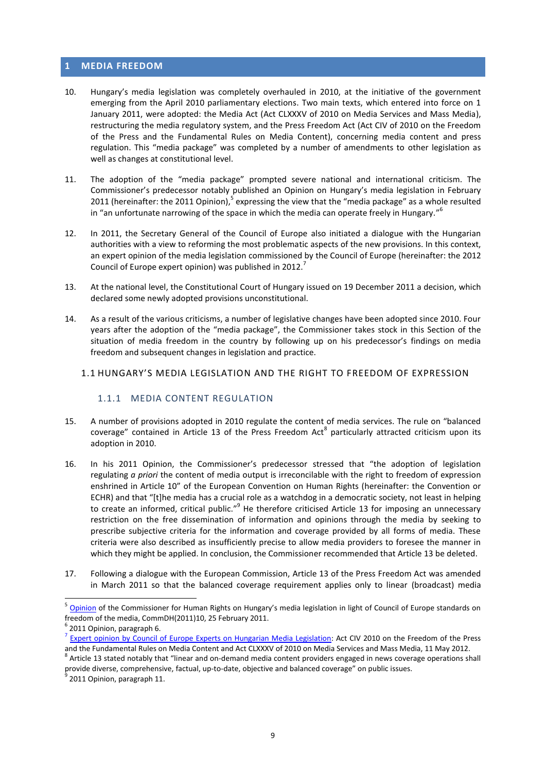# 1 MEDIA FREEDOM

10. Hungary's media legislation was completely overhauled in 2010, at the initiative of the government emerging from the April 2010 parliamentary elections. Two main texts, which entered into force on 1 January 2011, were adopted: the Media Act (Act CLXXXV of 2010 on Media Services and Mass Media), restructuring the media regulatory system, and the Press Freedom Act (Act CIV of 2010 on the Freedom of the Press and the Fundamental Rules on Media Content), concerning media content and press regulation. This "media package" was completed by a number of amendments to other legislation as well as changes at constitutional level.

11. The adoption of the "media package" prompted severe national and international criticism. The Commissioner's predecessor notably published an Opinion on Hungary's media legislation in February 2011 (hereinafter: the 2011 Opinion),[5] expressing the view that the "media package" as a whole resulted in "an unfortunate narrowing of the space in which the media can operate freely in Hungary."[6]

12. In 2011, the Secretary General of the Council of Europe also initiated a dialogue with the Hungarian authorities with a view to reforming the most problematic aspects of the new provisions. In this context, an expert opinion of the media legislation commissioned by the Council of Europe (hereinafter: the 2012 Council of Europe expert opinion) was published in 2012.[7]

13. At the national level, the Constitutional Court of Hungary issued on 19 December 2011 a decision, which declared some newly adopted provisions unconstitutional.

14. As a result of the various criticisms, a number of legislative changes have been adopted since 2010. Four years after the adoption of the "media package", the Commissioner takes stock in this Section of the situation of media freedom in the country by following up on his predecessor's findings on media freedom and subsequent changes in legislation and practice.

## 1.1 HUNGARY'S MEDIA LEGISLATION AND THE RIGHT TO FREEDOM OF EXPRESSION

### 1.1.1 MEDIA CONTENT REGULATION

15. A number of provisions adopted in 2010 regulate the content of media services. The rule on "balanced coverage" contained in Article 13 of the Press Freedom Act[8] particularly attracted criticism upon its adoption in 2010.

16. In his 2011 Opinion, the Commissioner's predecessor stressed that "the adoption of legislation regulating *a priori* the content of media output is irreconcilable with the right to freedom of expression enshrined in Article 10" of the European Convention on Human Rights (hereinafter: the Convention or ECHR) and that "[t]he media has a crucial role as a watchdog in a democratic society, not least in helping to create an informed, critical public."[9] He therefore criticised Article 13 for imposing an unnecessary restriction on the free dissemination of information and opinions through the media by seeking to prescribe subjective criteria for the information and coverage provided by all forms of media. These criteria were also described as insufficiently precise to allow media providers to foresee the manner in which they might be applied. In conclusion, the Commissioner recommended that Article 13 be deleted.

17. Following a dialogue with the European Commission, Article 13 of the Press Freedom Act was amended in March 2011 so that the balanced coverage requirement applies only to linear (broadcast) media

---

[5] Opinion of the Commissioner for Human Rights on Hungary's media legislation in light of Council of Europe standards on freedom of the media, CommDH(2011)10, 25 February 2011.

[6] 2011 Opinion, paragraph 6.

[7] Expert opinion by Council of Europe Experts on Hungarian Media Legislation: Act CIV 2010 on the Freedom of the Press and the Fundamental Rules on Media Content and Act CLXXXV of 2010 on Media Services and Mass Media, 11 May 2012.

[8] Article 13 stated notably that "linear and on-demand media content providers engaged in news coverage operations shall provide diverse, comprehensive, factual, up-to-date, objective and balanced coverage" on public issues.

[9] 2011 Opinion, paragraph 11.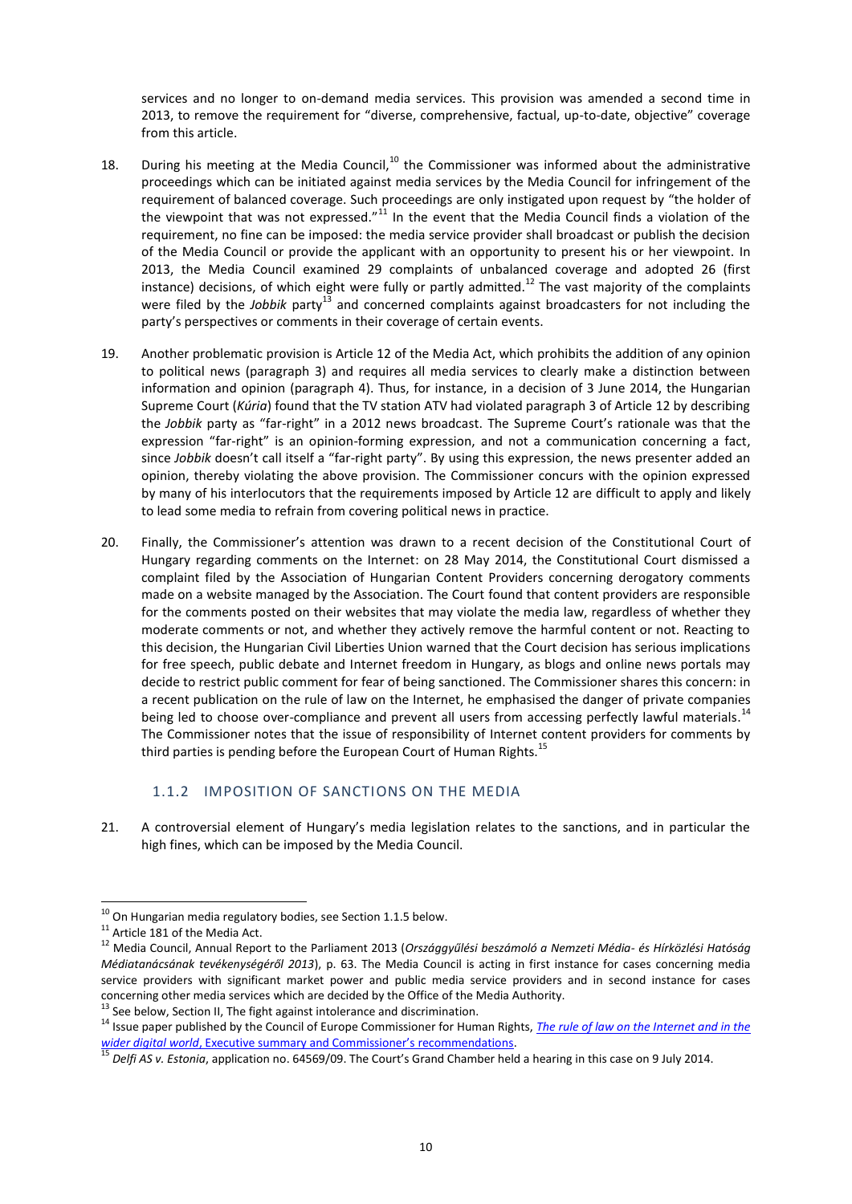services and no longer to on-demand media services. This provision was amended a second time in 2013, to remove the requirement for "diverse, comprehensive, factual, up-to-date, objective" coverage from this article.

18. During his meeting at the Media Council,[10] the Commissioner was informed about the administrative proceedings which can be initiated against media services by the Media Council for infringement of the requirement of balanced coverage. Such proceedings are only instigated upon request by "the holder of the viewpoint that was not expressed."[11] In the event that the Media Council finds a violation of the requirement, no fine can be imposed: the media service provider shall broadcast or publish the decision of the Media Council or provide the applicant with an opportunity to present his or her viewpoint. In 2013, the Media Council examined 29 complaints of unbalanced coverage and adopted 26 (first instance) decisions, of which eight were fully or partly admitted.[12] The vast majority of the complaints were filed by the *Jobbik* party[13] and concerned complaints against broadcasters for not including the party's perspectives or comments in their coverage of certain events.

19. Another problematic provision is Article 12 of the Media Act, which prohibits the addition of any opinion to political news (paragraph 3) and requires all media services to clearly make a distinction between information and opinion (paragraph 4). Thus, for instance, in a decision of 3 June 2014, the Hungarian Supreme Court (*Kúria*) found that the TV station ATV had violated paragraph 3 of Article 12 by describing the *Jobbik* party as "far-right" in a 2012 news broadcast. The Supreme Court's rationale was that the expression "far-right" is an opinion-forming expression, and not a communication concerning a fact, since *Jobbik* doesn't call itself a "far-right party". By using this expression, the news presenter added an opinion, thereby violating the above provision. The Commissioner concurs with the opinion expressed by many of his interlocutors that the requirements imposed by Article 12 are difficult to apply and likely to lead some media to refrain from covering political news in practice.

20. Finally, the Commissioner's attention was drawn to a recent decision of the Constitutional Court of Hungary regarding comments on the Internet: on 28 May 2014, the Constitutional Court dismissed a complaint filed by the Association of Hungarian Content Providers concerning derogatory comments made on a website managed by the Association. The Court found that content providers are responsible for the comments posted on their websites that may violate the media law, regardless of whether they moderate comments or not, and whether they actively remove the harmful content or not. Reacting to this decision, the Hungarian Civil Liberties Union warned that the Court decision has serious implications for free speech, public debate and Internet freedom in Hungary, as blogs and online news portals may decide to restrict public comment for fear of being sanctioned. The Commissioner shares this concern: in a recent publication on the rule of law on the Internet, he emphasised the danger of private companies being led to choose over-compliance and prevent all users from accessing perfectly lawful materials.[14] The Commissioner notes that the issue of responsibility of Internet content providers for comments by third parties is pending before the European Court of Human Rights.[15]

### 1.1.2 IMPOSITION OF SANCTIONS ON THE MEDIA

21. A controversial element of Hungary's media legislation relates to the sanctions, and in particular the high fines, which can be imposed by the Media Council.

---

[10] On Hungarian media regulatory bodies, see Section 1.1.5 below.

[11] Article 181 of the Media Act.

[12] Media Council, Annual Report to the Parliament 2013 (*Országgyűlési beszámoló a Nemzeti Média- és Hírközlési Hatóság Médiatanácsának tevékenységéről 2013*), p. 63. The Media Council is acting in first instance for cases concerning media service providers with significant market power and public media service providers and in second instance for cases concerning other media services which are decided by the Office of the Media Authority.

[13] See below, Section II, The fight against intolerance and discrimination.

[14] Issue paper published by the Council of Europe Commissioner for Human Rights, *The rule of law on the Internet and in the wider digital world*, Executive summary and Commissioner's recommendations.

[15] *Delfi AS v. Estonia*, application no. 64569/09. The Court's Grand Chamber held a hearing in this case on 9 July 2014.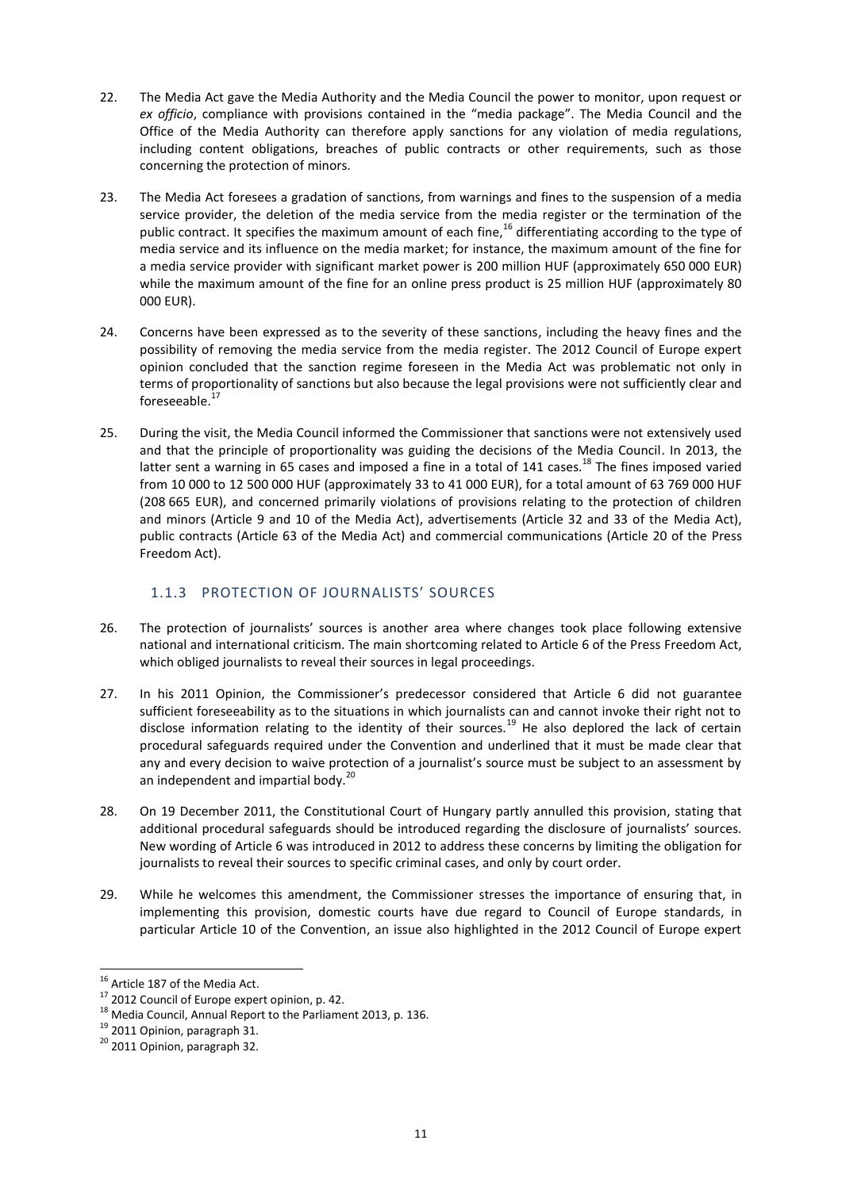22. The Media Act gave the Media Authority and the Media Council the power to monitor, upon request or *ex officio*, compliance with provisions contained in the "media package". The Media Council and the Office of the Media Authority can therefore apply sanctions for any violation of media regulations, including content obligations, breaches of public contracts or other requirements, such as those concerning the protection of minors.

23. The Media Act foresees a gradation of sanctions, from warnings and fines to the suspension of a media service provider, the deletion of the media service from the media register or the termination of the public contract. It specifies the maximum amount of each fine,[16] differentiating according to the type of media service and its influence on the media market; for instance, the maximum amount of the fine for a media service provider with significant market power is 200 million HUF (approximately 650 000 EUR) while the maximum amount of the fine for an online press product is 25 million HUF (approximately 80 000 EUR).

24. Concerns have been expressed as to the severity of these sanctions, including the heavy fines and the possibility of removing the media service from the media register. The 2012 Council of Europe expert opinion concluded that the sanction regime foreseen in the Media Act was problematic not only in terms of proportionality of sanctions but also because the legal provisions were not sufficiently clear and foreseeable.[17]

25. During the visit, the Media Council informed the Commissioner that sanctions were not extensively used and that the principle of proportionality was guiding the decisions of the Media Council. In 2013, the latter sent a warning in 65 cases and imposed a fine in a total of 141 cases.[18] The fines imposed varied from 10 000 to 12 500 000 HUF (approximately 33 to 41 000 EUR), for a total amount of 63 769 000 HUF (208 665 EUR), and concerned primarily violations of provisions relating to the protection of children and minors (Article 9 and 10 of the Media Act), advertisements (Article 32 and 33 of the Media Act), public contracts (Article 63 of the Media Act) and commercial communications (Article 20 of the Press Freedom Act).

### 1.1.3 PROTECTION OF JOURNALISTS' SOURCES

26. The protection of journalists' sources is another area where changes took place following extensive national and international criticism. The main shortcoming related to Article 6 of the Press Freedom Act, which obliged journalists to reveal their sources in legal proceedings.

27. In his 2011 Opinion, the Commissioner's predecessor considered that Article 6 did not guarantee sufficient foreseeability as to the situations in which journalists can and cannot invoke their right not to disclose information relating to the identity of their sources.[19] He also deplored the lack of certain procedural safeguards required under the Convention and underlined that it must be made clear that any and every decision to waive protection of a journalist's source must be subject to an assessment by an independent and impartial body.[20]

28. On 19 December 2011, the Constitutional Court of Hungary partly annulled this provision, stating that additional procedural safeguards should be introduced regarding the disclosure of journalists' sources. New wording of Article 6 was introduced in 2012 to address these concerns by limiting the obligation for journalists to reveal their sources to specific criminal cases, and only by court order.

29. While he welcomes this amendment, the Commissioner stresses the importance of ensuring that, in implementing this provision, domestic courts have due regard to Council of Europe standards, in particular Article 10 of the Convention, an issue also highlighted in the 2012 Council of Europe expert

[16] Article 187 of the Media Act.
[17] 2012 Council of Europe expert opinion, p. 42.
[18] Media Council, Annual Report to the Parliament 2013, p. 136.
[19] 2011 Opinion, paragraph 31.
[20] 2011 Opinion, paragraph 32.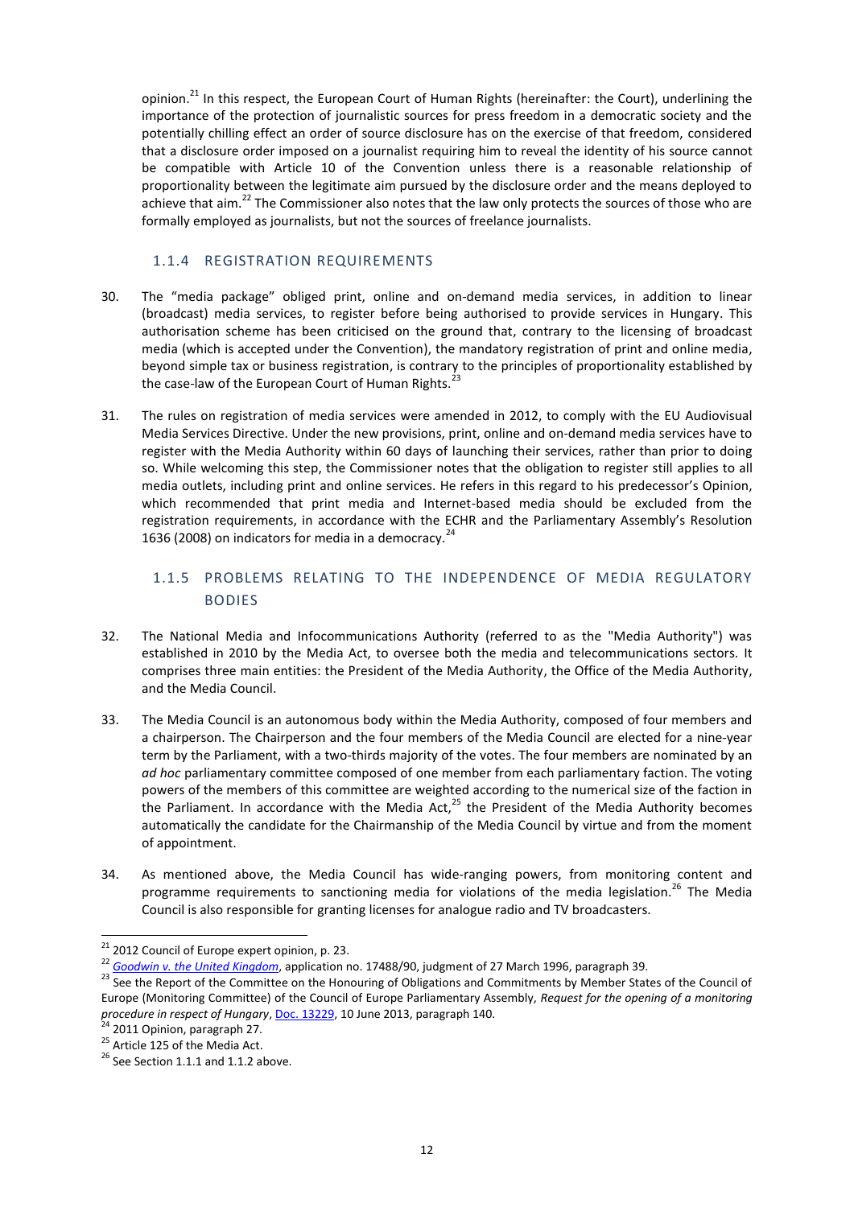opinion.[21] In this respect, the European Court of Human Rights (hereinafter: the Court), underlining the importance of the protection of journalistic sources for press freedom in a democratic society and the potentially chilling effect an order of source disclosure has on the exercise of that freedom, considered that a disclosure order imposed on a journalist requiring him to reveal the identity of his source cannot be compatible with Article 10 of the Convention unless there is a reasonable relationship of proportionality between the legitimate aim pursued by the disclosure order and the means deployed to achieve that aim.[22] The Commissioner also notes that the law only protects the sources of those who are formally employed as journalists, but not the sources of freelance journalists.

### 1.1.4 REGISTRATION REQUIREMENTS

30. The "media package" obliged print, online and on-demand media services, in addition to linear (broadcast) media services, to register before being authorised to provide services in Hungary. This authorisation scheme has been criticised on the ground that, contrary to the licensing of broadcast media (which is accepted under the Convention), the mandatory registration of print and online media, beyond simple tax or business registration, is contrary to the principles of proportionality established by the case-law of the European Court of Human Rights.[23]

31. The rules on registration of media services were amended in 2012, to comply with the EU Audiovisual Media Services Directive. Under the new provisions, print, online and on-demand media services have to register with the Media Authority within 60 days of launching their services, rather than prior to doing so. While welcoming this step, the Commissioner notes that the obligation to register still applies to all media outlets, including print and online services. He refers in this regard to his predecessor's Opinion, which recommended that print media and Internet-based media should be excluded from the registration requirements, in accordance with the ECHR and the Parliamentary Assembly's Resolution 1636 (2008) on indicators for media in a democracy.[24]

### 1.1.5 PROBLEMS RELATING TO THE INDEPENDENCE OF MEDIA REGULATORY BODIES

32. The National Media and Infocommunications Authority (referred to as the "Media Authority") was established in 2010 by the Media Act, to oversee both the media and telecommunications sectors. It comprises three main entities: the President of the Media Authority, the Office of the Media Authority, and the Media Council.

33. The Media Council is an autonomous body within the Media Authority, composed of four members and a chairperson. The Chairperson and the four members of the Media Council are elected for a nine-year term by the Parliament, with a two-thirds majority of the votes. The four members are nominated by an *ad hoc* parliamentary committee composed of one member from each parliamentary faction. The voting powers of the members of this committee are weighted according to the numerical size of the faction in the Parliament. In accordance with the Media Act,[25] the President of the Media Authority becomes automatically the candidate for the Chairmanship of the Media Council by virtue and from the moment of appointment.

34. As mentioned above, the Media Council has wide-ranging powers, from monitoring content and programme requirements to sanctioning media for violations of the media legislation.[26] The Media Council is also responsible for granting licenses for analogue radio and TV broadcasters.

---

[21] 2012 Council of Europe expert opinion, p. 23.

[22] *Goodwin v. the United Kingdom*, application no. 17488/90, judgment of 27 March 1996, paragraph 39.

[23] See the Report of the Committee on the Honouring of Obligations and Commitments by Member States of the Council of Europe (Monitoring Committee) of the Council of Europe Parliamentary Assembly, *Request for the opening of a monitoring procedure in respect of Hungary*, Doc. 13229, 10 June 2013, paragraph 140.

[24] 2011 Opinion, paragraph 27.

[25] Article 125 of the Media Act.

[26] See Section 1.1.1 and 1.1.2 above.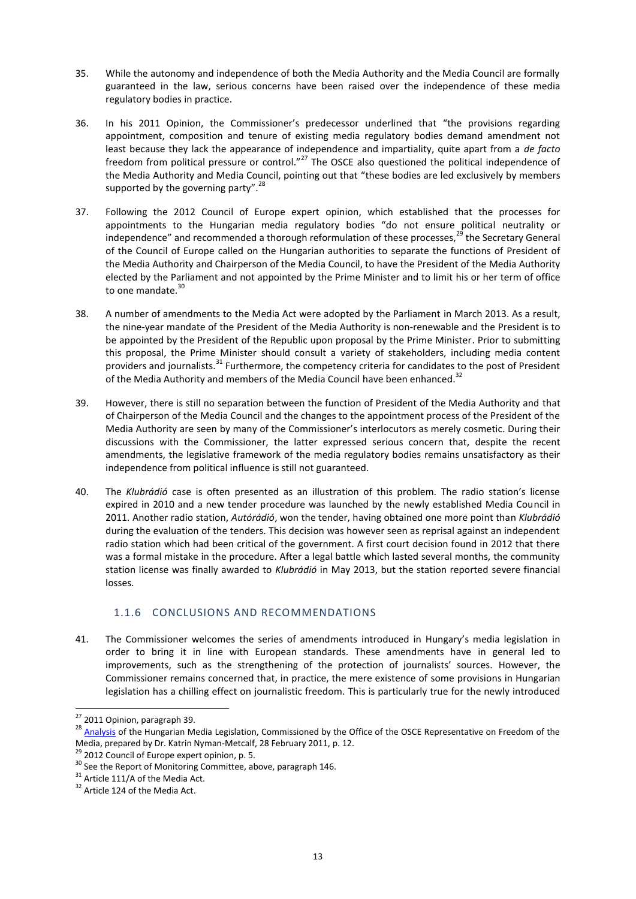35. While the autonomy and independence of both the Media Authority and the Media Council are formally guaranteed in the law, serious concerns have been raised over the independence of these media regulatory bodies in practice.

36. In his 2011 Opinion, the Commissioner's predecessor underlined that "the provisions regarding appointment, composition and tenure of existing media regulatory bodies demand amendment not least because they lack the appearance of independence and impartiality, quite apart from a *de facto* freedom from political pressure or control."[27] The OSCE also questioned the political independence of the Media Authority and Media Council, pointing out that "these bodies are led exclusively by members supported by the governing party".[28]

37. Following the 2012 Council of Europe expert opinion, which established that the processes for appointments to the Hungarian media regulatory bodies "do not ensure political neutrality or independence" and recommended a thorough reformulation of these processes,[29] the Secretary General of the Council of Europe called on the Hungarian authorities to separate the functions of President of the Media Authority and Chairperson of the Media Council, to have the President of the Media Authority elected by the Parliament and not appointed by the Prime Minister and to limit his or her term of office to one mandate.[30]

38. A number of amendments to the Media Act were adopted by the Parliament in March 2013. As a result, the nine-year mandate of the President of the Media Authority is non-renewable and the President is to be appointed by the President of the Republic upon proposal by the Prime Minister. Prior to submitting this proposal, the Prime Minister should consult a variety of stakeholders, including media content providers and journalists.[31] Furthermore, the competency criteria for candidates to the post of President of the Media Authority and members of the Media Council have been enhanced.[32]

39. However, there is still no separation between the function of President of the Media Authority and that of Chairperson of the Media Council and the changes to the appointment process of the President of the Media Authority are seen by many of the Commissioner's interlocutors as merely cosmetic. During their discussions with the Commissioner, the latter expressed serious concern that, despite the recent amendments, the legislative framework of the media regulatory bodies remains unsatisfactory as their independence from political influence is still not guaranteed.

40. The *Klubrádió* case is often presented as an illustration of this problem. The radio station's license expired in 2010 and a new tender procedure was launched by the newly established Media Council in 2011. Another radio station, *Autórádió*, won the tender, having obtained one more point than *Klubrádió* during the evaluation of the tenders. This decision was however seen as reprisal against an independent radio station which had been critical of the government. A first court decision found in 2012 that there was a formal mistake in the procedure. After a legal battle which lasted several months, the community station license was finally awarded to *Klubrádió* in May 2013, but the station reported severe financial losses.

### 1.1.6 CONCLUSIONS AND RECOMMENDATIONS

41. The Commissioner welcomes the series of amendments introduced in Hungary's media legislation in order to bring it in line with European standards. These amendments have in general led to improvements, such as the strengthening of the protection of journalists' sources. However, the Commissioner remains concerned that, in practice, the mere existence of some provisions in Hungarian legislation has a chilling effect on journalistic freedom. This is particularly true for the newly introduced

---

[27] 2011 Opinion, paragraph 39.

[28] Analysis of the Hungarian Media Legislation, Commissioned by the Office of the OSCE Representative on Freedom of the Media, prepared by Dr. Katrin Nyman-Metcalf, 28 February 2011, p. 12.

[29] 2012 Council of Europe expert opinion, p. 5.

[30] See the Report of Monitoring Committee, above, paragraph 146.

[31] Article 111/A of the Media Act.

[32] Article 124 of the Media Act.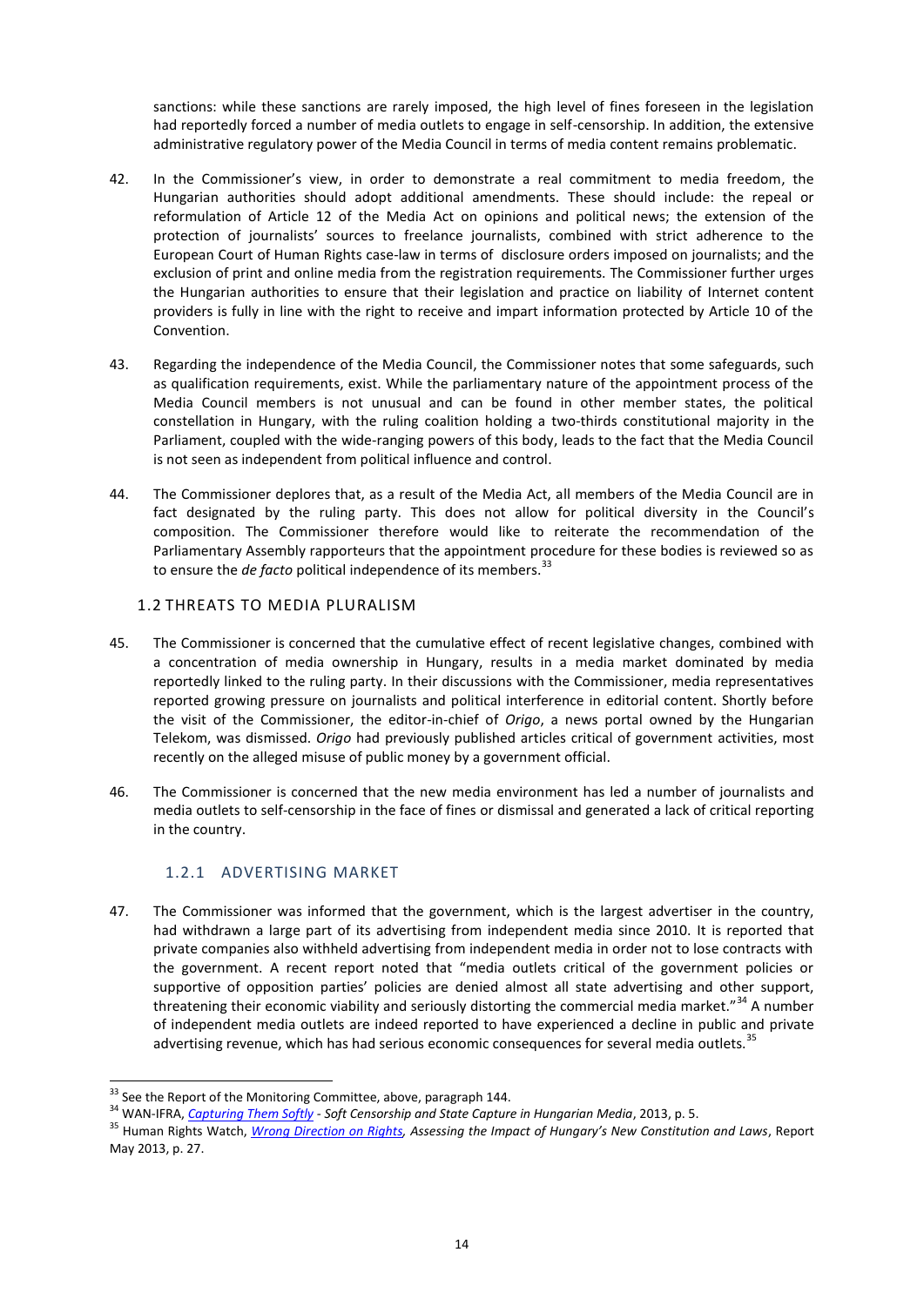sanctions: while these sanctions are rarely imposed, the high level of fines foreseen in the legislation had reportedly forced a number of media outlets to engage in self-censorship. In addition, the extensive administrative regulatory power of the Media Council in terms of media content remains problematic.

42. In the Commissioner's view, in order to demonstrate a real commitment to media freedom, the Hungarian authorities should adopt additional amendments. These should include: the repeal or reformulation of Article 12 of the Media Act on opinions and political news; the extension of the protection of journalists' sources to freelance journalists, combined with strict adherence to the European Court of Human Rights case-law in terms of disclosure orders imposed on journalists; and the exclusion of print and online media from the registration requirements. The Commissioner further urges the Hungarian authorities to ensure that their legislation and practice on liability of Internet content providers is fully in line with the right to receive and impart information protected by Article 10 of the Convention.

43. Regarding the independence of the Media Council, the Commissioner notes that some safeguards, such as qualification requirements, exist. While the parliamentary nature of the appointment process of the Media Council members is not unusual and can be found in other member states, the political constellation in Hungary, with the ruling coalition holding a two-thirds constitutional majority in the Parliament, coupled with the wide-ranging powers of this body, leads to the fact that the Media Council is not seen as independent from political influence and control.

44. The Commissioner deplores that, as a result of the Media Act, all members of the Media Council are in fact designated by the ruling party. This does not allow for political diversity in the Council's composition. The Commissioner therefore would like to reiterate the recommendation of the Parliamentary Assembly rapporteurs that the appointment procedure for these bodies is reviewed so as to ensure the *de facto* political independence of its members.[33]

## 1.2 THREATS TO MEDIA PLURALISM

45. The Commissioner is concerned that the cumulative effect of recent legislative changes, combined with a concentration of media ownership in Hungary, results in a media market dominated by media reportedly linked to the ruling party. In their discussions with the Commissioner, media representatives reported growing pressure on journalists and political interference in editorial content. Shortly before the visit of the Commissioner, the editor-in-chief of *Origo*, a news portal owned by the Hungarian Telekom, was dismissed. *Origo* had previously published articles critical of government activities, most recently on the alleged misuse of public money by a government official.

46. The Commissioner is concerned that the new media environment has led a number of journalists and media outlets to self-censorship in the face of fines or dismissal and generated a lack of critical reporting in the country.

### 1.2.1 ADVERTISING MARKET

47. The Commissioner was informed that the government, which is the largest advertiser in the country, had withdrawn a large part of its advertising from independent media since 2010. It is reported that private companies also withheld advertising from independent media in order not to lose contracts with the government. A recent report noted that "media outlets critical of the government policies or supportive of opposition parties' policies are denied almost all state advertising and other support, threatening their economic viability and seriously distorting the commercial media market."[34] A number of independent media outlets are indeed reported to have experienced a decline in public and private advertising revenue, which has had serious economic consequences for several media outlets.[35]

---

[33] See the Report of the Monitoring Committee, above, paragraph 144.

[34] WAN-IFRA, *Capturing Them Softly - Soft Censorship and State Capture in Hungarian Media*, 2013, p. 5.

[35] Human Rights Watch, *Wrong Direction on Rights, Assessing the Impact of Hungary's New Constitution and Laws*, Report May 2013, p. 27.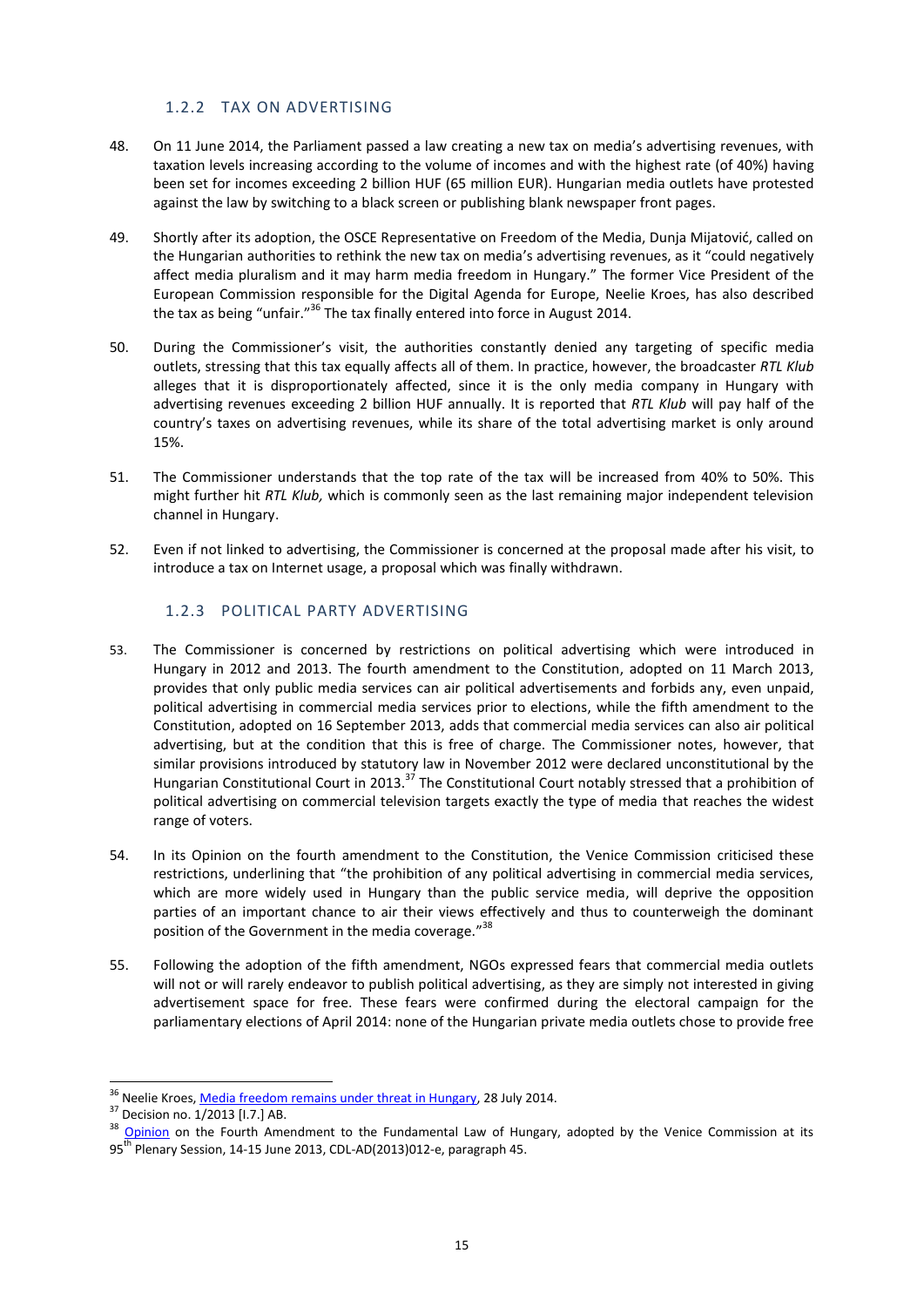### 1.2.2 TAX ON ADVERTISING

48. On 11 June 2014, the Parliament passed a law creating a new tax on media's advertising revenues, with taxation levels increasing according to the volume of incomes and with the highest rate (of 40%) having been set for incomes exceeding 2 billion HUF (65 million EUR). Hungarian media outlets have protested against the law by switching to a black screen or publishing blank newspaper front pages.

49. Shortly after its adoption, the OSCE Representative on Freedom of the Media, Dunja Mijatović, called on the Hungarian authorities to rethink the new tax on media's advertising revenues, as it "could negatively affect media pluralism and it may harm media freedom in Hungary." The former Vice President of the European Commission responsible for the Digital Agenda for Europe, Neelie Kroes, has also described the tax as being "unfair."[36] The tax finally entered into force in August 2014.

50. During the Commissioner's visit, the authorities constantly denied any targeting of specific media outlets, stressing that this tax equally affects all of them. In practice, however, the broadcaster *RTL Klub* alleges that it is disproportionately affected, since it is the only media company in Hungary with advertising revenues exceeding 2 billion HUF annually. It is reported that *RTL Klub* will pay half of the country's taxes on advertising revenues, while its share of the total advertising market is only around 15%.

51. The Commissioner understands that the top rate of the tax will be increased from 40% to 50%. This might further hit *RTL Klub,* which is commonly seen as the last remaining major independent television channel in Hungary.

52. Even if not linked to advertising, the Commissioner is concerned at the proposal made after his visit, to introduce a tax on Internet usage, a proposal which was finally withdrawn.

### 1.2.3 POLITICAL PARTY ADVERTISING

53. The Commissioner is concerned by restrictions on political advertising which were introduced in Hungary in 2012 and 2013. The fourth amendment to the Constitution, adopted on 11 March 2013, provides that only public media services can air political advertisements and forbids any, even unpaid, political advertising in commercial media services prior to elections, while the fifth amendment to the Constitution, adopted on 16 September 2013, adds that commercial media services can also air political advertising, but at the condition that this is free of charge. The Commissioner notes, however, that similar provisions introduced by statutory law in November 2012 were declared unconstitutional by the Hungarian Constitutional Court in 2013.[37] The Constitutional Court notably stressed that a prohibition of political advertising on commercial television targets exactly the type of media that reaches the widest range of voters.

54. In its Opinion on the fourth amendment to the Constitution, the Venice Commission criticised these restrictions, underlining that "the prohibition of any political advertising in commercial media services, which are more widely used in Hungary than the public service media, will deprive the opposition parties of an important chance to air their views effectively and thus to counterweigh the dominant position of the Government in the media coverage."[38]

55. Following the adoption of the fifth amendment, NGOs expressed fears that commercial media outlets will not or will rarely endeavor to publish political advertising, as they are simply not interested in giving advertisement space for free. These fears were confirmed during the electoral campaign for the parliamentary elections of April 2014: none of the Hungarian private media outlets chose to provide free

---

[36] Neelie Kroes, Media freedom remains under threat in Hungary, 28 July 2014.

[37] Decision no. 1/2013 [I.7.] AB.

[38] Opinion on the Fourth Amendment to the Fundamental Law of Hungary, adopted by the Venice Commission at its 95th Plenary Session, 14-15 June 2013, CDL-AD(2013)012-e, paragraph 45.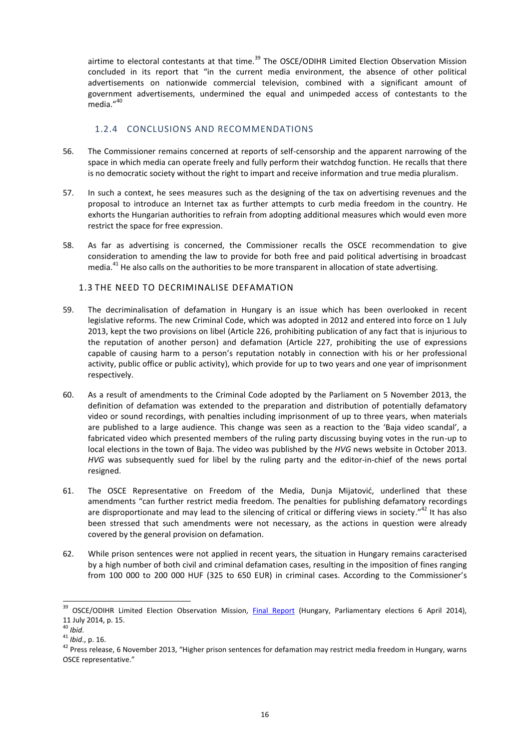airtime to electoral contestants at that time.[39] The OSCE/ODIHR Limited Election Observation Mission concluded in its report that "in the current media environment, the absence of other political advertisements on nationwide commercial television, combined with a significant amount of government advertisements, undermined the equal and unimpeded access of contestants to the media."[40]

### 1.2.4 CONCLUSIONS AND RECOMMENDATIONS

56. The Commissioner remains concerned at reports of self-censorship and the apparent narrowing of the space in which media can operate freely and fully perform their watchdog function. He recalls that there is no democratic society without the right to impart and receive information and true media pluralism.

57. In such a context, he sees measures such as the designing of the tax on advertising revenues and the proposal to introduce an Internet tax as further attempts to curb media freedom in the country. He exhorts the Hungarian authorities to refrain from adopting additional measures which would even more restrict the space for free expression.

58. As far as advertising is concerned, the Commissioner recalls the OSCE recommendation to give consideration to amending the law to provide for both free and paid political advertising in broadcast media.[41] He also calls on the authorities to be more transparent in allocation of state advertising.

## 1.3 THE NEED TO DECRIMINALISE DEFAMATION

59. The decriminalisation of defamation in Hungary is an issue which has been overlooked in recent legislative reforms. The new Criminal Code, which was adopted in 2012 and entered into force on 1 July 2013, kept the two provisions on libel (Article 226, prohibiting publication of any fact that is injurious to the reputation of another person) and defamation (Article 227, prohibiting the use of expressions capable of causing harm to a person's reputation notably in connection with his or her professional activity, public office or public activity), which provide for up to two years and one year of imprisonment respectively.

60. As a result of amendments to the Criminal Code adopted by the Parliament on 5 November 2013, the definition of defamation was extended to the preparation and distribution of potentially defamatory video or sound recordings, with penalties including imprisonment of up to three years, when materials are published to a large audience. This change was seen as a reaction to the 'Baja video scandal', a fabricated video which presented members of the ruling party discussing buying votes in the run-up to local elections in the town of Baja. The video was published by the *HVG* news website in October 2013. *HVG* was subsequently sued for libel by the ruling party and the editor-in-chief of the news portal resigned.

61. The OSCE Representative on Freedom of the Media, Dunja Mijatović, underlined that these amendments "can further restrict media freedom. The penalties for publishing defamatory recordings are disproportionate and may lead to the silencing of critical or differing views in society."[42] It has also been stressed that such amendments were not necessary, as the actions in question were already covered by the general provision on defamation.

62. While prison sentences were not applied in recent years, the situation in Hungary remains caracterised by a high number of both civil and criminal defamation cases, resulting in the imposition of fines ranging from 100 000 to 200 000 HUF (325 to 650 EUR) in criminal cases. According to the Commissioner's

---

[39] OSCE/ODIHR Limited Election Observation Mission, Final Report (Hungary, Parliamentary elections 6 April 2014), 11 July 2014, p. 15.

[40] *Ibid*.

[41] *Ibid*., p. 16.

[42] Press release, 6 November 2013, "Higher prison sentences for defamation may restrict media freedom in Hungary, warns OSCE representative."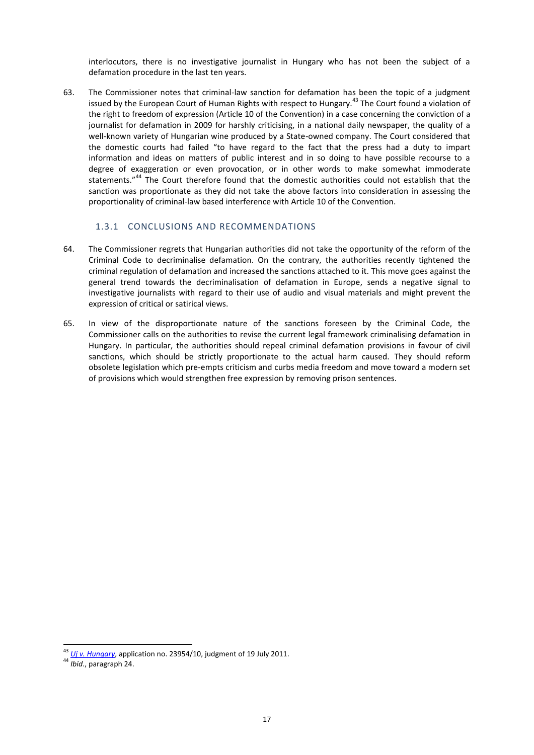interlocutors, there is no investigative journalist in Hungary who has not been the subject of a defamation procedure in the last ten years.

63. The Commissioner notes that criminal-law sanction for defamation has been the topic of a judgment issued by the European Court of Human Rights with respect to Hungary.[43] The Court found a violation of the right to freedom of expression (Article 10 of the Convention) in a case concerning the conviction of a journalist for defamation in 2009 for harshly criticising, in a national daily newspaper, the quality of a well-known variety of Hungarian wine produced by a State-owned company. The Court considered that the domestic courts had failed "to have regard to the fact that the press had a duty to impart information and ideas on matters of public interest and in so doing to have possible recourse to a degree of exaggeration or even provocation, or in other words to make somewhat immoderate statements."[44] The Court therefore found that the domestic authorities could not establish that the sanction was proportionate as they did not take the above factors into consideration in assessing the proportionality of criminal-law based interference with Article 10 of the Convention.

### 1.3.1 CONCLUSIONS AND RECOMMENDATIONS

64. The Commissioner regrets that Hungarian authorities did not take the opportunity of the reform of the Criminal Code to decriminalise defamation. On the contrary, the authorities recently tightened the criminal regulation of defamation and increased the sanctions attached to it. This move goes against the general trend towards the decriminalisation of defamation in Europe, sends a negative signal to investigative journalists with regard to their use of audio and visual materials and might prevent the expression of critical or satirical views.

65. In view of the disproportionate nature of the sanctions foreseen by the Criminal Code, the Commissioner calls on the authorities to revise the current legal framework criminalising defamation in Hungary. In particular, the authorities should repeal criminal defamation provisions in favour of civil sanctions, which should be strictly proportionate to the actual harm caused. They should reform obsolete legislation which pre-empts criticism and curbs media freedom and move toward a modern set of provisions which would strengthen free expression by removing prison sentences.

---

[43] *Uj v. Hungary*, application no. 23954/10, judgment of 19 July 2011.

[44] *Ibid*., paragraph 24.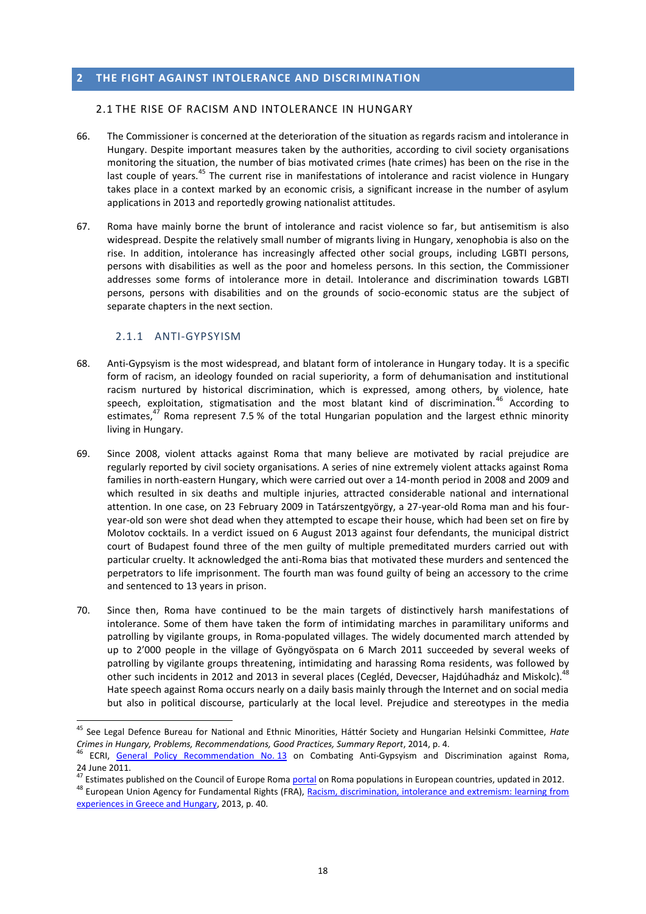## 2 THE FIGHT AGAINST INTOLERANCE AND DISCRIMINATION

### 2.1 THE RISE OF RACISM AND INTOLERANCE IN HUNGARY

66. The Commissioner is concerned at the deterioration of the situation as regards racism and intolerance in Hungary. Despite important measures taken by the authorities, according to civil society organisations monitoring the situation, the number of bias motivated crimes (hate crimes) has been on the rise in the last couple of years.[45] The current rise in manifestations of intolerance and racist violence in Hungary takes place in a context marked by an economic crisis, a significant increase in the number of asylum applications in 2013 and reportedly growing nationalist attitudes.

67. Roma have mainly borne the brunt of intolerance and racist violence so far, but antisemitism is also widespread. Despite the relatively small number of migrants living in Hungary, xenophobia is also on the rise. In addition, intolerance has increasingly affected other social groups, including LGBTI persons, persons with disabilities as well as the poor and homeless persons. In this section, the Commissioner addresses some forms of intolerance more in detail. Intolerance and discrimination towards LGBTI persons, persons with disabilities and on the grounds of socio-economic status are the subject of separate chapters in the next section.

#### 2.1.1 ANTI-GYPSYISM

68. Anti-Gypsyism is the most widespread, and blatant form of intolerance in Hungary today. It is a specific form of racism, an ideology founded on racial superiority, a form of dehumanisation and institutional racism nurtured by historical discrimination, which is expressed, among others, by violence, hate speech, exploitation, stigmatisation and the most blatant kind of discrimination.[46] According to estimates,[47] Roma represent 7.5 % of the total Hungarian population and the largest ethnic minority living in Hungary.

69. Since 2008, violent attacks against Roma that many believe are motivated by racial prejudice are regularly reported by civil society organisations. A series of nine extremely violent attacks against Roma families in north-eastern Hungary, which were carried out over a 14-month period in 2008 and 2009 and which resulted in six deaths and multiple injuries, attracted considerable national and international attention. In one case, on 23 February 2009 in Tatárszentgyörgy, a 27-year-old Roma man and his four-year-old son were shot dead when they attempted to escape their house, which had been set on fire by Molotov cocktails. In a verdict issued on 6 August 2013 against four defendants, the municipal district court of Budapest found three of the men guilty of multiple premeditated murders carried out with particular cruelty. It acknowledged the anti-Roma bias that motivated these murders and sentenced the perpetrators to life imprisonment. The fourth man was found guilty of being an accessory to the crime and sentenced to 13 years in prison.

70. Since then, Roma have continued to be the main targets of distinctively harsh manifestations of intolerance. Some of them have taken the form of intimidating marches in paramilitary uniforms and patrolling by vigilante groups, in Roma-populated villages. The widely documented march attended by up to 2'000 people in the village of Gyöngyöspata on 6 March 2011 succeeded by several weeks of patrolling by vigilante groups threatening, intimidating and harassing Roma residents, was followed by other such incidents in 2012 and 2013 in several places (Cegléd, Devecser, Hajdúhadház and Miskolc).[48] Hate speech against Roma occurs nearly on a daily basis mainly through the Internet and on social media but also in political discourse, particularly at the local level. Prejudice and stereotypes in the media

---

[45] See Legal Defence Bureau for National and Ethnic Minorities, Háttér Society and Hungarian Helsinki Committee, *Hate Crimes in Hungary, Problems, Recommendations, Good Practices, Summary Report*, 2014, p. 4.

[46] ECRI, General Policy Recommendation No. 13 on Combating Anti-Gypsyism and Discrimination against Roma, 24 June 2011.

[47] Estimates published on the Council of Europe Roma portal on Roma populations in European countries, updated in 2012.

[48] European Union Agency for Fundamental Rights (FRA), Racism, discrimination, intolerance and extremism: learning from experiences in Greece and Hungary, 2013, p. 40.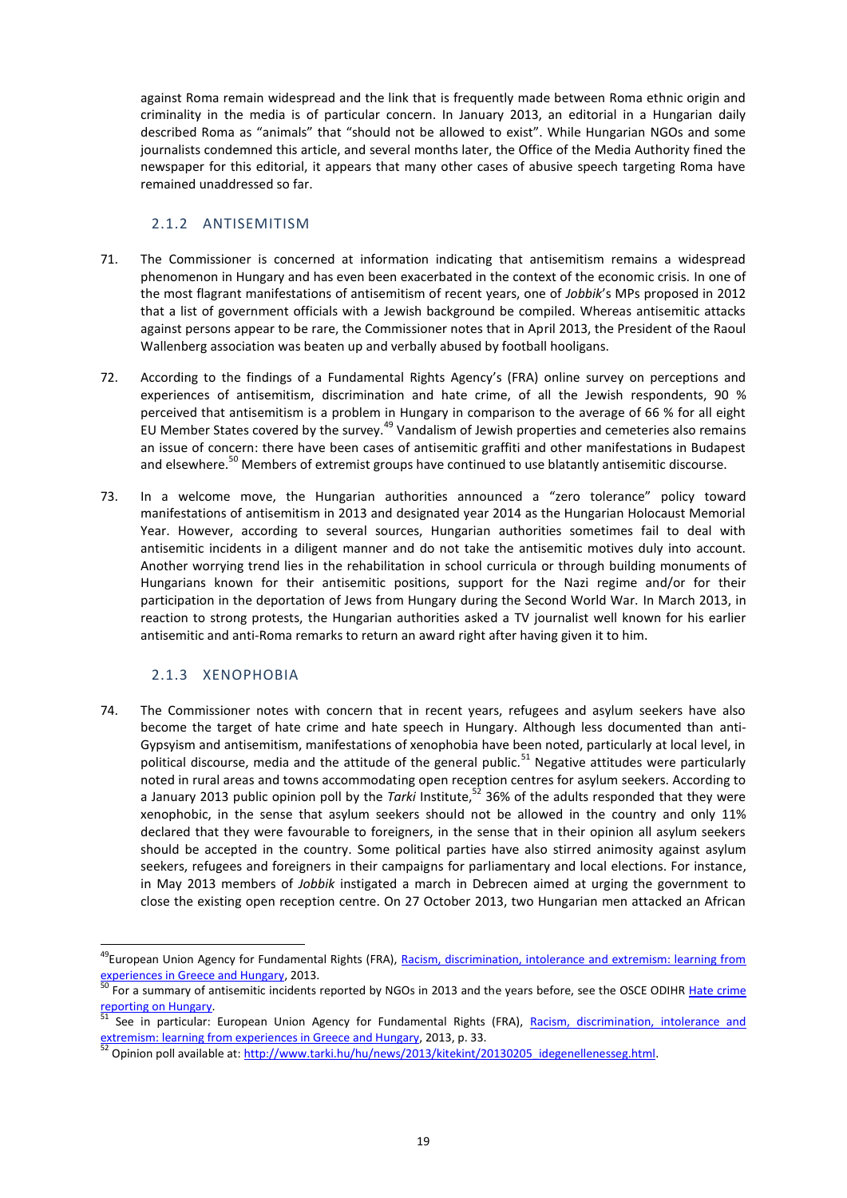against Roma remain widespread and the link that is frequently made between Roma ethnic origin and criminality in the media is of particular concern. In January 2013, an editorial in a Hungarian daily described Roma as "animals" that "should not be allowed to exist". While Hungarian NGOs and some journalists condemned this article, and several months later, the Office of the Media Authority fined the newspaper for this editorial, it appears that many other cases of abusive speech targeting Roma have remained unaddressed so far.

### 2.1.2 ANTISEMITISM

71. The Commissioner is concerned at information indicating that antisemitism remains a widespread phenomenon in Hungary and has even been exacerbated in the context of the economic crisis. In one of the most flagrant manifestations of antisemitism of recent years, one of *Jobbik*'s MPs proposed in 2012 that a list of government officials with a Jewish background be compiled. Whereas antisemitic attacks against persons appear to be rare, the Commissioner notes that in April 2013, the President of the Raoul Wallenberg association was beaten up and verbally abused by football hooligans.

72. According to the findings of a Fundamental Rights Agency's (FRA) online survey on perceptions and experiences of antisemitism, discrimination and hate crime, of all the Jewish respondents, 90 % perceived that antisemitism is a problem in Hungary in comparison to the average of 66 % for all eight EU Member States covered by the survey.[49] Vandalism of Jewish properties and cemeteries also remains an issue of concern: there have been cases of antisemitic graffiti and other manifestations in Budapest and elsewhere.[50] Members of extremist groups have continued to use blatantly antisemitic discourse.

73. In a welcome move, the Hungarian authorities announced a "zero tolerance" policy toward manifestations of antisemitism in 2013 and designated year 2014 as the Hungarian Holocaust Memorial Year. However, according to several sources, Hungarian authorities sometimes fail to deal with antisemitic incidents in a diligent manner and do not take the antisemitic motives duly into account. Another worrying trend lies in the rehabilitation in school curricula or through building monuments of Hungarians known for their antisemitic positions, support for the Nazi regime and/or for their participation in the deportation of Jews from Hungary during the Second World War. In March 2013, in reaction to strong protests, the Hungarian authorities asked a TV journalist well known for his earlier antisemitic and anti-Roma remarks to return an award right after having given it to him.

### 2.1.3 XENOPHOBIA

74. The Commissioner notes with concern that in recent years, refugees and asylum seekers have also become the target of hate crime and hate speech in Hungary. Although less documented than anti-Gypsyism and antisemitism, manifestations of xenophobia have been noted, particularly at local level, in political discourse, media and the attitude of the general public.[51] Negative attitudes were particularly noted in rural areas and towns accommodating open reception centres for asylum seekers. According to a January 2013 public opinion poll by the *Tarki* Institute,[52] 36% of the adults responded that they were xenophobic, in the sense that asylum seekers should not be allowed in the country and only 11% declared that they were favourable to foreigners, in the sense that in their opinion all asylum seekers should be accepted in the country. Some political parties have also stirred animosity against asylum seekers, refugees and foreigners in their campaigns for parliamentary and local elections. For instance, in May 2013 members of *Jobbik* instigated a march in Debrecen aimed at urging the government to close the existing open reception centre. On 27 October 2013, two Hungarian men attacked an African

---

[49] European Union Agency for Fundamental Rights (FRA), Racism, discrimination, intolerance and extremism: learning from experiences in Greece and Hungary, 2013.

[50] For a summary of antisemitic incidents reported by NGOs in 2013 and the years before, see the OSCE ODIHR Hate crime reporting on Hungary.

[51] See in particular: European Union Agency for Fundamental Rights (FRA), Racism, discrimination, intolerance and extremism: learning from experiences in Greece and Hungary, 2013, p. 33.

[52] Opinion poll available at: http://www.tarki.hu/hu/news/2013/kitekint/20130205_idegenellenesseg.html.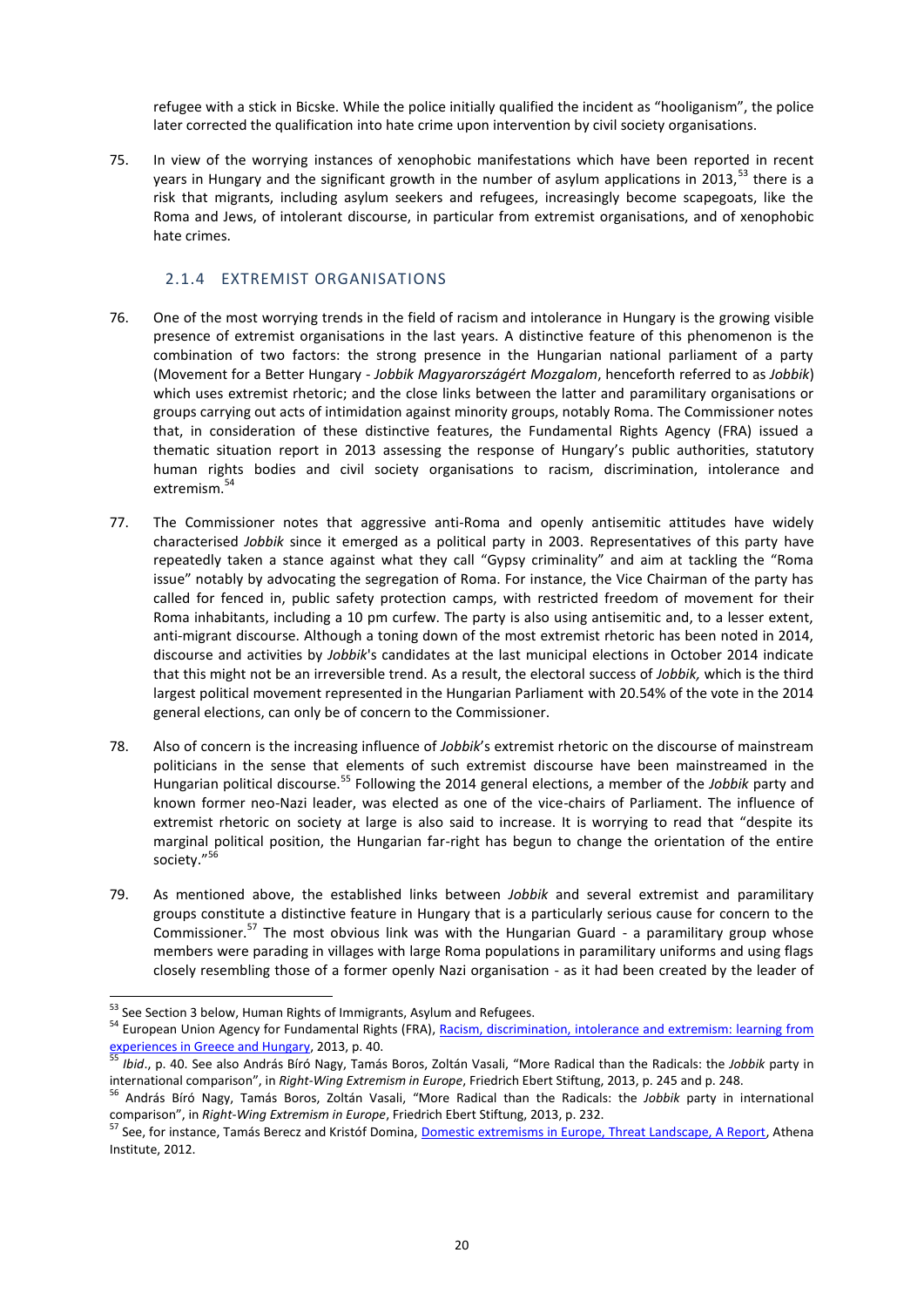refugee with a stick in Bicske. While the police initially qualified the incident as "hooliganism", the police later corrected the qualification into hate crime upon intervention by civil society organisations.

75. In view of the worrying instances of xenophobic manifestations which have been reported in recent years in Hungary and the significant growth in the number of asylum applications in 2013,[53] there is a risk that migrants, including asylum seekers and refugees, increasingly become scapegoats, like the Roma and Jews, of intolerant discourse, in particular from extremist organisations, and of xenophobic hate crimes.

### 2.1.4 EXTREMIST ORGANISATIONS

76. One of the most worrying trends in the field of racism and intolerance in Hungary is the growing visible presence of extremist organisations in the last years. A distinctive feature of this phenomenon is the combination of two factors: the strong presence in the Hungarian national parliament of a party (Movement for a Better Hungary - *Jobbik Magyarországért Mozgalom*, henceforth referred to as *Jobbik*) which uses extremist rhetoric; and the close links between the latter and paramilitary organisations or groups carrying out acts of intimidation against minority groups, notably Roma. The Commissioner notes that, in consideration of these distinctive features, the Fundamental Rights Agency (FRA) issued a thematic situation report in 2013 assessing the response of Hungary's public authorities, statutory human rights bodies and civil society organisations to racism, discrimination, intolerance and extremism.[54]

77. The Commissioner notes that aggressive anti-Roma and openly antisemitic attitudes have widely characterised *Jobbik* since it emerged as a political party in 2003. Representatives of this party have repeatedly taken a stance against what they call "Gypsy criminality" and aim at tackling the "Roma issue" notably by advocating the segregation of Roma. For instance, the Vice Chairman of the party has called for fenced in, public safety protection camps, with restricted freedom of movement for their Roma inhabitants, including a 10 pm curfew. The party is also using antisemitic and, to a lesser extent, anti-migrant discourse. Although a toning down of the most extremist rhetoric has been noted in 2014, discourse and activities by *Jobbik*'s candidates at the last municipal elections in October 2014 indicate that this might not be an irreversible trend. As a result, the electoral success of *Jobbik,* which is the third largest political movement represented in the Hungarian Parliament with 20.54% of the vote in the 2014 general elections, can only be of concern to the Commissioner.

78. Also of concern is the increasing influence of *Jobbik*'s extremist rhetoric on the discourse of mainstream politicians in the sense that elements of such extremist discourse have been mainstreamed in the Hungarian political discourse.[55] Following the 2014 general elections, a member of the *Jobbik* party and known former neo-Nazi leader, was elected as one of the vice-chairs of Parliament. The influence of extremist rhetoric on society at large is also said to increase. It is worrying to read that "despite its marginal political position, the Hungarian far-right has begun to change the orientation of the entire society."[56]

79. As mentioned above, the established links between *Jobbik* and several extremist and paramilitary groups constitute a distinctive feature in Hungary that is a particularly serious cause for concern to the Commissioner.[57] The most obvious link was with the Hungarian Guard - a paramilitary group whose members were parading in villages with large Roma populations in paramilitary uniforms and using flags closely resembling those of a former openly Nazi organisation - as it had been created by the leader of

---

[53] See Section 3 below, Human Rights of Immigrants, Asylum and Refugees.

[54] European Union Agency for Fundamental Rights (FRA), Racism, discrimination, intolerance and extremism: learning from experiences in Greece and Hungary, 2013, p. 40.

[55] *Ibid*., p. 40. See also András Bíró Nagy, Tamás Boros, Zoltán Vasali, "More Radical than the Radicals: the *Jobbik* party in international comparison", in *Right-Wing Extremism in Europe*, Friedrich Ebert Stiftung, 2013, p. 245 and p. 248.

[56] András Bíró Nagy, Tamás Boros, Zoltán Vasali, "More Radical than the Radicals: the *Jobbik* party in international comparison", in *Right-Wing Extremism in Europe*, Friedrich Ebert Stiftung, 2013, p. 232.

[57] See, for instance, Tamás Berecz and Kristóf Domina, Domestic extremisms in Europe, Threat Landscape, A Report, Athena Institute, 2012.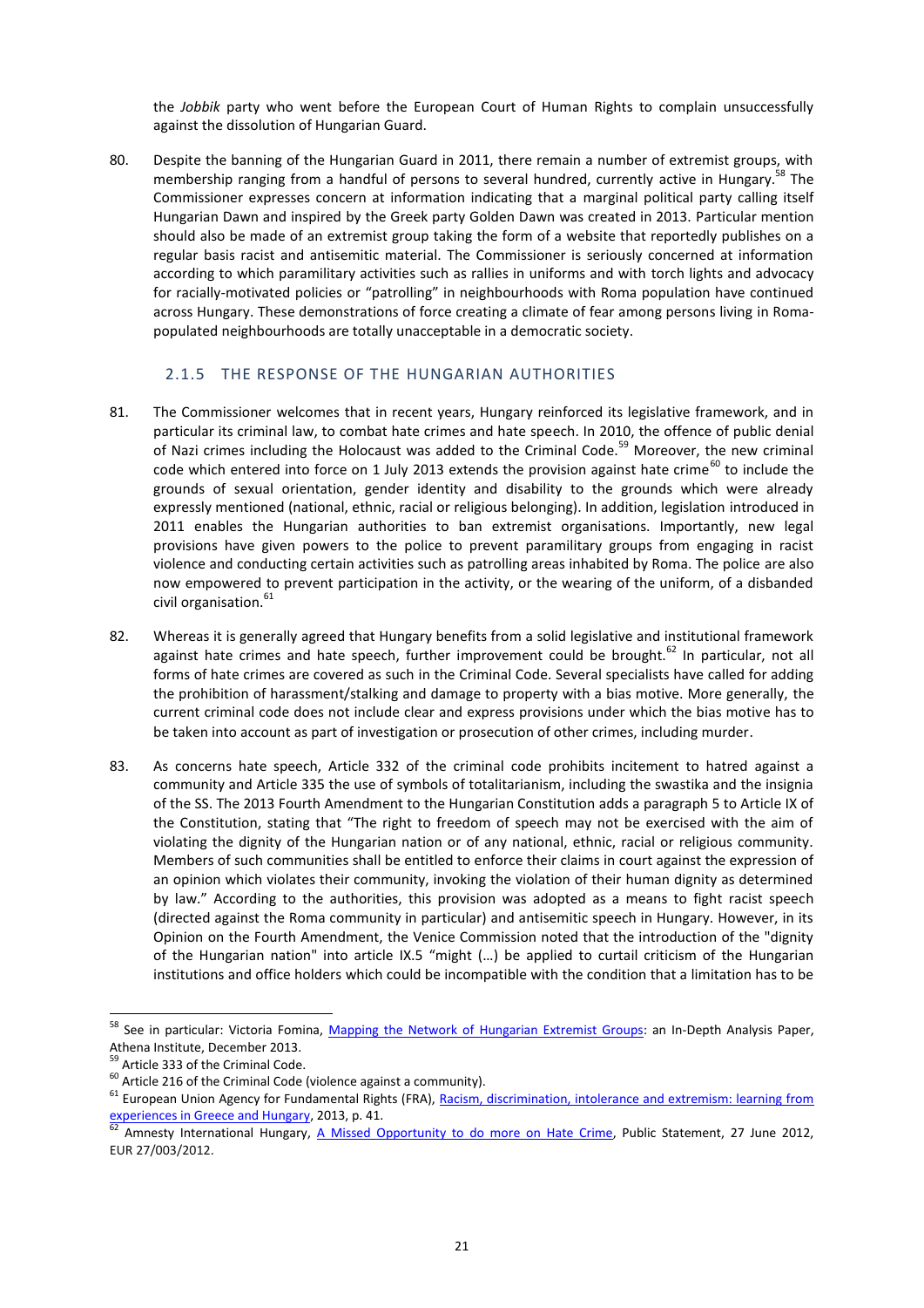the *Jobbik* party who went before the European Court of Human Rights to complain unsuccessfully against the dissolution of Hungarian Guard.

80. Despite the banning of the Hungarian Guard in 2011, there remain a number of extremist groups, with membership ranging from a handful of persons to several hundred, currently active in Hungary.[58] The Commissioner expresses concern at information indicating that a marginal political party calling itself Hungarian Dawn and inspired by the Greek party Golden Dawn was created in 2013. Particular mention should also be made of an extremist group taking the form of a website that reportedly publishes on a regular basis racist and antisemitic material. The Commissioner is seriously concerned at information according to which paramilitary activities such as rallies in uniforms and with torch lights and advocacy for racially-motivated policies or "patrolling" in neighbourhoods with Roma population have continued across Hungary. These demonstrations of force creating a climate of fear among persons living in Roma-populated neighbourhoods are totally unacceptable in a democratic society.

### 2.1.5 THE RESPONSE OF THE HUNGARIAN AUTHORITIES

81. The Commissioner welcomes that in recent years, Hungary reinforced its legislative framework, and in particular its criminal law, to combat hate crimes and hate speech. In 2010, the offence of public denial of Nazi crimes including the Holocaust was added to the Criminal Code.[59] Moreover, the new criminal code which entered into force on 1 July 2013 extends the provision against hate crime[60] to include the grounds of sexual orientation, gender identity and disability to the grounds which were already expressly mentioned (national, ethnic, racial or religious belonging). In addition, legislation introduced in 2011 enables the Hungarian authorities to ban extremist organisations. Importantly, new legal provisions have given powers to the police to prevent paramilitary groups from engaging in racist violence and conducting certain activities such as patrolling areas inhabited by Roma. The police are also now empowered to prevent participation in the activity, or the wearing of the uniform, of a disbanded civil organisation.[61]

82. Whereas it is generally agreed that Hungary benefits from a solid legislative and institutional framework against hate crimes and hate speech, further improvement could be brought.[62] In particular, not all forms of hate crimes are covered as such in the Criminal Code. Several specialists have called for adding the prohibition of harassment/stalking and damage to property with a bias motive. More generally, the current criminal code does not include clear and express provisions under which the bias motive has to be taken into account as part of investigation or prosecution of other crimes, including murder.

83. As concerns hate speech, Article 332 of the criminal code prohibits incitement to hatred against a community and Article 335 the use of symbols of totalitarianism, including the swastika and the insignia of the SS. The 2013 Fourth Amendment to the Hungarian Constitution adds a paragraph 5 to Article IX of the Constitution, stating that "The right to freedom of speech may not be exercised with the aim of violating the dignity of the Hungarian nation or of any national, ethnic, racial or religious community. Members of such communities shall be entitled to enforce their claims in court against the expression of an opinion which violates their community, invoking the violation of their human dignity as determined by law." According to the authorities, this provision was adopted as a means to fight racist speech (directed against the Roma community in particular) and antisemitic speech in Hungary. However, in its Opinion on the Fourth Amendment, the Venice Commission noted that the introduction of the "dignity of the Hungarian nation" into article IX.5 "might (…) be applied to curtail criticism of the Hungarian institutions and office holders which could be incompatible with the condition that a limitation has to be

---

[58] See in particular: Victoria Fomina, Mapping the Network of Hungarian Extremist Groups: an In-Depth Analysis Paper, Athena Institute, December 2013.

[59] Article 333 of the Criminal Code.

[60] Article 216 of the Criminal Code (violence against a community).

[61] European Union Agency for Fundamental Rights (FRA), Racism, discrimination, intolerance and extremism: learning from experiences in Greece and Hungary, 2013, p. 41.

[62] Amnesty International Hungary, A Missed Opportunity to do more on Hate Crime, Public Statement, 27 June 2012, EUR 27/003/2012.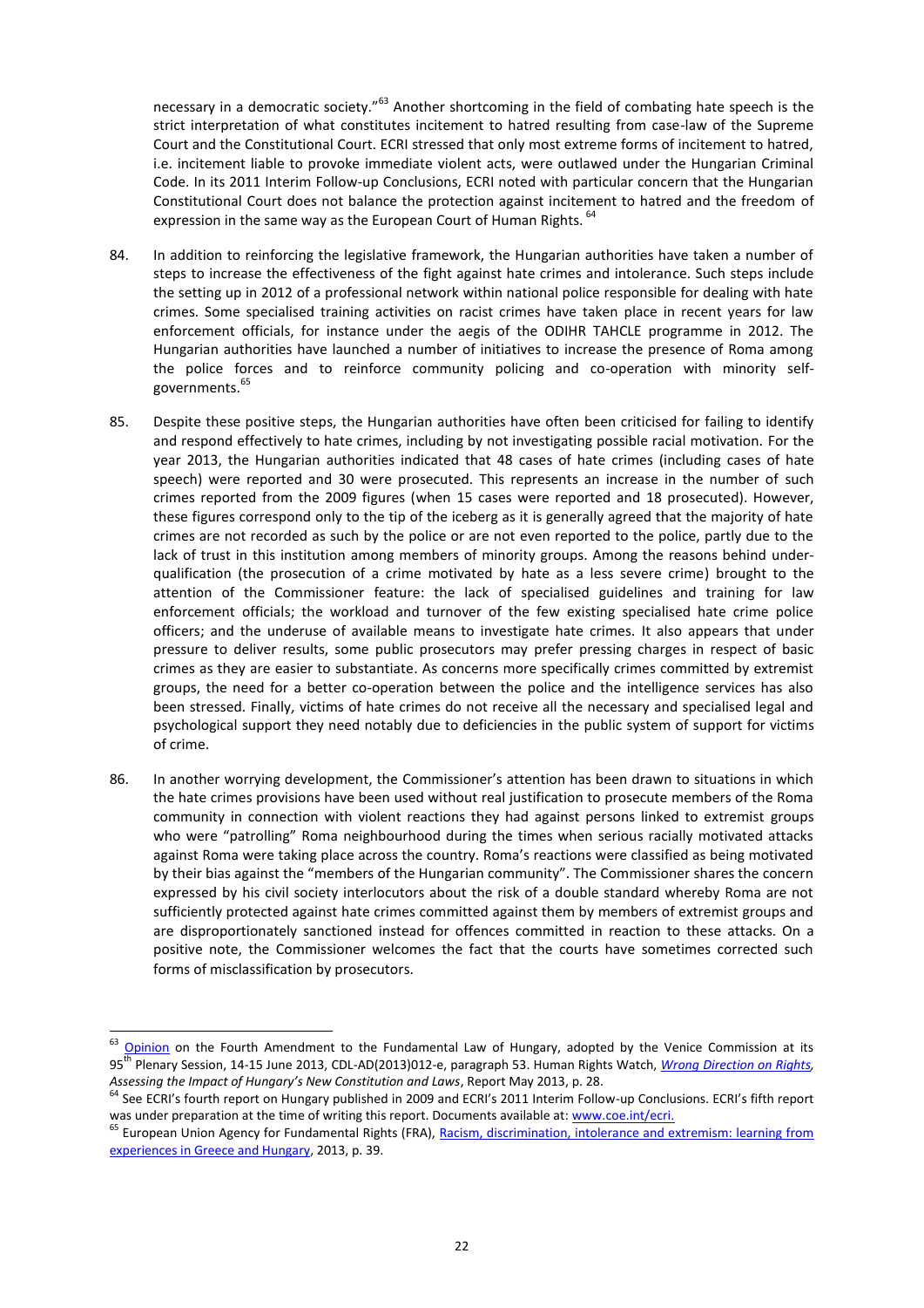necessary in a democratic society."[63] Another shortcoming in the field of combating hate speech is the strict interpretation of what constitutes incitement to hatred resulting from case-law of the Supreme Court and the Constitutional Court. ECRI stressed that only most extreme forms of incitement to hatred, i.e. incitement liable to provoke immediate violent acts, were outlawed under the Hungarian Criminal Code. In its 2011 Interim Follow-up Conclusions, ECRI noted with particular concern that the Hungarian Constitutional Court does not balance the protection against incitement to hatred and the freedom of expression in the same way as the European Court of Human Rights. [64]

84. In addition to reinforcing the legislative framework, the Hungarian authorities have taken a number of steps to increase the effectiveness of the fight against hate crimes and intolerance. Such steps include the setting up in 2012 of a professional network within national police responsible for dealing with hate crimes. Some specialised training activities on racist crimes have taken place in recent years for law enforcement officials, for instance under the aegis of the ODIHR TAHCLE programme in 2012. The Hungarian authorities have launched a number of initiatives to increase the presence of Roma among the police forces and to reinforce community policing and co-operation with minority self-governments.[65]

85. Despite these positive steps, the Hungarian authorities have often been criticised for failing to identify and respond effectively to hate crimes, including by not investigating possible racial motivation. For the year 2013, the Hungarian authorities indicated that 48 cases of hate crimes (including cases of hate speech) were reported and 30 were prosecuted. This represents an increase in the number of such crimes reported from the 2009 figures (when 15 cases were reported and 18 prosecuted). However, these figures correspond only to the tip of the iceberg as it is generally agreed that the majority of hate crimes are not recorded as such by the police or are not even reported to the police, partly due to the lack of trust in this institution among members of minority groups. Among the reasons behind under-qualification (the prosecution of a crime motivated by hate as a less severe crime) brought to the attention of the Commissioner feature: the lack of specialised guidelines and training for law enforcement officials; the workload and turnover of the few existing specialised hate crime police officers; and the underuse of available means to investigate hate crimes. It also appears that under pressure to deliver results, some public prosecutors may prefer pressing charges in respect of basic crimes as they are easier to substantiate. As concerns more specifically crimes committed by extremist groups, the need for a better co-operation between the police and the intelligence services has also been stressed. Finally, victims of hate crimes do not receive all the necessary and specialised legal and psychological support they need notably due to deficiencies in the public system of support for victims of crime.

86. In another worrying development, the Commissioner's attention has been drawn to situations in which the hate crimes provisions have been used without real justification to prosecute members of the Roma community in connection with violent reactions they had against persons linked to extremist groups who were "patrolling" Roma neighbourhood during the times when serious racially motivated attacks against Roma were taking place across the country. Roma's reactions were classified as being motivated by their bias against the "members of the Hungarian community". The Commissioner shares the concern expressed by his civil society interlocutors about the risk of a double standard whereby Roma are not sufficiently protected against hate crimes committed against them by members of extremist groups and are disproportionately sanctioned instead for offences committed in reaction to these attacks. On a positive note, the Commissioner welcomes the fact that the courts have sometimes corrected such forms of misclassification by prosecutors.

---

[63] Opinion on the Fourth Amendment to the Fundamental Law of Hungary, adopted by the Venice Commission at its 95th Plenary Session, 14-15 June 2013, CDL-AD(2013)012-e, paragraph 53. Human Rights Watch, *Wrong Direction on Rights, Assessing the Impact of Hungary's New Constitution and Laws*, Report May 2013, p. 28.

[64] See ECRI's fourth report on Hungary published in 2009 and ECRI's 2011 Interim Follow-up Conclusions. ECRI's fifth report was under preparation at the time of writing this report. Documents available at: www.coe.int/ecri.

[65] European Union Agency for Fundamental Rights (FRA), Racism, discrimination, intolerance and extremism: learning from experiences in Greece and Hungary, 2013, p. 39.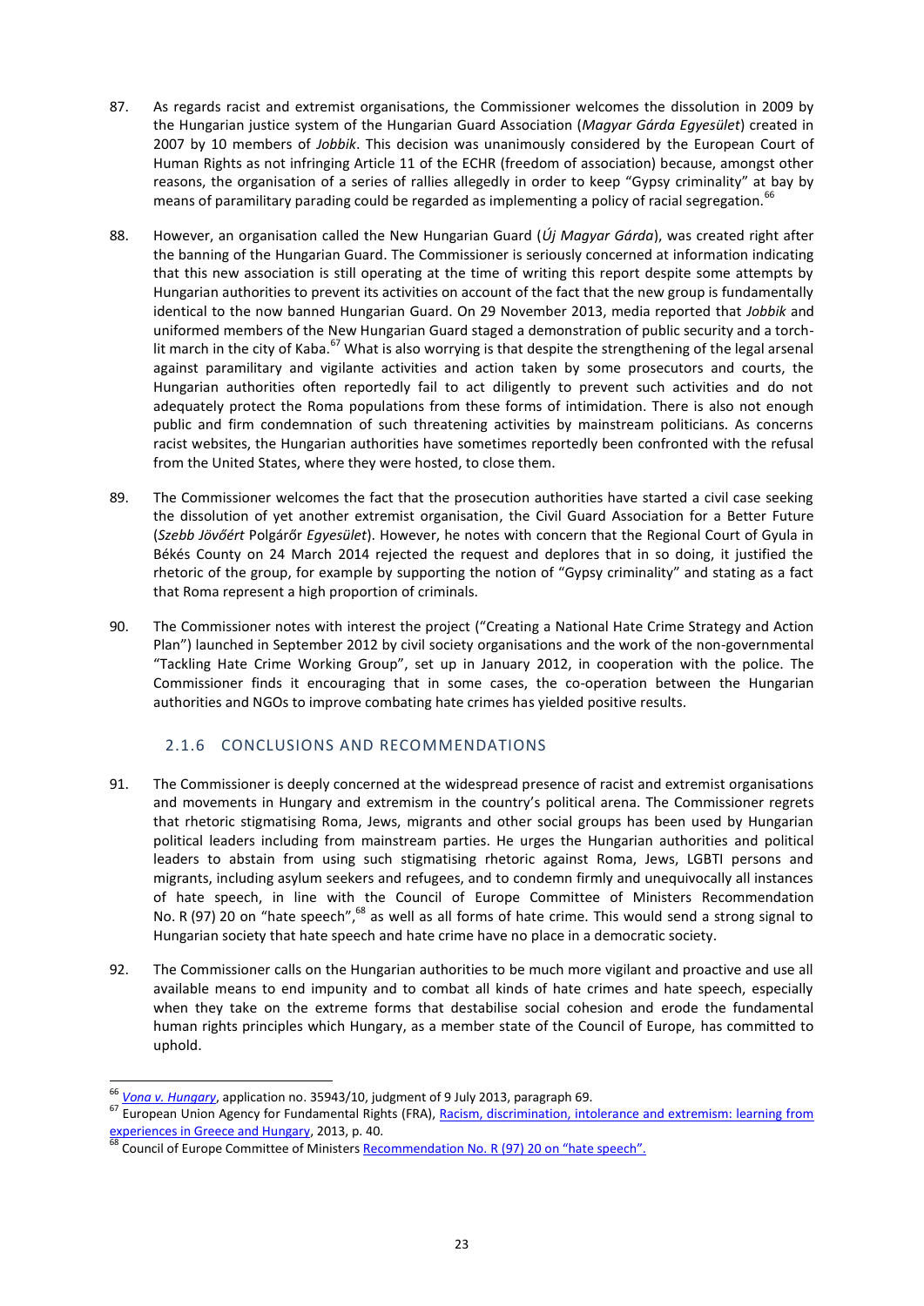87. As regards racist and extremist organisations, the Commissioner welcomes the dissolution in 2009 by the Hungarian justice system of the Hungarian Guard Association (*Magyar Gárda Egyesület*) created in 2007 by 10 members of *Jobbik*. This decision was unanimously considered by the European Court of Human Rights as not infringing Article 11 of the ECHR (freedom of association) because, amongst other reasons, the organisation of a series of rallies allegedly in order to keep "Gypsy criminality" at bay by means of paramilitary parading could be regarded as implementing a policy of racial segregation.[66]

88. However, an organisation called the New Hungarian Guard (*Új Magyar Gárda*), was created right after the banning of the Hungarian Guard. The Commissioner is seriously concerned at information indicating that this new association is still operating at the time of writing this report despite some attempts by Hungarian authorities to prevent its activities on account of the fact that the new group is fundamentally identical to the now banned Hungarian Guard. On 29 November 2013, media reported that *Jobbik* and uniformed members of the New Hungarian Guard staged a demonstration of public security and a torch-lit march in the city of Kaba.[67] What is also worrying is that despite the strengthening of the legal arsenal against paramilitary and vigilante activities and action taken by some prosecutors and courts, the Hungarian authorities often reportedly fail to act diligently to prevent such activities and do not adequately protect the Roma populations from these forms of intimidation. There is also not enough public and firm condemnation of such threatening activities by mainstream politicians. As concerns racist websites, the Hungarian authorities have sometimes reportedly been confronted with the refusal from the United States, where they were hosted, to close them.

89. The Commissioner welcomes the fact that the prosecution authorities have started a civil case seeking the dissolution of yet another extremist organisation, the Civil Guard Association for a Better Future (*Szebb Jövőért* Polgárőr *Egyesület*). However, he notes with concern that the Regional Court of Gyula in Békés County on 24 March 2014 rejected the request and deplores that in so doing, it justified the rhetoric of the group, for example by supporting the notion of "Gypsy criminality" and stating as a fact that Roma represent a high proportion of criminals.

90. The Commissioner notes with interest the project ("Creating a National Hate Crime Strategy and Action Plan") launched in September 2012 by civil society organisations and the work of the non-governmental "Tackling Hate Crime Working Group", set up in January 2012, in cooperation with the police. The Commissioner finds it encouraging that in some cases, the co-operation between the Hungarian authorities and NGOs to improve combating hate crimes has yielded positive results.

### 2.1.6 CONCLUSIONS AND RECOMMENDATIONS

91. The Commissioner is deeply concerned at the widespread presence of racist and extremist organisations and movements in Hungary and extremism in the country's political arena. The Commissioner regrets that rhetoric stigmatising Roma, Jews, migrants and other social groups has been used by Hungarian political leaders including from mainstream parties. He urges the Hungarian authorities and political leaders to abstain from using such stigmatising rhetoric against Roma, Jews, LGBTI persons and migrants, including asylum seekers and refugees, and to condemn firmly and unequivocally all instances of hate speech, in line with the Council of Europe Committee of Ministers Recommendation No. R (97) 20 on "hate speech",[68] as well as all forms of hate crime. This would send a strong signal to Hungarian society that hate speech and hate crime have no place in a democratic society.

92. The Commissioner calls on the Hungarian authorities to be much more vigilant and proactive and use all available means to end impunity and to combat all kinds of hate crimes and hate speech, especially when they take on the extreme forms that destabilise social cohesion and erode the fundamental human rights principles which Hungary, as a member state of the Council of Europe, has committed to uphold.

---

[66] *Vona v. Hungary*, application no. 35943/10, judgment of 9 July 2013, paragraph 69.

[67] European Union Agency for Fundamental Rights (FRA), Racism, discrimination, intolerance and extremism: learning from experiences in Greece and Hungary, 2013, p. 40.

[68] Council of Europe Committee of Ministers Recommendation No. R (97) 20 on "hate speech".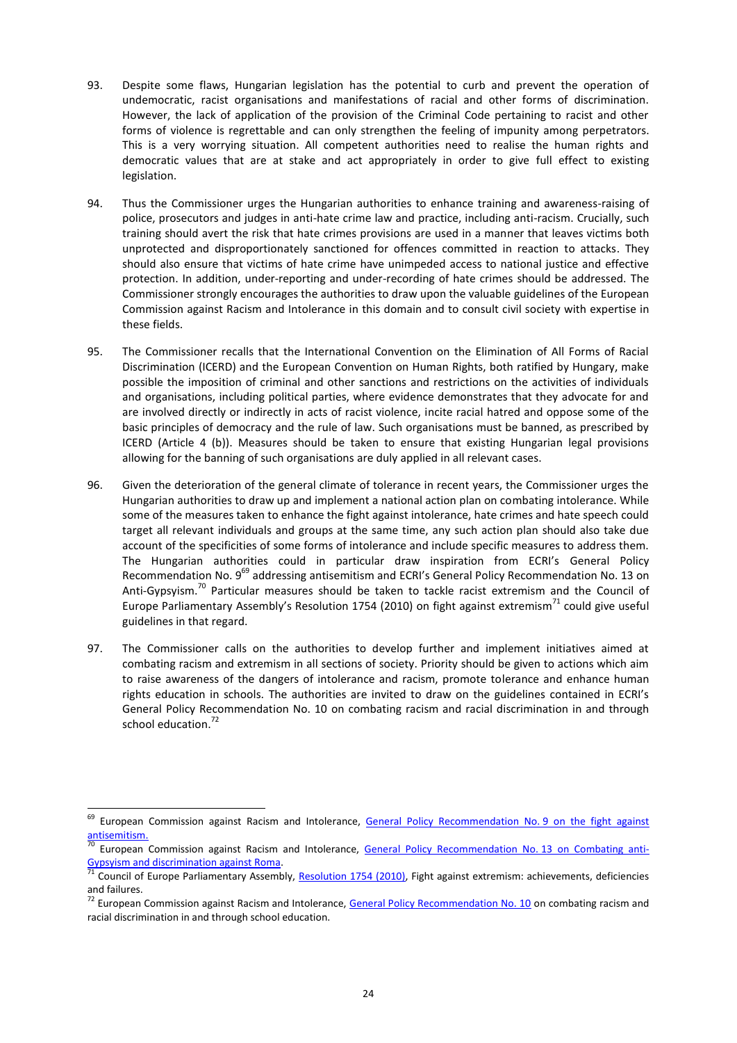93. Despite some flaws, Hungarian legislation has the potential to curb and prevent the operation of undemocratic, racist organisations and manifestations of racial and other forms of discrimination. However, the lack of application of the provision of the Criminal Code pertaining to racist and other forms of violence is regrettable and can only strengthen the feeling of impunity among perpetrators. This is a very worrying situation. All competent authorities need to realise the human rights and democratic values that are at stake and act appropriately in order to give full effect to existing legislation.

94. Thus the Commissioner urges the Hungarian authorities to enhance training and awareness-raising of police, prosecutors and judges in anti-hate crime law and practice, including anti-racism. Crucially, such training should avert the risk that hate crimes provisions are used in a manner that leaves victims both unprotected and disproportionately sanctioned for offences committed in reaction to attacks. They should also ensure that victims of hate crime have unimpeded access to national justice and effective protection. In addition, under-reporting and under-recording of hate crimes should be addressed. The Commissioner strongly encourages the authorities to draw upon the valuable guidelines of the European Commission against Racism and Intolerance in this domain and to consult civil society with expertise in these fields.

95. The Commissioner recalls that the International Convention on the Elimination of All Forms of Racial Discrimination (ICERD) and the European Convention on Human Rights, both ratified by Hungary, make possible the imposition of criminal and other sanctions and restrictions on the activities of individuals and organisations, including political parties, where evidence demonstrates that they advocate for and are involved directly or indirectly in acts of racist violence, incite racial hatred and oppose some of the basic principles of democracy and the rule of law. Such organisations must be banned, as prescribed by ICERD (Article 4 (b)). Measures should be taken to ensure that existing Hungarian legal provisions allowing for the banning of such organisations are duly applied in all relevant cases.

96. Given the deterioration of the general climate of tolerance in recent years, the Commissioner urges the Hungarian authorities to draw up and implement a national action plan on combating intolerance. While some of the measures taken to enhance the fight against intolerance, hate crimes and hate speech could target all relevant individuals and groups at the same time, any such action plan should also take due account of the specificities of some forms of intolerance and include specific measures to address them. The Hungarian authorities could in particular draw inspiration from ECRI's General Policy Recommendation No. 9[69] addressing antisemitism and ECRI's General Policy Recommendation No. 13 on Anti-Gypsyism.[70] Particular measures should be taken to tackle racist extremism and the Council of Europe Parliamentary Assembly's Resolution 1754 (2010) on fight against extremism[71] could give useful guidelines in that regard.

97. The Commissioner calls on the authorities to develop further and implement initiatives aimed at combating racism and extremism in all sections of society. Priority should be given to actions which aim to raise awareness of the dangers of intolerance and racism, promote tolerance and enhance human rights education in schools. The authorities are invited to draw on the guidelines contained in ECRI's General Policy Recommendation No. 10 on combating racism and racial discrimination in and through school education.[72]

---

[69] European Commission against Racism and Intolerance, General Policy Recommendation No. 9 on the fight against antisemitism.

[70] European Commission against Racism and Intolerance, General Policy Recommendation No. 13 on Combating anti-Gypsyism and discrimination against Roma.

[71] Council of Europe Parliamentary Assembly, Resolution 1754 (2010), Fight against extremism: achievements, deficiencies and failures.

[72] European Commission against Racism and Intolerance, General Policy Recommendation No. 10 on combating racism and racial discrimination in and through school education.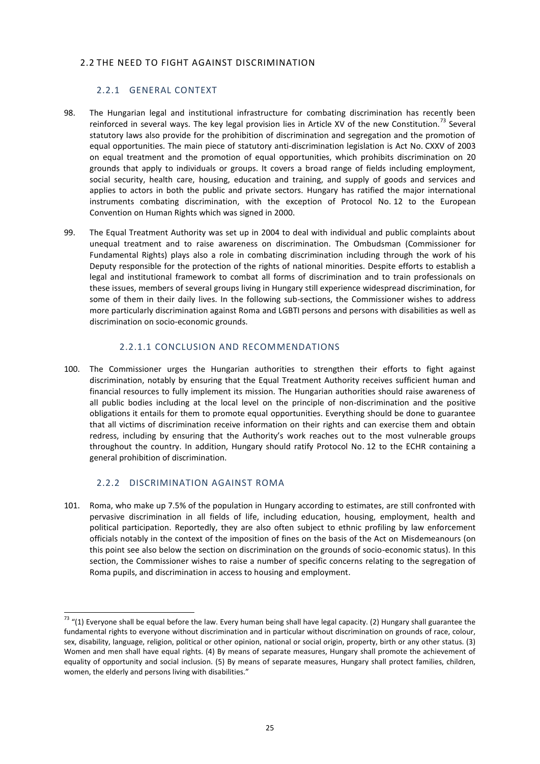## 2.2 THE NEED TO FIGHT AGAINST DISCRIMINATION

### 2.2.1 GENERAL CONTEXT

98. The Hungarian legal and institutional infrastructure for combating discrimination has recently been reinforced in several ways. The key legal provision lies in Article XV of the new Constitution.[73] Several statutory laws also provide for the prohibition of discrimination and segregation and the promotion of equal opportunities. The main piece of statutory anti-discrimination legislation is Act No. CXXV of 2003 on equal treatment and the promotion of equal opportunities, which prohibits discrimination on 20 grounds that apply to individuals or groups. It covers a broad range of fields including employment, social security, health care, housing, education and training, and supply of goods and services and applies to actors in both the public and private sectors. Hungary has ratified the major international instruments combating discrimination, with the exception of Protocol No. 12 to the European Convention on Human Rights which was signed in 2000.

99. The Equal Treatment Authority was set up in 2004 to deal with individual and public complaints about unequal treatment and to raise awareness on discrimination. The Ombudsman (Commissioner for Fundamental Rights) plays also a role in combating discrimination including through the work of his Deputy responsible for the protection of the rights of national minorities. Despite efforts to establish a legal and institutional framework to combat all forms of discrimination and to train professionals on these issues, members of several groups living in Hungary still experience widespread discrimination, for some of them in their daily lives. In the following sub-sections, the Commissioner wishes to address more particularly discrimination against Roma and LGBTI persons and persons with disabilities as well as discrimination on socio-economic grounds.

#### 2.2.1.1 CONCLUSION AND RECOMMENDATIONS

100. The Commissioner urges the Hungarian authorities to strengthen their efforts to fight against discrimination, notably by ensuring that the Equal Treatment Authority receives sufficient human and financial resources to fully implement its mission. The Hungarian authorities should raise awareness of all public bodies including at the local level on the principle of non-discrimination and the positive obligations it entails for them to promote equal opportunities. Everything should be done to guarantee that all victims of discrimination receive information on their rights and can exercise them and obtain redress, including by ensuring that the Authority's work reaches out to the most vulnerable groups throughout the country. In addition, Hungary should ratify Protocol No. 12 to the ECHR containing a general prohibition of discrimination.

### 2.2.2 DISCRIMINATION AGAINST ROMA

101. Roma, who make up 7.5% of the population in Hungary according to estimates, are still confronted with pervasive discrimination in all fields of life, including education, housing, employment, health and political participation. Reportedly, they are also often subject to ethnic profiling by law enforcement officials notably in the context of the imposition of fines on the basis of the Act on Misdemeanours (on this point see also below the section on discrimination on the grounds of socio-economic status). In this section, the Commissioner wishes to raise a number of specific concerns relating to the segregation of Roma pupils, and discrimination in access to housing and employment.

---

[73] "(1) Everyone shall be equal before the law. Every human being shall have legal capacity. (2) Hungary shall guarantee the fundamental rights to everyone without discrimination and in particular without discrimination on grounds of race, colour, sex, disability, language, religion, political or other opinion, national or social origin, property, birth or any other status. (3) Women and men shall have equal rights. (4) By means of separate measures, Hungary shall promote the achievement of equality of opportunity and social inclusion. (5) By means of separate measures, Hungary shall protect families, children, women, the elderly and persons living with disabilities."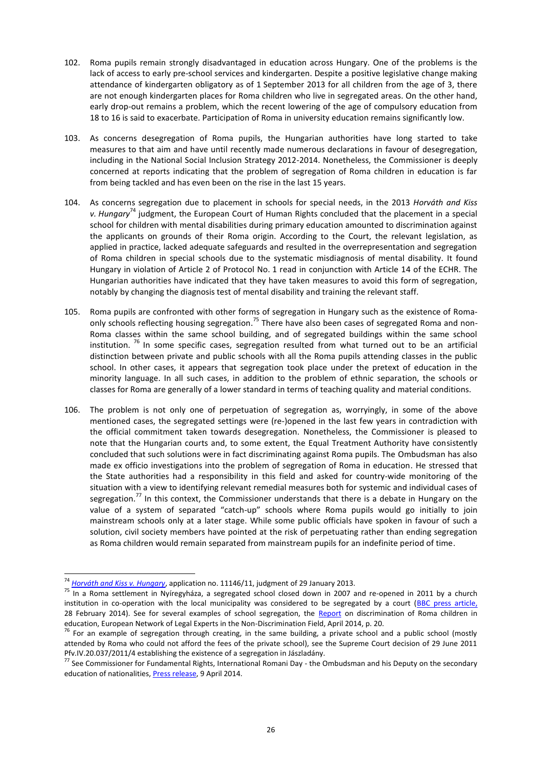102. Roma pupils remain strongly disadvantaged in education across Hungary. One of the problems is the lack of access to early pre-school services and kindergarten. Despite a positive legislative change making attendance of kindergarten obligatory as of 1 September 2013 for all children from the age of 3, there are not enough kindergarten places for Roma children who live in segregated areas. On the other hand, early drop-out remains a problem, which the recent lowering of the age of compulsory education from 18 to 16 is said to exacerbate. Participation of Roma in university education remains significantly low.

103. As concerns desegregation of Roma pupils, the Hungarian authorities have long started to take measures to that aim and have until recently made numerous declarations in favour of desegregation, including in the National Social Inclusion Strategy 2012-2014. Nonetheless, the Commissioner is deeply concerned at reports indicating that the problem of segregation of Roma children in education is far from being tackled and has even been on the rise in the last 15 years.

104. As concerns segregation due to placement in schools for special needs, in the 2013 *Horváth and Kiss v. Hungary*[74] judgment, the European Court of Human Rights concluded that the placement in a special school for children with mental disabilities during primary education amounted to discrimination against the applicants on grounds of their Roma origin. According to the Court, the relevant legislation, as applied in practice, lacked adequate safeguards and resulted in the overrepresentation and segregation of Roma children in special schools due to the systematic misdiagnosis of mental disability. It found Hungary in violation of Article 2 of Protocol No. 1 read in conjunction with Article 14 of the ECHR. The Hungarian authorities have indicated that they have taken measures to avoid this form of segregation, notably by changing the diagnosis test of mental disability and training the relevant staff.

105. Roma pupils are confronted with other forms of segregation in Hungary such as the existence of Roma-only schools reflecting housing segregation.[75] There have also been cases of segregated Roma and non-Roma classes within the same school building, and of segregated buildings within the same school institution.[76] In some specific cases, segregation resulted from what turned out to be an artificial distinction between private and public schools with all the Roma pupils attending classes in the public school. In other cases, it appears that segregation took place under the pretext of education in the minority language. In all such cases, in addition to the problem of ethnic separation, the schools or classes for Roma are generally of a lower standard in terms of teaching quality and material conditions.

106. The problem is not only one of perpetuation of segregation as, worryingly, in some of the above mentioned cases, the segregated settings were (re-)opened in the last few years in contradiction with the official commitment taken towards desegregation. Nonetheless, the Commissioner is pleased to note that the Hungarian courts and, to some extent, the Equal Treatment Authority have consistently concluded that such solutions were in fact discriminating against Roma pupils. The Ombudsman has also made ex officio investigations into the problem of segregation of Roma in education. He stressed that the State authorities had a responsibility in this field and asked for country-wide monitoring of the situation with a view to identifying relevant remedial measures both for systemic and individual cases of segregation.[77] In this context, the Commissioner understands that there is a debate in Hungary on the value of a system of separated "catch-up" schools where Roma pupils would go initially to join mainstream schools only at a later stage. While some public officials have spoken in favour of such a solution, civil society members have pointed at the risk of perpetuating rather than ending segregation as Roma children would remain separated from mainstream pupils for an indefinite period of time.

---

[74] *Horváth and Kiss v. Hungary*, application no. 11146/11, judgment of 29 January 2013.

[75] In a Roma settlement in Nyíregyháza, a segregated school closed down in 2007 and re-opened in 2011 by a church institution in co-operation with the local municipality was considered to be segregated by a court (BBC press article, 28 February 2014). See for several examples of school segregation, the Report on discrimination of Roma children in education, European Network of Legal Experts in the Non-Discrimination Field, April 2014, p. 20.

[76] For an example of segregation through creating, in the same building, a private school and a public school (mostly attended by Roma who could not afford the fees of the private school), see the Supreme Court decision of 29 June 2011 Pfv.IV.20.037/2011/4 establishing the existence of a segregation in Jászladány.

[77] See Commissioner for Fundamental Rights, International Romani Day - the Ombudsman and his Deputy on the secondary education of nationalities, Press release, 9 April 2014.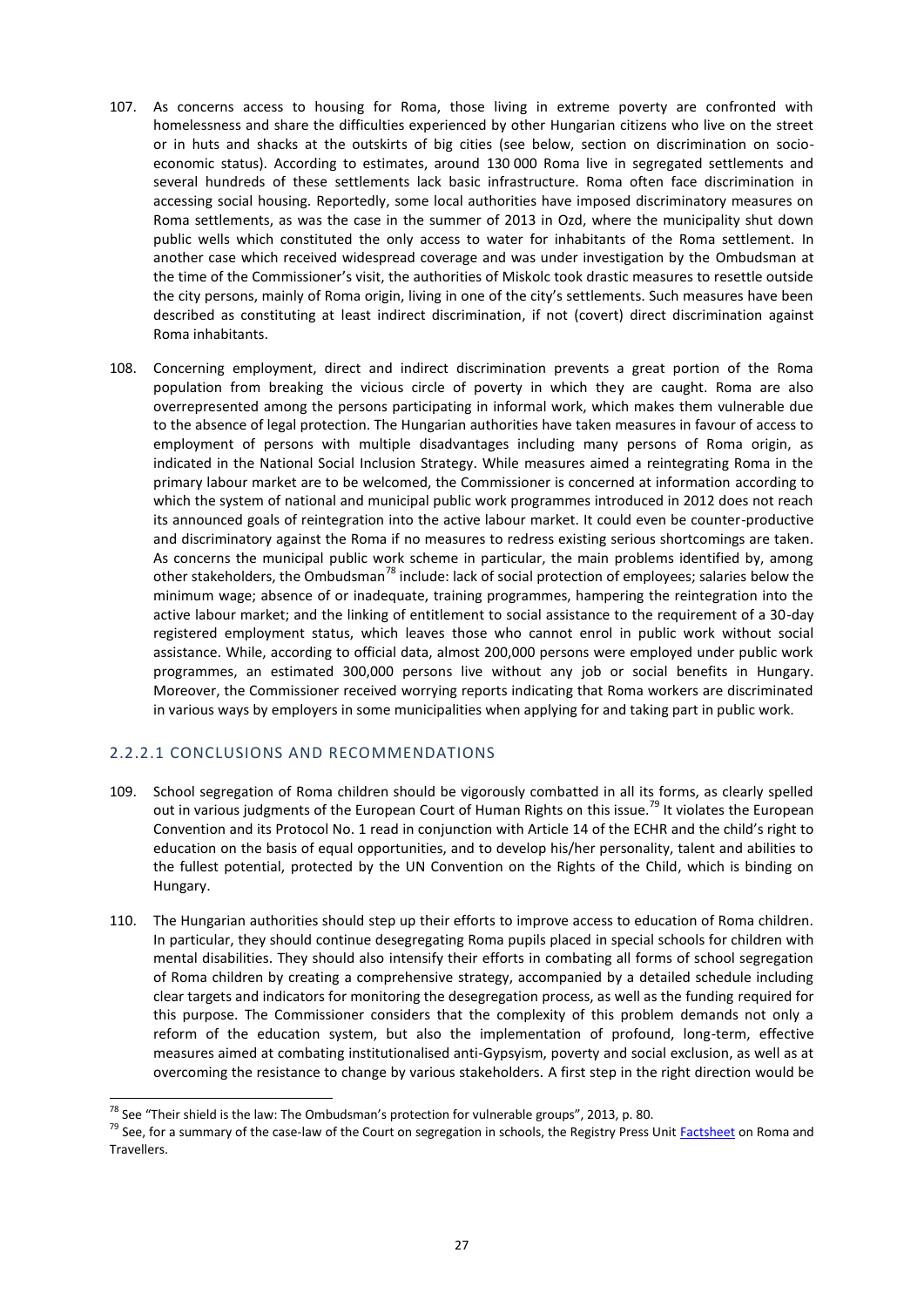107. As concerns access to housing for Roma, those living in extreme poverty are confronted with homelessness and share the difficulties experienced by other Hungarian citizens who live on the street or in huts and shacks at the outskirts of big cities (see below, section on discrimination on socio-economic status). According to estimates, around 130 000 Roma live in segregated settlements and several hundreds of these settlements lack basic infrastructure. Roma often face discrimination in accessing social housing. Reportedly, some local authorities have imposed discriminatory measures on Roma settlements, as was the case in the summer of 2013 in Ozd, where the municipality shut down public wells which constituted the only access to water for inhabitants of the Roma settlement. In another case which received widespread coverage and was under investigation by the Ombudsman at the time of the Commissioner's visit, the authorities of Miskolc took drastic measures to resettle outside the city persons, mainly of Roma origin, living in one of the city's settlements. Such measures have been described as constituting at least indirect discrimination, if not (covert) direct discrimination against Roma inhabitants.

108. Concerning employment, direct and indirect discrimination prevents a great portion of the Roma population from breaking the vicious circle of poverty in which they are caught. Roma are also overrepresented among the persons participating in informal work, which makes them vulnerable due to the absence of legal protection. The Hungarian authorities have taken measures in favour of access to employment of persons with multiple disadvantages including many persons of Roma origin, as indicated in the National Social Inclusion Strategy. While measures aimed a reintegrating Roma in the primary labour market are to be welcomed, the Commissioner is concerned at information according to which the system of national and municipal public work programmes introduced in 2012 does not reach its announced goals of reintegration into the active labour market. It could even be counter-productive and discriminatory against the Roma if no measures to redress existing serious shortcomings are taken. As concerns the municipal public work scheme in particular, the main problems identified by, among other stakeholders, the Ombudsman[78] include: lack of social protection of employees; salaries below the minimum wage; absence of or inadequate, training programmes, hampering the reintegration into the active labour market; and the linking of entitlement to social assistance to the requirement of a 30-day registered employment status, which leaves those who cannot enrol in public work without social assistance. While, according to official data, almost 200,000 persons were employed under public work programmes, an estimated 300,000 persons live without any job or social benefits in Hungary. Moreover, the Commissioner received worrying reports indicating that Roma workers are discriminated in various ways by employers in some municipalities when applying for and taking part in public work.

### 2.2.2.1 CONCLUSIONS AND RECOMMENDATIONS

109. School segregation of Roma children should be vigorously combatted in all its forms, as clearly spelled out in various judgments of the European Court of Human Rights on this issue.[79] It violates the European Convention and its Protocol No. 1 read in conjunction with Article 14 of the ECHR and the child's right to education on the basis of equal opportunities, and to develop his/her personality, talent and abilities to the fullest potential, protected by the UN Convention on the Rights of the Child, which is binding on Hungary.

110. The Hungarian authorities should step up their efforts to improve access to education of Roma children. In particular, they should continue desegregating Roma pupils placed in special schools for children with mental disabilities. They should also intensify their efforts in combating all forms of school segregation of Roma children by creating a comprehensive strategy, accompanied by a detailed schedule including clear targets and indicators for monitoring the desegregation process, as well as the funding required for this purpose. The Commissioner considers that the complexity of this problem demands not only a reform of the education system, but also the implementation of profound, long-term, effective measures aimed at combating institutionalised anti-Gypsyism, poverty and social exclusion, as well as at overcoming the resistance to change by various stakeholders. A first step in the right direction would be

---

[78] See "Their shield is the law: The Ombudsman's protection for vulnerable groups", 2013, p. 80.

[79] See, for a summary of the case-law of the Court on segregation in schools, the Registry Press Unit Factsheet on Roma and Travellers.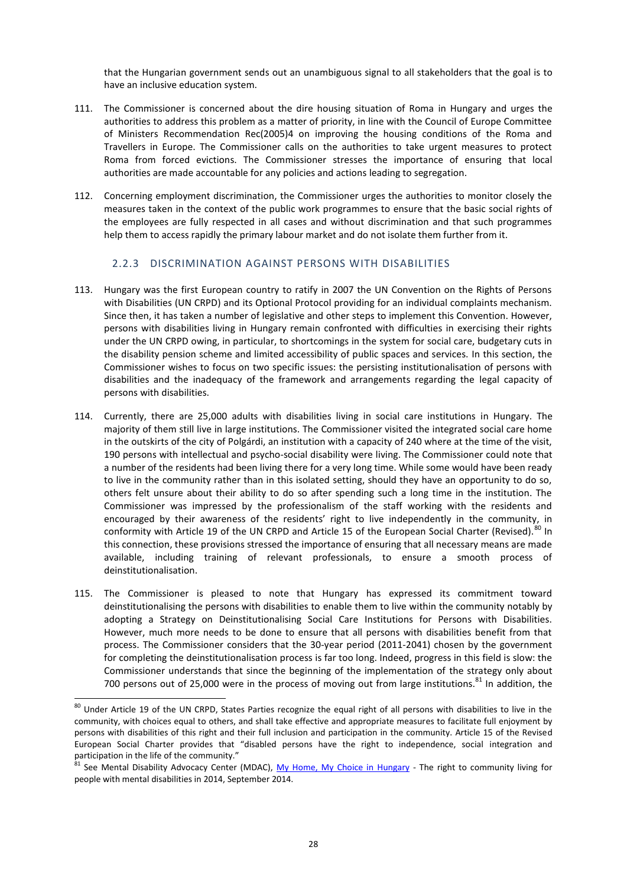that the Hungarian government sends out an unambiguous signal to all stakeholders that the goal is to have an inclusive education system.

111. The Commissioner is concerned about the dire housing situation of Roma in Hungary and urges the authorities to address this problem as a matter of priority, in line with the Council of Europe Committee of Ministers Recommendation Rec(2005)4 on improving the housing conditions of the Roma and Travellers in Europe. The Commissioner calls on the authorities to take urgent measures to protect Roma from forced evictions. The Commissioner stresses the importance of ensuring that local authorities are made accountable for any policies and actions leading to segregation.

112. Concerning employment discrimination, the Commissioner urges the authorities to monitor closely the measures taken in the context of the public work programmes to ensure that the basic social rights of the employees are fully respected in all cases and without discrimination and that such programmes help them to access rapidly the primary labour market and do not isolate them further from it.

### 2.2.3 DISCRIMINATION AGAINST PERSONS WITH DISABILITIES

113. Hungary was the first European country to ratify in 2007 the UN Convention on the Rights of Persons with Disabilities (UN CRPD) and its Optional Protocol providing for an individual complaints mechanism. Since then, it has taken a number of legislative and other steps to implement this Convention. However, persons with disabilities living in Hungary remain confronted with difficulties in exercising their rights under the UN CRPD owing, in particular, to shortcomings in the system for social care, budgetary cuts in the disability pension scheme and limited accessibility of public spaces and services. In this section, the Commissioner wishes to focus on two specific issues: the persisting institutionalisation of persons with disabilities and the inadequacy of the framework and arrangements regarding the legal capacity of persons with disabilities.

114. Currently, there are 25,000 adults with disabilities living in social care institutions in Hungary. The majority of them still live in large institutions. The Commissioner visited the integrated social care home in the outskirts of the city of Polgárdi, an institution with a capacity of 240 where at the time of the visit, 190 persons with intellectual and psycho-social disability were living. The Commissioner could note that a number of the residents had been living there for a very long time. While some would have been ready to live in the community rather than in this isolated setting, should they have an opportunity to do so, others felt unsure about their ability to do so after spending such a long time in the institution. The Commissioner was impressed by the professionalism of the staff working with the residents and encouraged by their awareness of the residents' right to live independently in the community, in conformity with Article 19 of the UN CRPD and Article 15 of the European Social Charter (Revised).[80] In this connection, these provisions stressed the importance of ensuring that all necessary means are made available, including training of relevant professionals, to ensure a smooth process of deinstitutionalisation.

115. The Commissioner is pleased to note that Hungary has expressed its commitment toward deinstitutionalising the persons with disabilities to enable them to live within the community notably by adopting a Strategy on Deinstitutionalising Social Care Institutions for Persons with Disabilities. However, much more needs to be done to ensure that all persons with disabilities benefit from that process. The Commissioner considers that the 30-year period (2011-2041) chosen by the government for completing the deinstitutionalisation process is far too long. Indeed, progress in this field is slow: the Commissioner understands that since the beginning of the implementation of the strategy only about 700 persons out of 25,000 were in the process of moving out from large institutions.[81] In addition, the

---

[80] Under Article 19 of the UN CRPD, States Parties recognize the equal right of all persons with disabilities to live in the community, with choices equal to others, and shall take effective and appropriate measures to facilitate full enjoyment by persons with disabilities of this right and their full inclusion and participation in the community. Article 15 of the Revised European Social Charter provides that "disabled persons have the right to independence, social integration and participation in the life of the community."

[81] See Mental Disability Advocacy Center (MDAC), My Home, My Choice in Hungary - The right to community living for people with mental disabilities in 2014, September 2014.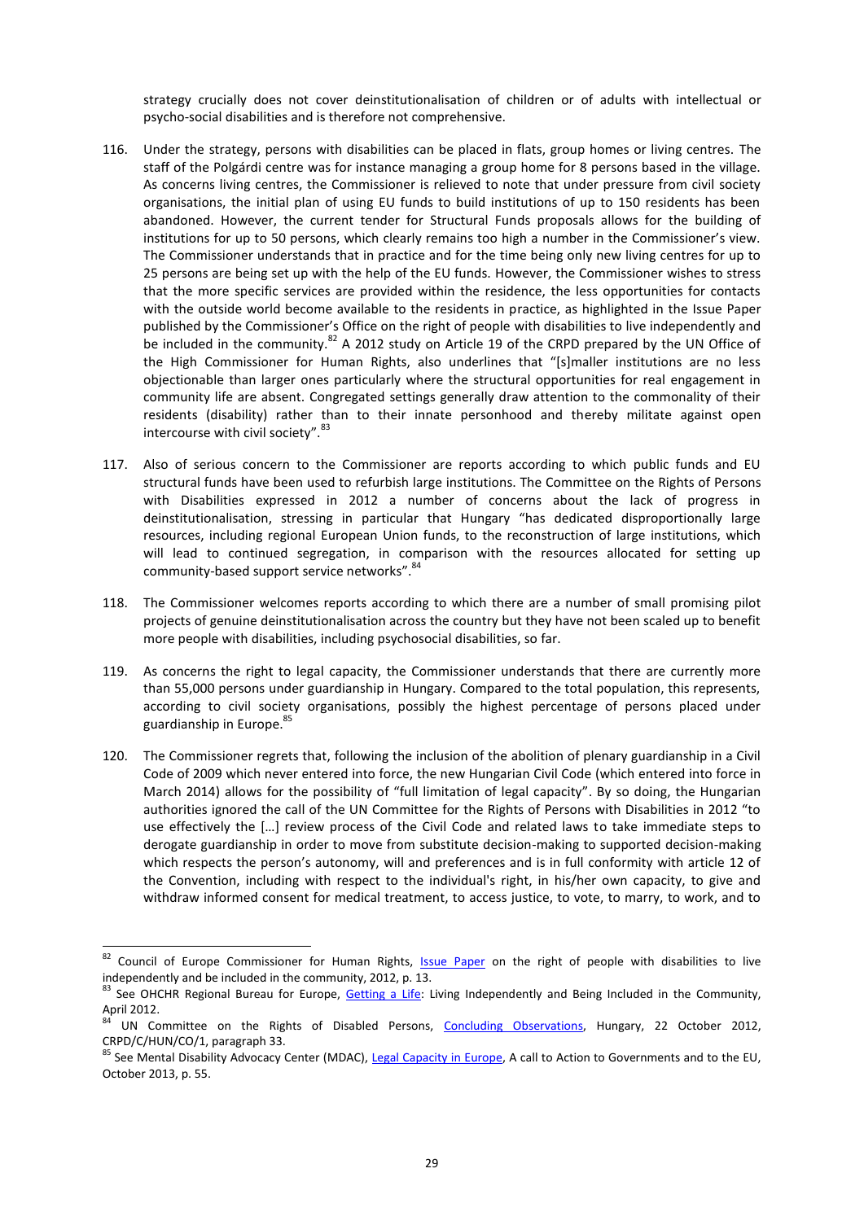strategy crucially does not cover deinstitutionalisation of children or of adults with intellectual or psycho-social disabilities and is therefore not comprehensive.

116. Under the strategy, persons with disabilities can be placed in flats, group homes or living centres. The staff of the Polgárdi centre was for instance managing a group home for 8 persons based in the village. As concerns living centres, the Commissioner is relieved to note that under pressure from civil society organisations, the initial plan of using EU funds to build institutions of up to 150 residents has been abandoned. However, the current tender for Structural Funds proposals allows for the building of institutions for up to 50 persons, which clearly remains too high a number in the Commissioner's view. The Commissioner understands that in practice and for the time being only new living centres for up to 25 persons are being set up with the help of the EU funds. However, the Commissioner wishes to stress that the more specific services are provided within the residence, the less opportunities for contacts with the outside world become available to the residents in practice, as highlighted in the Issue Paper published by the Commissioner's Office on the right of people with disabilities to live independently and be included in the community.[82] A 2012 study on Article 19 of the CRPD prepared by the UN Office of the High Commissioner for Human Rights, also underlines that "[s]maller institutions are no less objectionable than larger ones particularly where the structural opportunities for real engagement in community life are absent. Congregated settings generally draw attention to the commonality of their residents (disability) rather than to their innate personhood and thereby militate against open intercourse with civil society".[83]

117. Also of serious concern to the Commissioner are reports according to which public funds and EU structural funds have been used to refurbish large institutions. The Committee on the Rights of Persons with Disabilities expressed in 2012 a number of concerns about the lack of progress in deinstitutionalisation, stressing in particular that Hungary "has dedicated disproportionally large resources, including regional European Union funds, to the reconstruction of large institutions, which will lead to continued segregation, in comparison with the resources allocated for setting up community-based support service networks".[84]

118. The Commissioner welcomes reports according to which there are a number of small promising pilot projects of genuine deinstitutionalisation across the country but they have not been scaled up to benefit more people with disabilities, including psychosocial disabilities, so far.

119. As concerns the right to legal capacity, the Commissioner understands that there are currently more than 55,000 persons under guardianship in Hungary. Compared to the total population, this represents, according to civil society organisations, possibly the highest percentage of persons placed under guardianship in Europe.[85]

120. The Commissioner regrets that, following the inclusion of the abolition of plenary guardianship in a Civil Code of 2009 which never entered into force, the new Hungarian Civil Code (which entered into force in March 2014) allows for the possibility of "full limitation of legal capacity". By so doing, the Hungarian authorities ignored the call of the UN Committee for the Rights of Persons with Disabilities in 2012 "to use effectively the […] review process of the Civil Code and related laws to take immediate steps to derogate guardianship in order to move from substitute decision-making to supported decision-making which respects the person's autonomy, will and preferences and is in full conformity with article 12 of the Convention, including with respect to the individual's right, in his/her own capacity, to give and withdraw informed consent for medical treatment, to access justice, to vote, to marry, to work, and to

---

[82] Council of Europe Commissioner for Human Rights, Issue Paper on the right of people with disabilities to live independently and be included in the community, 2012, p. 13.

[83] See OHCHR Regional Bureau for Europe, Getting a Life: Living Independently and Being Included in the Community, April 2012.

[84] UN Committee on the Rights of Disabled Persons, Concluding Observations, Hungary, 22 October 2012, CRPD/C/HUN/CO/1, paragraph 33.

[85] See Mental Disability Advocacy Center (MDAC), Legal Capacity in Europe, A call to Action to Governments and to the EU, October 2013, p. 55.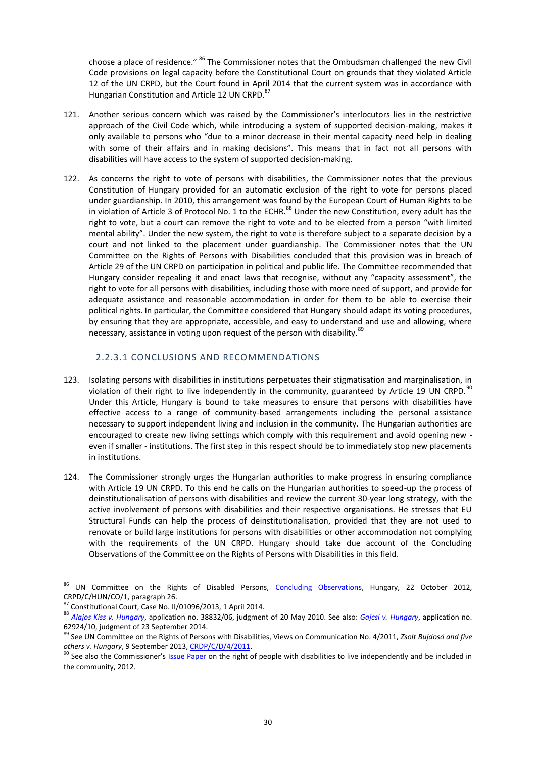choose a place of residence."[86] The Commissioner notes that the Ombudsman challenged the new Civil Code provisions on legal capacity before the Constitutional Court on grounds that they violated Article 12 of the UN CRPD, but the Court found in April 2014 that the current system was in accordance with Hungarian Constitution and Article 12 UN CRPD.[87]

121. Another serious concern which was raised by the Commissioner's interlocutors lies in the restrictive approach of the Civil Code which, while introducing a system of supported decision-making, makes it only available to persons who "due to a minor decrease in their mental capacity need help in dealing with some of their affairs and in making decisions". This means that in fact not all persons with disabilities will have access to the system of supported decision-making.

122. As concerns the right to vote of persons with disabilities, the Commissioner notes that the previous Constitution of Hungary provided for an automatic exclusion of the right to vote for persons placed under guardianship. In 2010, this arrangement was found by the European Court of Human Rights to be in violation of Article 3 of Protocol No. 1 to the ECHR.[88] Under the new Constitution, every adult has the right to vote, but a court can remove the right to vote and to be elected from a person "with limited mental ability". Under the new system, the right to vote is therefore subject to a separate decision by a court and not linked to the placement under guardianship. The Commissioner notes that the UN Committee on the Rights of Persons with Disabilities concluded that this provision was in breach of Article 29 of the UN CRPD on participation in political and public life. The Committee recommended that Hungary consider repealing it and enact laws that recognise, without any "capacity assessment", the right to vote for all persons with disabilities, including those with more need of support, and provide for adequate assistance and reasonable accommodation in order for them to be able to exercise their political rights. In particular, the Committee considered that Hungary should adapt its voting procedures, by ensuring that they are appropriate, accessible, and easy to understand and use and allowing, where necessary, assistance in voting upon request of the person with disability.[89]

#### 2.2.3.1 CONCLUSIONS AND RECOMMENDATIONS

123. Isolating persons with disabilities in institutions perpetuates their stigmatisation and marginalisation, in violation of their right to live independently in the community, guaranteed by Article 19 UN CRPD.[90] Under this Article, Hungary is bound to take measures to ensure that persons with disabilities have effective access to a range of community-based arrangements including the personal assistance necessary to support independent living and inclusion in the community. The Hungarian authorities are encouraged to create new living settings which comply with this requirement and avoid opening new - even if smaller - institutions. The first step in this respect should be to immediately stop new placements in institutions.

124. The Commissioner strongly urges the Hungarian authorities to make progress in ensuring compliance with Article 19 UN CRPD. To this end he calls on the Hungarian authorities to speed-up the process of deinstitutionalisation of persons with disabilities and review the current 30-year long strategy, with the active involvement of persons with disabilities and their respective organisations. He stresses that EU Structural Funds can help the process of deinstitutionalisation, provided that they are not used to renovate or build large institutions for persons with disabilities or other accommodation not complying with the requirements of the UN CRPD. Hungary should take due account of the Concluding Observations of the Committee on the Rights of Persons with Disabilities in this field.

---

[86] UN Committee on the Rights of Disabled Persons, Concluding Observations, Hungary, 22 October 2012, CRPD/C/HUN/CO/1, paragraph 26.

[87] Constitutional Court, Case No. II/01096/2013, 1 April 2014.

[88] *Alajos Kiss v. Hungary*, application no. 38832/06, judgment of 20 May 2010. See also: *Gajcsi v. Hungary*, application no. 62924/10, judgment of 23 September 2014.

[89] See UN Committee on the Rights of Persons with Disabilities, Views on Communication No. 4/2011, *Zsolt Bujdosó and five others v. Hungary*, 9 September 2013, CRDP/C/D/4/2011.

[90] See also the Commissioner's Issue Paper on the right of people with disabilities to live independently and be included in the community, 2012.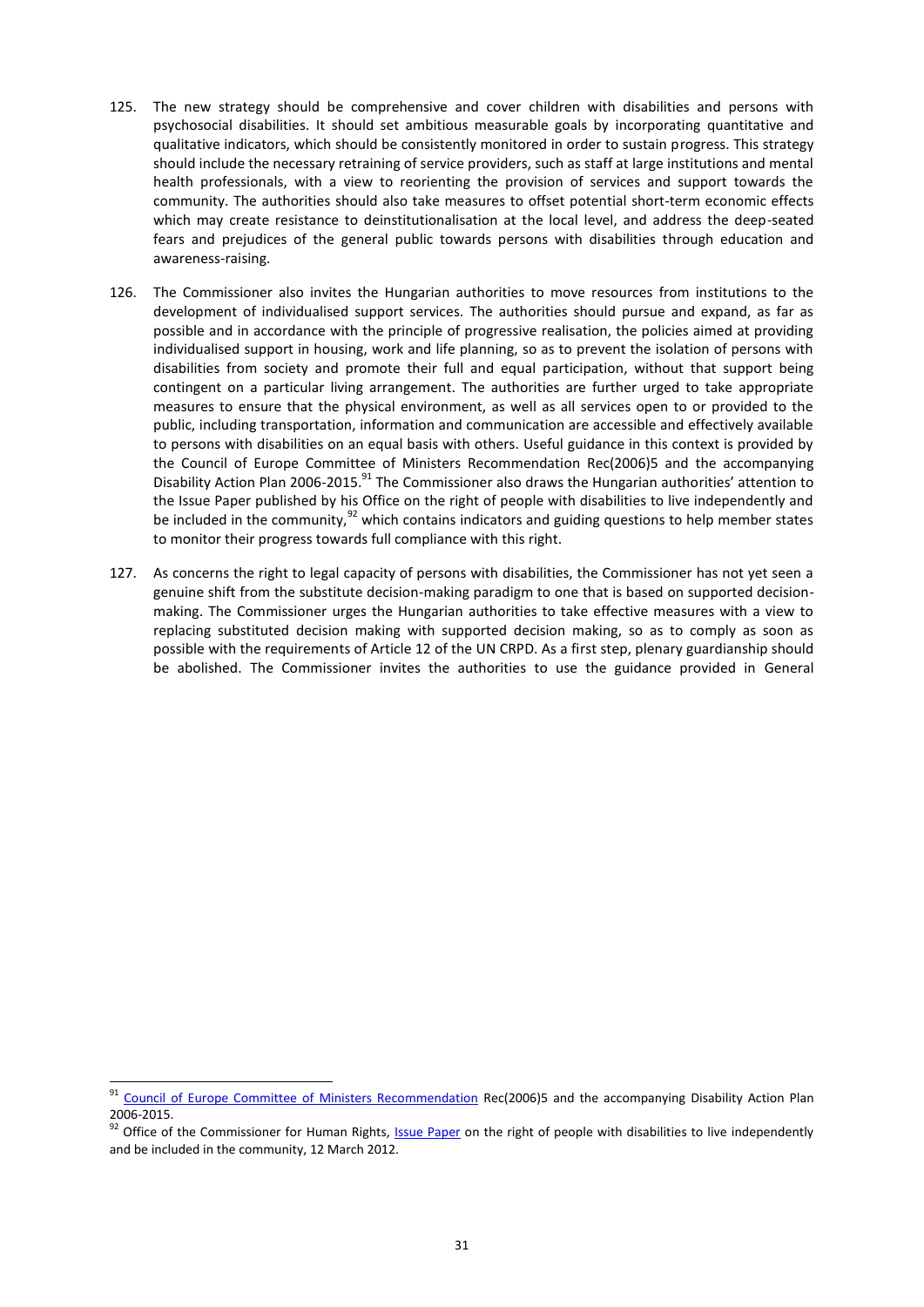125. The new strategy should be comprehensive and cover children with disabilities and persons with psychosocial disabilities. It should set ambitious measurable goals by incorporating quantitative and qualitative indicators, which should be consistently monitored in order to sustain progress. This strategy should include the necessary retraining of service providers, such as staff at large institutions and mental health professionals, with a view to reorienting the provision of services and support towards the community. The authorities should also take measures to offset potential short-term economic effects which may create resistance to deinstitutionalisation at the local level, and address the deep-seated fears and prejudices of the general public towards persons with disabilities through education and awareness-raising.

126. The Commissioner also invites the Hungarian authorities to move resources from institutions to the development of individualised support services. The authorities should pursue and expand, as far as possible and in accordance with the principle of progressive realisation, the policies aimed at providing individualised support in housing, work and life planning, so as to prevent the isolation of persons with disabilities from society and promote their full and equal participation, without that support being contingent on a particular living arrangement. The authorities are further urged to take appropriate measures to ensure that the physical environment, as well as all services open to or provided to the public, including transportation, information and communication are accessible and effectively available to persons with disabilities on an equal basis with others. Useful guidance in this context is provided by the Council of Europe Committee of Ministers Recommendation Rec(2006)5 and the accompanying Disability Action Plan 2006-2015.[91] The Commissioner also draws the Hungarian authorities' attention to the Issue Paper published by his Office on the right of people with disabilities to live independently and be included in the community,[92] which contains indicators and guiding questions to help member states to monitor their progress towards full compliance with this right.

127. As concerns the right to legal capacity of persons with disabilities, the Commissioner has not yet seen a genuine shift from the substitute decision-making paradigm to one that is based on supported decision-making. The Commissioner urges the Hungarian authorities to take effective measures with a view to replacing substituted decision making with supported decision making, so as to comply as soon as possible with the requirements of Article 12 of the UN CRPD. As a first step, plenary guardianship should be abolished. The Commissioner invites the authorities to use the guidance provided in General

---

[91] Council of Europe Committee of Ministers Recommendation Rec(2006)5 and the accompanying Disability Action Plan 2006-2015.

[92] Office of the Commissioner for Human Rights, Issue Paper on the right of people with disabilities to live independently and be included in the community, 12 March 2012.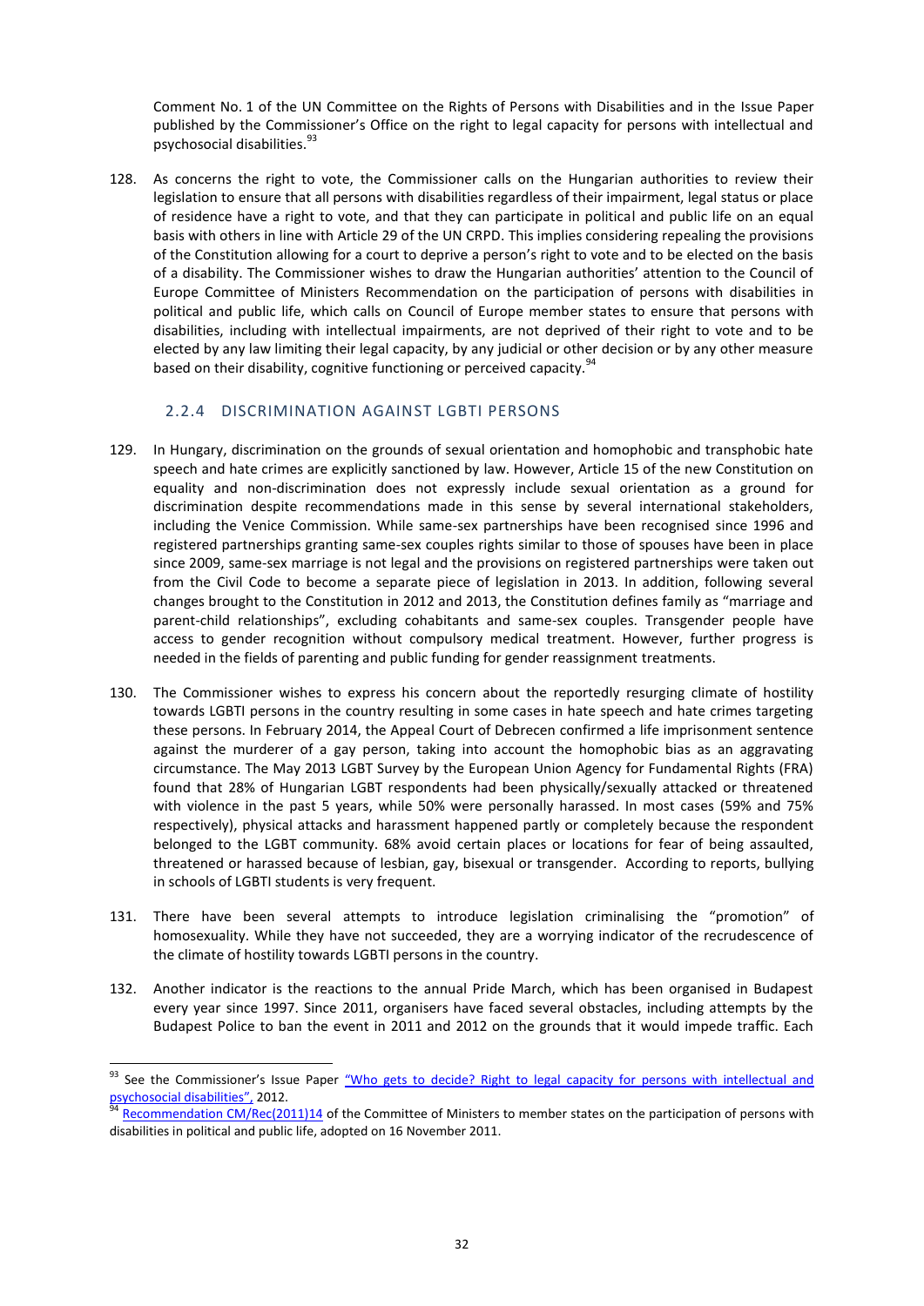Comment No. 1 of the UN Committee on the Rights of Persons with Disabilities and in the Issue Paper published by the Commissioner's Office on the right to legal capacity for persons with intellectual and psychosocial disabilities.[93]

128. As concerns the right to vote, the Commissioner calls on the Hungarian authorities to review their legislation to ensure that all persons with disabilities regardless of their impairment, legal status or place of residence have a right to vote, and that they can participate in political and public life on an equal basis with others in line with Article 29 of the UN CRPD. This implies considering repealing the provisions of the Constitution allowing for a court to deprive a person's right to vote and to be elected on the basis of a disability. The Commissioner wishes to draw the Hungarian authorities' attention to the Council of Europe Committee of Ministers Recommendation on the participation of persons with disabilities in political and public life, which calls on Council of Europe member states to ensure that persons with disabilities, including with intellectual impairments, are not deprived of their right to vote and to be elected by any law limiting their legal capacity, by any judicial or other decision or by any other measure based on their disability, cognitive functioning or perceived capacity.[94]

### 2.2.4 DISCRIMINATION AGAINST LGBTI PERSONS

129. In Hungary, discrimination on the grounds of sexual orientation and homophobic and transphobic hate speech and hate crimes are explicitly sanctioned by law. However, Article 15 of the new Constitution on equality and non-discrimination does not expressly include sexual orientation as a ground for discrimination despite recommendations made in this sense by several international stakeholders, including the Venice Commission. While same-sex partnerships have been recognised since 1996 and registered partnerships granting same-sex couples rights similar to those of spouses have been in place since 2009, same-sex marriage is not legal and the provisions on registered partnerships were taken out from the Civil Code to become a separate piece of legislation in 2013. In addition, following several changes brought to the Constitution in 2012 and 2013, the Constitution defines family as "marriage and parent-child relationships", excluding cohabitants and same-sex couples. Transgender people have access to gender recognition without compulsory medical treatment. However, further progress is needed in the fields of parenting and public funding for gender reassignment treatments.

130. The Commissioner wishes to express his concern about the reportedly resurging climate of hostility towards LGBTI persons in the country resulting in some cases in hate speech and hate crimes targeting these persons. In February 2014, the Appeal Court of Debrecen confirmed a life imprisonment sentence against the murderer of a gay person, taking into account the homophobic bias as an aggravating circumstance. The May 2013 LGBT Survey by the European Union Agency for Fundamental Rights (FRA) found that 28% of Hungarian LGBT respondents had been physically/sexually attacked or threatened with violence in the past 5 years, while 50% were personally harassed. In most cases (59% and 75% respectively), physical attacks and harassment happened partly or completely because the respondent belonged to the LGBT community. 68% avoid certain places or locations for fear of being assaulted, threatened or harassed because of lesbian, gay, bisexual or transgender. According to reports, bullying in schools of LGBTI students is very frequent.

131. There have been several attempts to introduce legislation criminalising the "promotion" of homosexuality. While they have not succeeded, they are a worrying indicator of the recrudescence of the climate of hostility towards LGBTI persons in the country.

132. Another indicator is the reactions to the annual Pride March, which has been organised in Budapest every year since 1997. Since 2011, organisers have faced several obstacles, including attempts by the Budapest Police to ban the event in 2011 and 2012 on the grounds that it would impede traffic. Each

---

[93] See the Commissioner's Issue Paper "Who gets to decide? Right to legal capacity for persons with intellectual and psychosocial disabilities", 2012.

[94] Recommendation CM/Rec(2011)14 of the Committee of Ministers to member states on the participation of persons with disabilities in political and public life, adopted on 16 November 2011.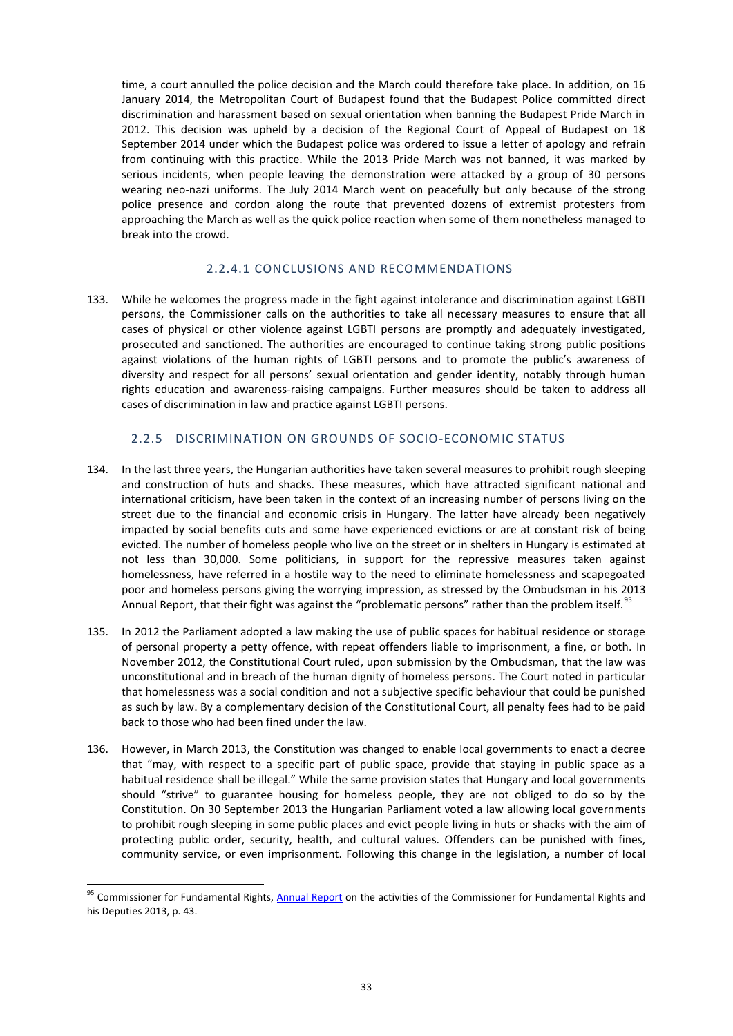time, a court annulled the police decision and the March could therefore take place. In addition, on 16 January 2014, the Metropolitan Court of Budapest found that the Budapest Police committed direct discrimination and harassment based on sexual orientation when banning the Budapest Pride March in 2012. This decision was upheld by a decision of the Regional Court of Appeal of Budapest on 18 September 2014 under which the Budapest police was ordered to issue a letter of apology and refrain from continuing with this practice. While the 2013 Pride March was not banned, it was marked by serious incidents, when people leaving the demonstration were attacked by a group of 30 persons wearing neo-nazi uniforms. The July 2014 March went on peacefully but only because of the strong police presence and cordon along the route that prevented dozens of extremist protesters from approaching the March as well as the quick police reaction when some of them nonetheless managed to break into the crowd.

#### 2.2.4.1 CONCLUSIONS AND RECOMMENDATIONS

133. While he welcomes the progress made in the fight against intolerance and discrimination against LGBTI persons, the Commissioner calls on the authorities to take all necessary measures to ensure that all cases of physical or other violence against LGBTI persons are promptly and adequately investigated, prosecuted and sanctioned. The authorities are encouraged to continue taking strong public positions against violations of the human rights of LGBTI persons and to promote the public's awareness of diversity and respect for all persons' sexual orientation and gender identity, notably through human rights education and awareness-raising campaigns. Further measures should be taken to address all cases of discrimination in law and practice against LGBTI persons.

### 2.2.5 DISCRIMINATION ON GROUNDS OF SOCIO-ECONOMIC STATUS

134. In the last three years, the Hungarian authorities have taken several measures to prohibit rough sleeping and construction of huts and shacks. These measures, which have attracted significant national and international criticism, have been taken in the context of an increasing number of persons living on the street due to the financial and economic crisis in Hungary. The latter have already been negatively impacted by social benefits cuts and some have experienced evictions or are at constant risk of being evicted. The number of homeless people who live on the street or in shelters in Hungary is estimated at not less than 30,000. Some politicians, in support for the repressive measures taken against homelessness, have referred in a hostile way to the need to eliminate homelessness and scapegoated poor and homeless persons giving the worrying impression, as stressed by the Ombudsman in his 2013 Annual Report, that their fight was against the "problematic persons" rather than the problem itself.[95]

135. In 2012 the Parliament adopted a law making the use of public spaces for habitual residence or storage of personal property a petty offence, with repeat offenders liable to imprisonment, a fine, or both. In November 2012, the Constitutional Court ruled, upon submission by the Ombudsman, that the law was unconstitutional and in breach of the human dignity of homeless persons. The Court noted in particular that homelessness was a social condition and not a subjective specific behaviour that could be punished as such by law. By a complementary decision of the Constitutional Court, all penalty fees had to be paid back to those who had been fined under the law.

136. However, in March 2013, the Constitution was changed to enable local governments to enact a decree that "may, with respect to a specific part of public space, provide that staying in public space as a habitual residence shall be illegal." While the same provision states that Hungary and local governments should "strive" to guarantee housing for homeless people, they are not obliged to do so by the Constitution. On 30 September 2013 the Hungarian Parliament voted a law allowing local governments to prohibit rough sleeping in some public places and evict people living in huts or shacks with the aim of protecting public order, security, health, and cultural values. Offenders can be punished with fines, community service, or even imprisonment. Following this change in the legislation, a number of local

---

[95] Commissioner for Fundamental Rights, Annual Report on the activities of the Commissioner for Fundamental Rights and his Deputies 2013, p. 43.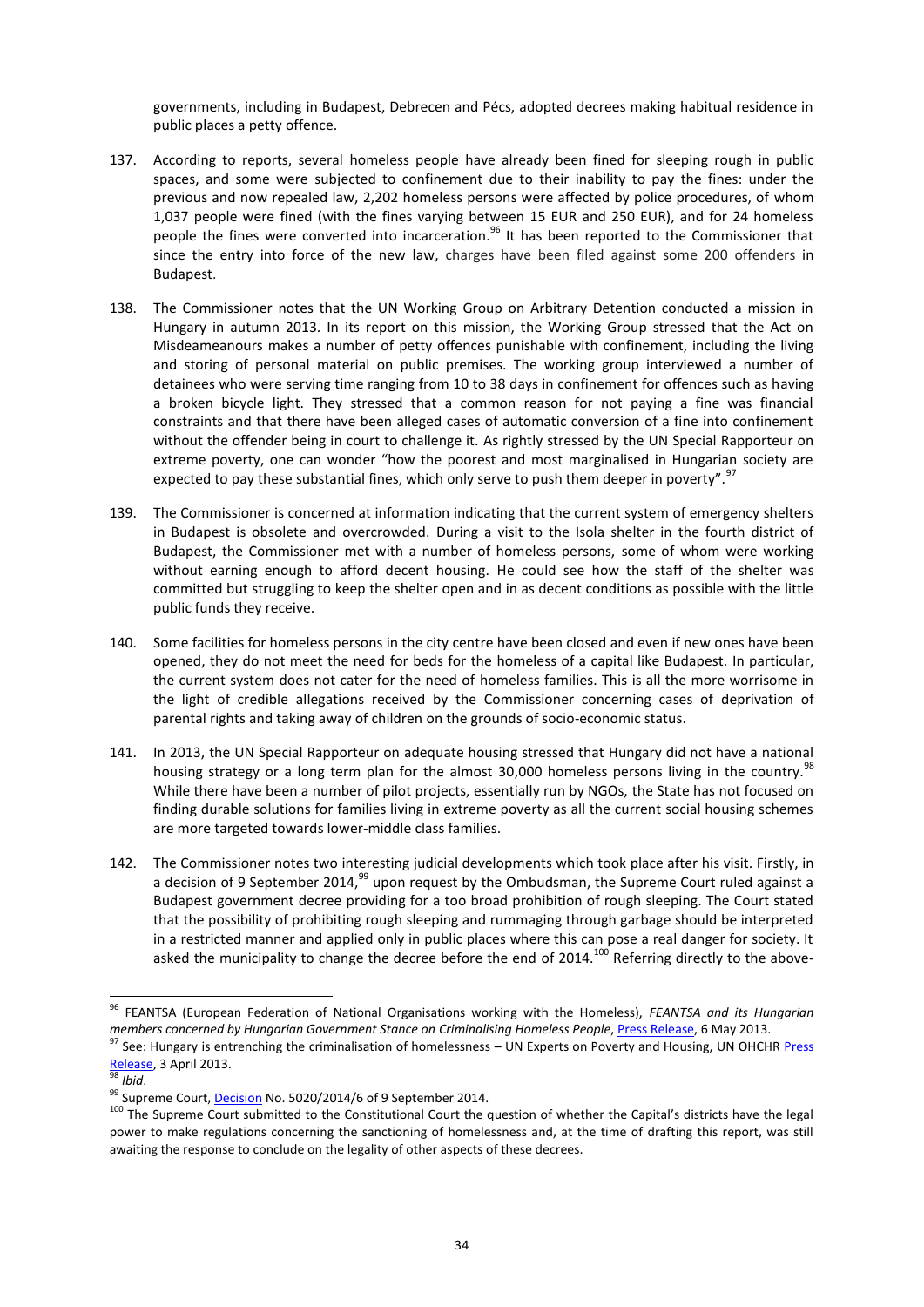governments, including in Budapest, Debrecen and Pécs, adopted decrees making habitual residence in public places a petty offence.

137. According to reports, several homeless people have already been fined for sleeping rough in public spaces, and some were subjected to confinement due to their inability to pay the fines: under the previous and now repealed law, 2,202 homeless persons were affected by police procedures, of whom 1,037 people were fined (with the fines varying between 15 EUR and 250 EUR), and for 24 homeless people the fines were converted into incarceration.[96] It has been reported to the Commissioner that since the entry into force of the new law, charges have been filed against some 200 offenders in Budapest.

138. The Commissioner notes that the UN Working Group on Arbitrary Detention conducted a mission in Hungary in autumn 2013. In its report on this mission, the Working Group stressed that the Act on Misdeameanours makes a number of petty offences punishable with confinement, including the living and storing of personal material on public premises. The working group interviewed a number of detainees who were serving time ranging from 10 to 38 days in confinement for offences such as having a broken bicycle light. They stressed that a common reason for not paying a fine was financial constraints and that there have been alleged cases of automatic conversion of a fine into confinement without the offender being in court to challenge it. As rightly stressed by the UN Special Rapporteur on extreme poverty, one can wonder "how the poorest and most marginalised in Hungarian society are expected to pay these substantial fines, which only serve to push them deeper in poverty".[97]

139. The Commissioner is concerned at information indicating that the current system of emergency shelters in Budapest is obsolete and overcrowded. During a visit to the Isola shelter in the fourth district of Budapest, the Commissioner met with a number of homeless persons, some of whom were working without earning enough to afford decent housing. He could see how the staff of the shelter was committed but struggling to keep the shelter open and in as decent conditions as possible with the little public funds they receive.

140. Some facilities for homeless persons in the city centre have been closed and even if new ones have been opened, they do not meet the need for beds for the homeless of a capital like Budapest. In particular, the current system does not cater for the need of homeless families. This is all the more worrisome in the light of credible allegations received by the Commissioner concerning cases of deprivation of parental rights and taking away of children on the grounds of socio-economic status.

141. In 2013, the UN Special Rapporteur on adequate housing stressed that Hungary did not have a national housing strategy or a long term plan for the almost 30,000 homeless persons living in the country.[98] While there have been a number of pilot projects, essentially run by NGOs, the State has not focused on finding durable solutions for families living in extreme poverty as all the current social housing schemes are more targeted towards lower-middle class families.

142. The Commissioner notes two interesting judicial developments which took place after his visit. Firstly, in a decision of 9 September 2014,[99] upon request by the Ombudsman, the Supreme Court ruled against a Budapest government decree providing for a too broad prohibition of rough sleeping. The Court stated that the possibility of prohibiting rough sleeping and rummaging through garbage should be interpreted in a restricted manner and applied only in public places where this can pose a real danger for society. It asked the municipality to change the decree before the end of 2014.[100] Referring directly to the above-

---

[96] FEANTSA (European Federation of National Organisations working with the Homeless), *FEANTSA and its Hungarian members concerned by Hungarian Government Stance on Criminalising Homeless People*, Press Release, 6 May 2013.

[97] See: Hungary is entrenching the criminalisation of homelessness – UN Experts on Poverty and Housing, UN OHCHR Press Release, 3 April 2013.

[98] *Ibid*.

[99] Supreme Court, Decision No. 5020/2014/6 of 9 September 2014.

[100] The Supreme Court submitted to the Constitutional Court the question of whether the Capital's districts have the legal power to make regulations concerning the sanctioning of homelessness and, at the time of drafting this report, was still awaiting the response to conclude on the legality of other aspects of these decrees.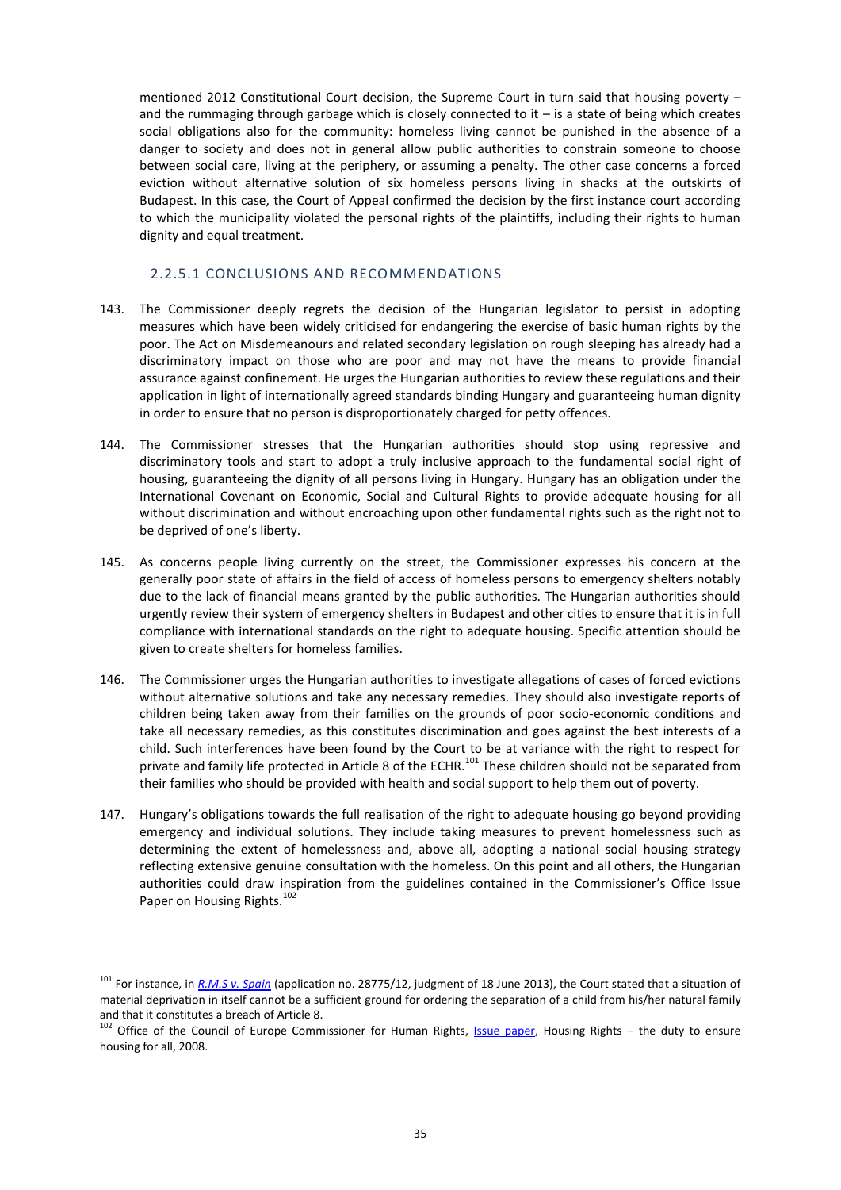mentioned 2012 Constitutional Court decision, the Supreme Court in turn said that housing poverty – and the rummaging through garbage which is closely connected to it – is a state of being which creates social obligations also for the community: homeless living cannot be punished in the absence of a danger to society and does not in general allow public authorities to constrain someone to choose between social care, living at the periphery, or assuming a penalty. The other case concerns a forced eviction without alternative solution of six homeless persons living in shacks at the outskirts of Budapest. In this case, the Court of Appeal confirmed the decision by the first instance court according to which the municipality violated the personal rights of the plaintiffs, including their rights to human dignity and equal treatment.

#### 2.2.5.1 CONCLUSIONS AND RECOMMENDATIONS

143. The Commissioner deeply regrets the decision of the Hungarian legislator to persist in adopting measures which have been widely criticised for endangering the exercise of basic human rights by the poor. The Act on Misdemeanours and related secondary legislation on rough sleeping has already had a discriminatory impact on those who are poor and may not have the means to provide financial assurance against confinement. He urges the Hungarian authorities to review these regulations and their application in light of internationally agreed standards binding Hungary and guaranteeing human dignity in order to ensure that no person is disproportionately charged for petty offences.

144. The Commissioner stresses that the Hungarian authorities should stop using repressive and discriminatory tools and start to adopt a truly inclusive approach to the fundamental social right of housing, guaranteeing the dignity of all persons living in Hungary. Hungary has an obligation under the International Covenant on Economic, Social and Cultural Rights to provide adequate housing for all without discrimination and without encroaching upon other fundamental rights such as the right not to be deprived of one's liberty.

145. As concerns people living currently on the street, the Commissioner expresses his concern at the generally poor state of affairs in the field of access of homeless persons to emergency shelters notably due to the lack of financial means granted by the public authorities. The Hungarian authorities should urgently review their system of emergency shelters in Budapest and other cities to ensure that it is in full compliance with international standards on the right to adequate housing. Specific attention should be given to create shelters for homeless families.

146. The Commissioner urges the Hungarian authorities to investigate allegations of cases of forced evictions without alternative solutions and take any necessary remedies. They should also investigate reports of children being taken away from their families on the grounds of poor socio-economic conditions and take all necessary remedies, as this constitutes discrimination and goes against the best interests of a child. Such interferences have been found by the Court to be at variance with the right to respect for private and family life protected in Article 8 of the ECHR.[101] These children should not be separated from their families who should be provided with health and social support to help them out of poverty.

147. Hungary's obligations towards the full realisation of the right to adequate housing go beyond providing emergency and individual solutions. They include taking measures to prevent homelessness such as determining the extent of homelessness and, above all, adopting a national social housing strategy reflecting extensive genuine consultation with the homeless. On this point and all others, the Hungarian authorities could draw inspiration from the guidelines contained in the Commissioner's Office Issue Paper on Housing Rights.[102]

---

[101] For instance, in *R.M.S v. Spain* (application no. 28775/12, judgment of 18 June 2013), the Court stated that a situation of material deprivation in itself cannot be a sufficient ground for ordering the separation of a child from his/her natural family and that it constitutes a breach of Article 8.

[102] Office of the Council of Europe Commissioner for Human Rights, Issue paper, Housing Rights – the duty to ensure housing for all, 2008.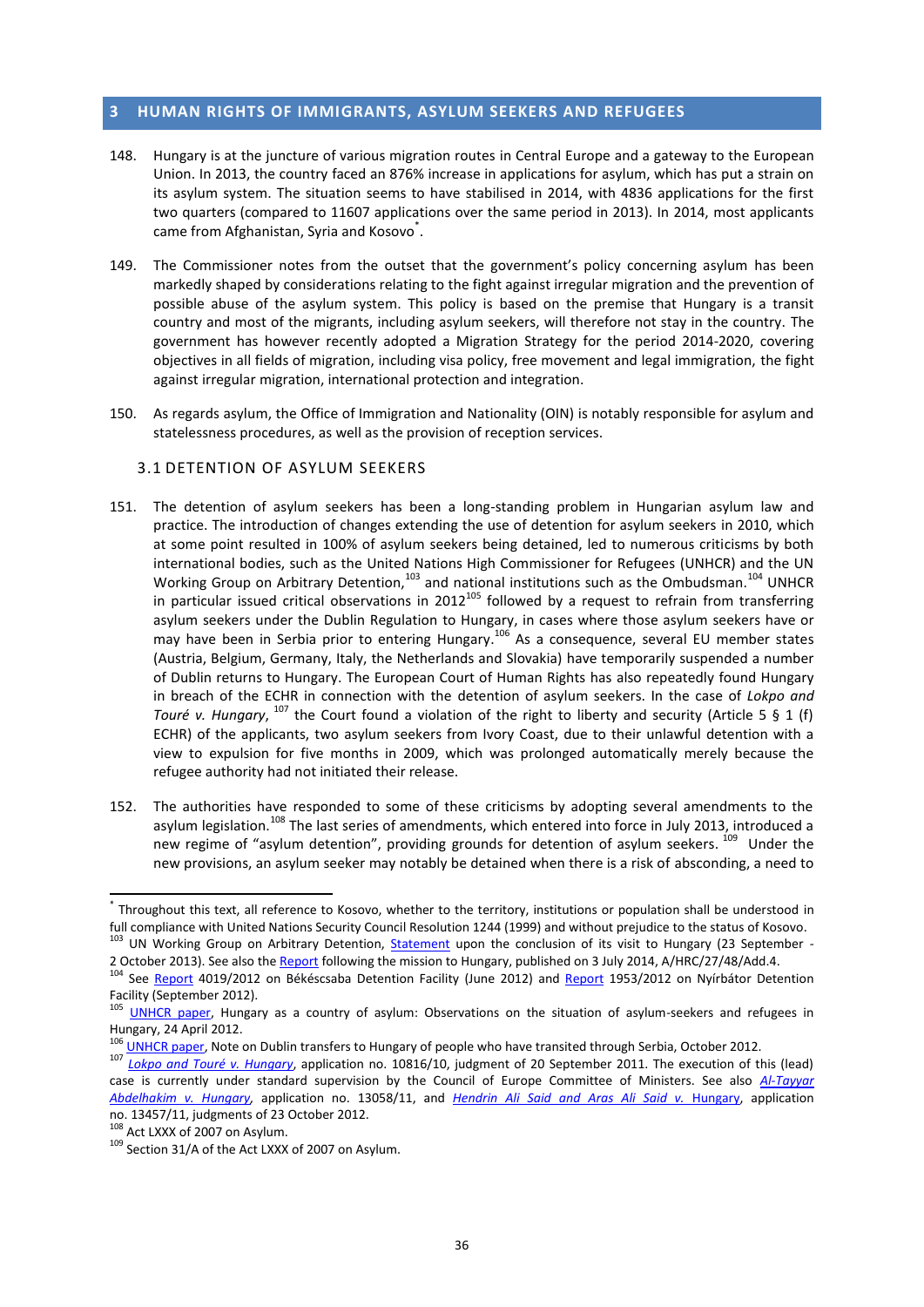## 3 HUMAN RIGHTS OF IMMIGRANTS, ASYLUM SEEKERS AND REFUGEES

148. Hungary is at the juncture of various migration routes in Central Europe and a gateway to the European Union. In 2013, the country faced an 876% increase in applications for asylum, which has put a strain on its asylum system. The situation seems to have stabilised in 2014, with 4836 applications for the first two quarters (compared to 11607 applications over the same period in 2013). In 2014, most applicants came from Afghanistan, Syria and Kosovo[*].

149. The Commissioner notes from the outset that the government's policy concerning asylum has been markedly shaped by considerations relating to the fight against irregular migration and the prevention of possible abuse of the asylum system. This policy is based on the premise that Hungary is a transit country and most of the migrants, including asylum seekers, will therefore not stay in the country. The government has however recently adopted a Migration Strategy for the period 2014-2020, covering objectives in all fields of migration, including visa policy, free movement and legal immigration, the fight against irregular migration, international protection and integration.

150. As regards asylum, the Office of Immigration and Nationality (OIN) is notably responsible for asylum and statelessness procedures, as well as the provision of reception services.

### 3.1 DETENTION OF ASYLUM SEEKERS

151. The detention of asylum seekers has been a long-standing problem in Hungarian asylum law and practice. The introduction of changes extending the use of detention for asylum seekers in 2010, which at some point resulted in 100% of asylum seekers being detained, led to numerous criticisms by both international bodies, such as the United Nations High Commissioner for Refugees (UNHCR) and the UN Working Group on Arbitrary Detention,[103] and national institutions such as the Ombudsman.[104] UNHCR in particular issued critical observations in 2012[105] followed by a request to refrain from transferring asylum seekers under the Dublin Regulation to Hungary, in cases where those asylum seekers have or may have been in Serbia prior to entering Hungary.[106] As a consequence, several EU member states (Austria, Belgium, Germany, Italy, the Netherlands and Slovakia) have temporarily suspended a number of Dublin returns to Hungary. The European Court of Human Rights has also repeatedly found Hungary in breach of the ECHR in connection with the detention of asylum seekers. In the case of *Lokpo and Touré v. Hungary*,[107] the Court found a violation of the right to liberty and security (Article 5 § 1 (f) ECHR) of the applicants, two asylum seekers from Ivory Coast, due to their unlawful detention with a view to expulsion for five months in 2009, which was prolonged automatically merely because the refugee authority had not initiated their release.

152. The authorities have responded to some of these criticisms by adopting several amendments to the asylum legislation.[108] The last series of amendments, which entered into force in July 2013, introduced a new regime of "asylum detention", providing grounds for detention of asylum seekers.[109] Under the new provisions, an asylum seeker may notably be detained when there is a risk of absconding, a need to

---

[*] Throughout this text, all reference to Kosovo, whether to the territory, institutions or population shall be understood in full compliance with United Nations Security Council Resolution 1244 (1999) and without prejudice to the status of Kosovo.

[103] UN Working Group on Arbitrary Detention, Statement upon the conclusion of its visit to Hungary (23 September - 2 October 2013). See also the Report following the mission to Hungary, published on 3 July 2014, A/HRC/27/48/Add.4.

[104] See Report 4019/2012 on Békéscsaba Detention Facility (June 2012) and Report 1953/2012 on Nyírbátor Detention Facility (September 2012).

[105] UNHCR paper, Hungary as a country of asylum: Observations on the situation of asylum-seekers and refugees in Hungary, 24 April 2012.

[106] UNHCR paper, Note on Dublin transfers to Hungary of people who have transited through Serbia, October 2012.

[107] *Lokpo and Touré v. Hungary*, application no. 10816/10, judgment of 20 September 2011. The execution of this (lead) case is currently under standard supervision by the Council of Europe Committee of Ministers. See also *Al-Tayyar Abdelhakim v. Hungary*, application no. 13058/11, and *Hendrin Ali Said and Aras Ali Said v. Hungary*, application no. 13457/11, judgments of 23 October 2012.

[108] Act LXXX of 2007 on Asylum.

[109] Section 31/A of the Act LXXX of 2007 on Asylum.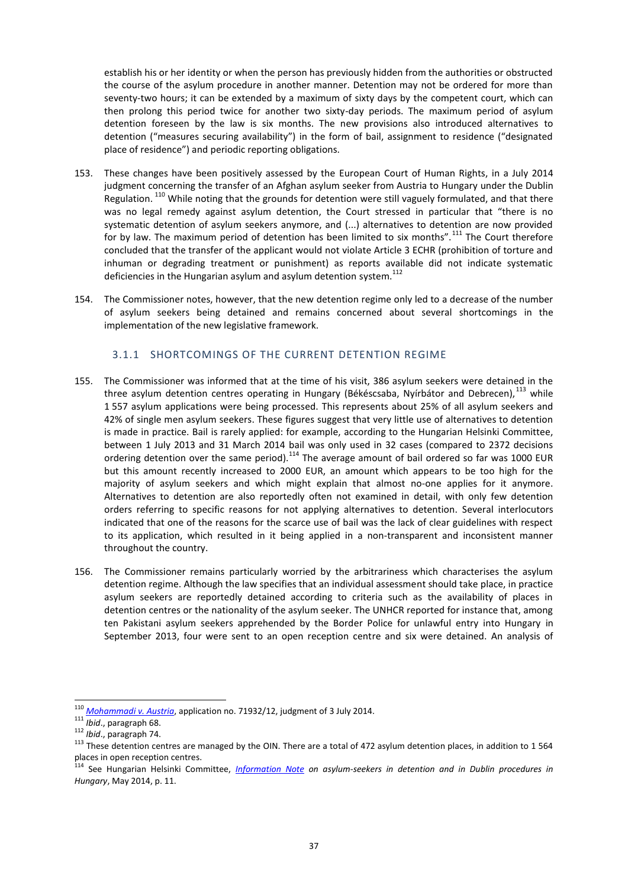establish his or her identity or when the person has previously hidden from the authorities or obstructed the course of the asylum procedure in another manner. Detention may not be ordered for more than seventy-two hours; it can be extended by a maximum of sixty days by the competent court, which can then prolong this period twice for another two sixty-day periods. The maximum period of asylum detention foreseen by the law is six months. The new provisions also introduced alternatives to detention ("measures securing availability") in the form of bail, assignment to residence ("designated place of residence") and periodic reporting obligations.

153. These changes have been positively assessed by the European Court of Human Rights, in a July 2014 judgment concerning the transfer of an Afghan asylum seeker from Austria to Hungary under the Dublin Regulation. [110] While noting that the grounds for detention were still vaguely formulated, and that there was no legal remedy against asylum detention, the Court stressed in particular that "there is no systematic detention of asylum seekers anymore, and (...) alternatives to detention are now provided for by law. The maximum period of detention has been limited to six months".[111] The Court therefore concluded that the transfer of the applicant would not violate Article 3 ECHR (prohibition of torture and inhuman or degrading treatment or punishment) as reports available did not indicate systematic deficiencies in the Hungarian asylum and asylum detention system.[112]

154. The Commissioner notes, however, that the new detention regime only led to a decrease of the number of asylum seekers being detained and remains concerned about several shortcomings in the implementation of the new legislative framework.

### 3.1.1 SHORTCOMINGS OF THE CURRENT DETENTION REGIME

155. The Commissioner was informed that at the time of his visit, 386 asylum seekers were detained in the three asylum detention centres operating in Hungary (Békéscsaba, Nyírbátor and Debrecen),[113] while 1 557 asylum applications were being processed. This represents about 25% of all asylum seekers and 42% of single men asylum seekers. These figures suggest that very little use of alternatives to detention is made in practice. Bail is rarely applied: for example, according to the Hungarian Helsinki Committee, between 1 July 2013 and 31 March 2014 bail was only used in 32 cases (compared to 2372 decisions ordering detention over the same period).[114] The average amount of bail ordered so far was 1000 EUR but this amount recently increased to 2000 EUR, an amount which appears to be too high for the majority of asylum seekers and which might explain that almost no-one applies for it anymore. Alternatives to detention are also reportedly often not examined in detail, with only few detention orders referring to specific reasons for not applying alternatives to detention. Several interlocutors indicated that one of the reasons for the scarce use of bail was the lack of clear guidelines with respect to its application, which resulted in it being applied in a non-transparent and inconsistent manner throughout the country.

156. The Commissioner remains particularly worried by the arbitrariness which characterises the asylum detention regime. Although the law specifies that an individual assessment should take place, in practice asylum seekers are reportedly detained according to criteria such as the availability of places in detention centres or the nationality of the asylum seeker. The UNHCR reported for instance that, among ten Pakistani asylum seekers apprehended by the Border Police for unlawful entry into Hungary in September 2013, four were sent to an open reception centre and six were detained. An analysis of

---

[110] *Mohammadi v. Austria*, application no. 71932/12, judgment of 3 July 2014.

[111] *Ibid*., paragraph 68.

[112] *Ibid*., paragraph 74.

[113] These detention centres are managed by the OIN. There are a total of 472 asylum detention places, in addition to 1 564 places in open reception centres.

[114] See Hungarian Helsinki Committee, *Information Note on asylum-seekers in detention and in Dublin procedures in Hungary*, May 2014, p. 11.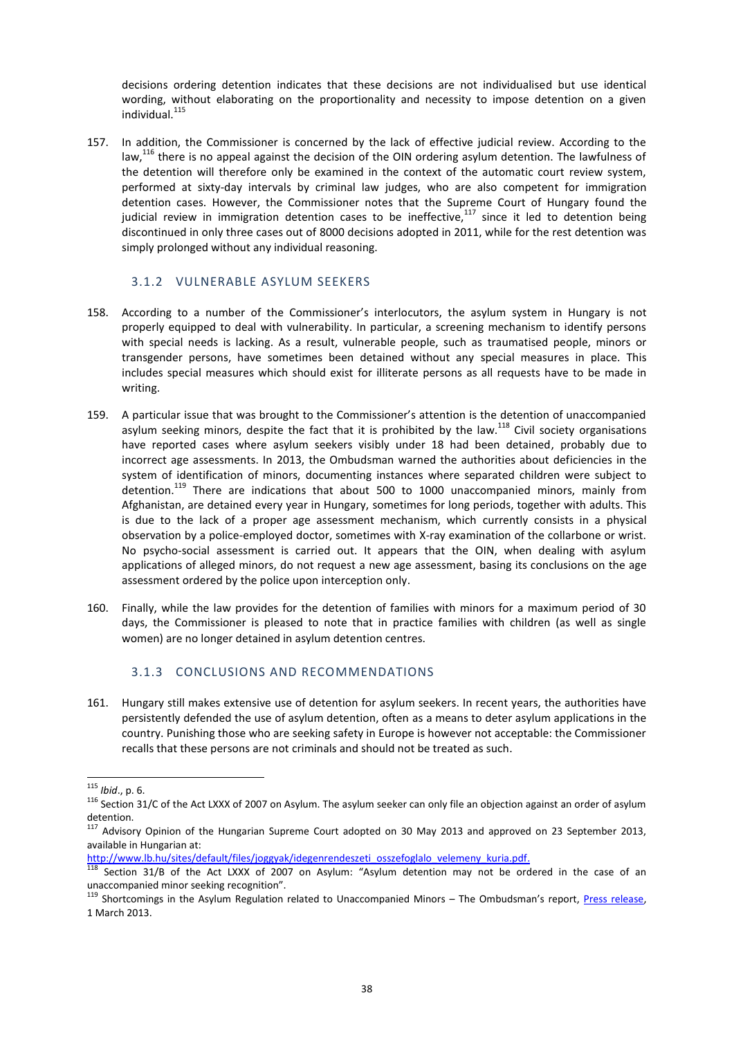decisions ordering detention indicates that these decisions are not individualised but use identical wording, without elaborating on the proportionality and necessity to impose detention on a given individual.[115]

157. In addition, the Commissioner is concerned by the lack of effective judicial review. According to the law,[116] there is no appeal against the decision of the OIN ordering asylum detention. The lawfulness of the detention will therefore only be examined in the context of the automatic court review system, performed at sixty-day intervals by criminal law judges, who are also competent for immigration detention cases. However, the Commissioner notes that the Supreme Court of Hungary found the judicial review in immigration detention cases to be ineffective,[117] since it led to detention being discontinued in only three cases out of 8000 decisions adopted in 2011, while for the rest detention was simply prolonged without any individual reasoning.

### 3.1.2 VULNERABLE ASYLUM SEEKERS

158. According to a number of the Commissioner's interlocutors, the asylum system in Hungary is not properly equipped to deal with vulnerability. In particular, a screening mechanism to identify persons with special needs is lacking. As a result, vulnerable people, such as traumatised people, minors or transgender persons, have sometimes been detained without any special measures in place. This includes special measures which should exist for illiterate persons as all requests have to be made in writing.

159. A particular issue that was brought to the Commissioner's attention is the detention of unaccompanied asylum seeking minors, despite the fact that it is prohibited by the law.[118] Civil society organisations have reported cases where asylum seekers visibly under 18 had been detained, probably due to incorrect age assessments. In 2013, the Ombudsman warned the authorities about deficiencies in the system of identification of minors, documenting instances where separated children were subject to detention.[119] There are indications that about 500 to 1000 unaccompanied minors, mainly from Afghanistan, are detained every year in Hungary, sometimes for long periods, together with adults. This is due to the lack of a proper age assessment mechanism, which currently consists in a physical observation by a police-employed doctor, sometimes with X-ray examination of the collarbone or wrist. No psycho-social assessment is carried out. It appears that the OIN, when dealing with asylum applications of alleged minors, do not request a new age assessment, basing its conclusions on the age assessment ordered by the police upon interception only.

160. Finally, while the law provides for the detention of families with minors for a maximum period of 30 days, the Commissioner is pleased to note that in practice families with children (as well as single women) are no longer detained in asylum detention centres.

### 3.1.3 CONCLUSIONS AND RECOMMENDATIONS

161. Hungary still makes extensive use of detention for asylum seekers. In recent years, the authorities have persistently defended the use of asylum detention, often as a means to deter asylum applications in the country. Punishing those who are seeking safety in Europe is however not acceptable: the Commissioner recalls that these persons are not criminals and should not be treated as such.

---

[115] *Ibid*., p. 6.

[116] Section 31/C of the Act LXXX of 2007 on Asylum. The asylum seeker can only file an objection against an order of asylum detention.

[117] Advisory Opinion of the Hungarian Supreme Court adopted on 30 May 2013 and approved on 23 September 2013, available in Hungarian at: http://www.lb.hu/sites/default/files/joggyak/idegenrendeszeti_osszefoglalo_velemeny_kuria.pdf.

[118] Section 31/B of the Act LXXX of 2007 on Asylum: "Asylum detention may not be ordered in the case of an unaccompanied minor seeking recognition".

[119] Shortcomings in the Asylum Regulation related to Unaccompanied Minors – The Ombudsman's report, Press release, 1 March 2013.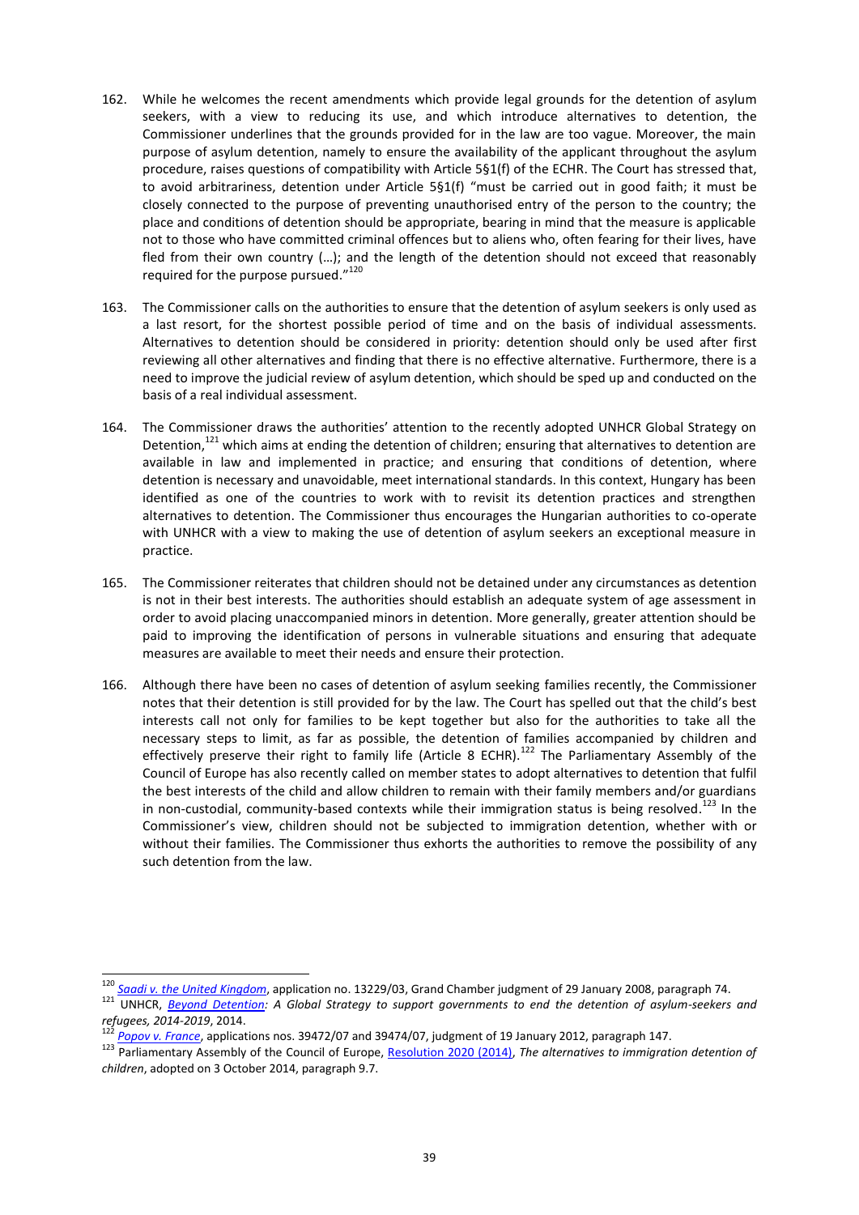162. While he welcomes the recent amendments which provide legal grounds for the detention of asylum seekers, with a view to reducing its use, and which introduce alternatives to detention, the Commissioner underlines that the grounds provided for in the law are too vague. Moreover, the main purpose of asylum detention, namely to ensure the availability of the applicant throughout the asylum procedure, raises questions of compatibility with Article 5§1(f) of the ECHR. The Court has stressed that, to avoid arbitrariness, detention under Article 5§1(f) "must be carried out in good faith; it must be closely connected to the purpose of preventing unauthorised entry of the person to the country; the place and conditions of detention should be appropriate, bearing in mind that the measure is applicable not to those who have committed criminal offences but to aliens who, often fearing for their lives, have fled from their own country (…); and the length of the detention should not exceed that reasonably required for the purpose pursued."[120]

163. The Commissioner calls on the authorities to ensure that the detention of asylum seekers is only used as a last resort, for the shortest possible period of time and on the basis of individual assessments. Alternatives to detention should be considered in priority: detention should only be used after first reviewing all other alternatives and finding that there is no effective alternative. Furthermore, there is a need to improve the judicial review of asylum detention, which should be sped up and conducted on the basis of a real individual assessment.

164. The Commissioner draws the authorities' attention to the recently adopted UNHCR Global Strategy on Detention,[121] which aims at ending the detention of children; ensuring that alternatives to detention are available in law and implemented in practice; and ensuring that conditions of detention, where detention is necessary and unavoidable, meet international standards. In this context, Hungary has been identified as one of the countries to work with to revisit its detention practices and strengthen alternatives to detention. The Commissioner thus encourages the Hungarian authorities to co-operate with UNHCR with a view to making the use of detention of asylum seekers an exceptional measure in practice.

165. The Commissioner reiterates that children should not be detained under any circumstances as detention is not in their best interests. The authorities should establish an adequate system of age assessment in order to avoid placing unaccompanied minors in detention. More generally, greater attention should be paid to improving the identification of persons in vulnerable situations and ensuring that adequate measures are available to meet their needs and ensure their protection.

166. Although there have been no cases of detention of asylum seeking families recently, the Commissioner notes that their detention is still provided for by the law. The Court has spelled out that the child's best interests call not only for families to be kept together but also for the authorities to take all the necessary steps to limit, as far as possible, the detention of families accompanied by children and effectively preserve their right to family life (Article 8 ECHR).[122] The Parliamentary Assembly of the Council of Europe has also recently called on member states to adopt alternatives to detention that fulfil the best interests of the child and allow children to remain with their family members and/or guardians in non-custodial, community-based contexts while their immigration status is being resolved.[123] In the Commissioner's view, children should not be subjected to immigration detention, whether with or without their families. The Commissioner thus exhorts the authorities to remove the possibility of any such detention from the law.

---

[120] *Saadi v. the United Kingdom*, application no. 13229/03, Grand Chamber judgment of 29 January 2008, paragraph 74.

[121] UNHCR, *Beyond Detention: A Global Strategy to support governments to end the detention of asylum-seekers and refugees, 2014-2019*, 2014.

[122] *Popov v. France*, applications nos. 39472/07 and 39474/07, judgment of 19 January 2012, paragraph 147.

[123] Parliamentary Assembly of the Council of Europe, Resolution 2020 (2014), *The alternatives to immigration detention of children*, adopted on 3 October 2014, paragraph 9.7.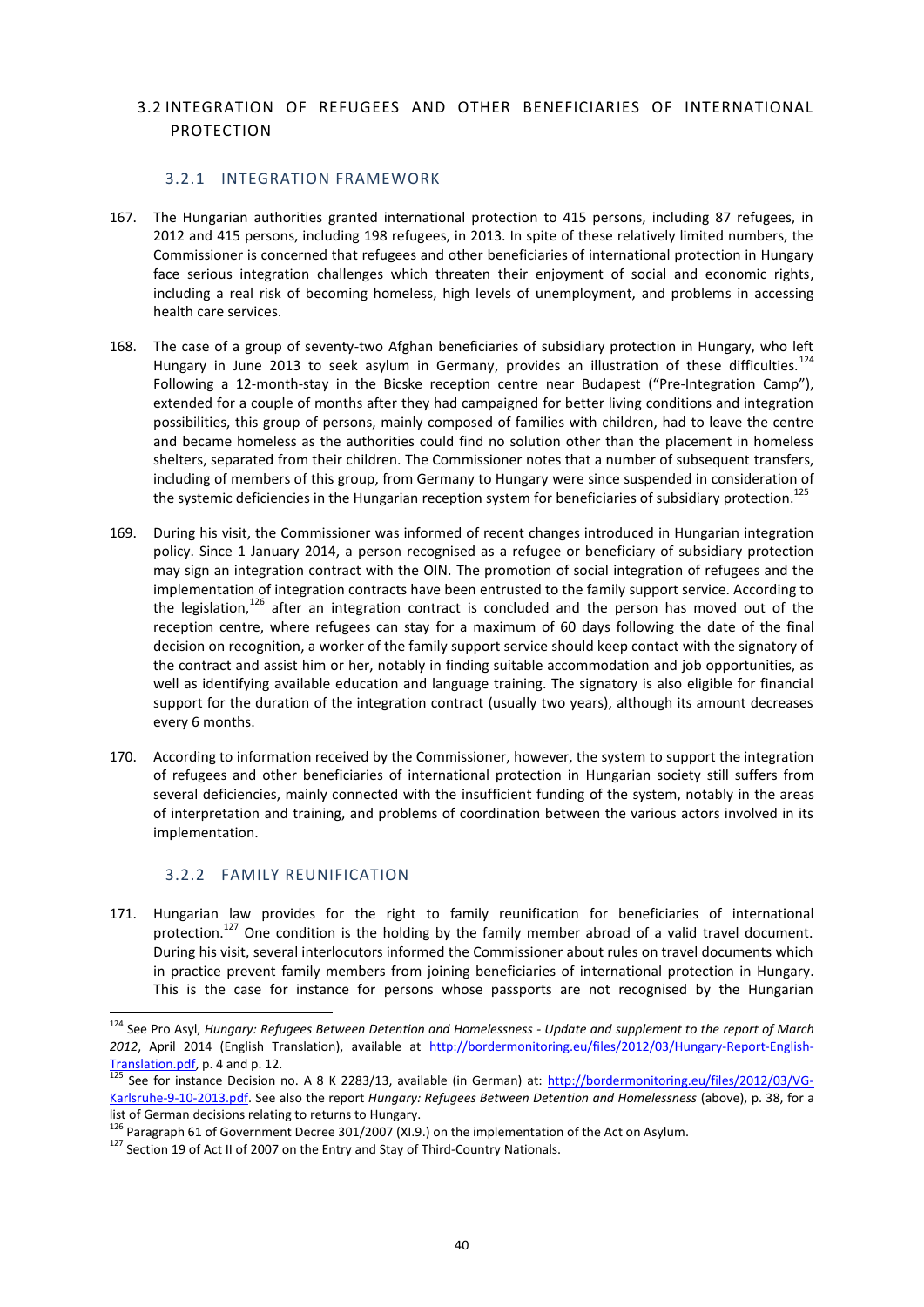## 3.2 INTEGRATION OF REFUGEES AND OTHER BENEFICIARIES OF INTERNATIONAL PROTECTION

### 3.2.1 INTEGRATION FRAMEWORK

167. The Hungarian authorities granted international protection to 415 persons, including 87 refugees, in 2012 and 415 persons, including 198 refugees, in 2013. In spite of these relatively limited numbers, the Commissioner is concerned that refugees and other beneficiaries of international protection in Hungary face serious integration challenges which threaten their enjoyment of social and economic rights, including a real risk of becoming homeless, high levels of unemployment, and problems in accessing health care services.

168. The case of a group of seventy-two Afghan beneficiaries of subsidiary protection in Hungary, who left Hungary in June 2013 to seek asylum in Germany, provides an illustration of these difficulties.[124] Following a 12-month-stay in the Bicske reception centre near Budapest ("Pre-Integration Camp"), extended for a couple of months after they had campaigned for better living conditions and integration possibilities, this group of persons, mainly composed of families with children, had to leave the centre and became homeless as the authorities could find no solution other than the placement in homeless shelters, separated from their children. The Commissioner notes that a number of subsequent transfers, including of members of this group, from Germany to Hungary were since suspended in consideration of the systemic deficiencies in the Hungarian reception system for beneficiaries of subsidiary protection.[125]

169. During his visit, the Commissioner was informed of recent changes introduced in Hungarian integration policy. Since 1 January 2014, a person recognised as a refugee or beneficiary of subsidiary protection may sign an integration contract with the OIN. The promotion of social integration of refugees and the implementation of integration contracts have been entrusted to the family support service. According to the legislation,[126] after an integration contract is concluded and the person has moved out of the reception centre, where refugees can stay for a maximum of 60 days following the date of the final decision on recognition, a worker of the family support service should keep contact with the signatory of the contract and assist him or her, notably in finding suitable accommodation and job opportunities, as well as identifying available education and language training. The signatory is also eligible for financial support for the duration of the integration contract (usually two years), although its amount decreases every 6 months.

170. According to information received by the Commissioner, however, the system to support the integration of refugees and other beneficiaries of international protection in Hungarian society still suffers from several deficiencies, mainly connected with the insufficient funding of the system, notably in the areas of interpretation and training, and problems of coordination between the various actors involved in its implementation.

### 3.2.2 FAMILY REUNIFICATION

171. Hungarian law provides for the right to family reunification for beneficiaries of international protection.[127] One condition is the holding by the family member abroad of a valid travel document. During his visit, several interlocutors informed the Commissioner about rules on travel documents which in practice prevent family members from joining beneficiaries of international protection in Hungary. This is the case for instance for persons whose passports are not recognised by the Hungarian

---

[124] See Pro Asyl, *Hungary: Refugees Between Detention and Homelessness - Update and supplement to the report of March 2012*, April 2014 (English Translation), available at http://bordermonitoring.eu/files/2012/03/Hungary-Report-English-Translation.pdf, p. 4 and p. 12.

[125] See for instance Decision no. A 8 K 2283/13, available (in German) at: http://bordermonitoring.eu/files/2012/03/VG-Karlsruhe-9-10-2013.pdf. See also the report *Hungary: Refugees Between Detention and Homelessness* (above), p. 38, for a list of German decisions relating to returns to Hungary.

[126] Paragraph 61 of Government Decree 301/2007 (XI.9.) on the implementation of the Act on Asylum.

[127] Section 19 of Act II of 2007 on the Entry and Stay of Third-Country Nationals.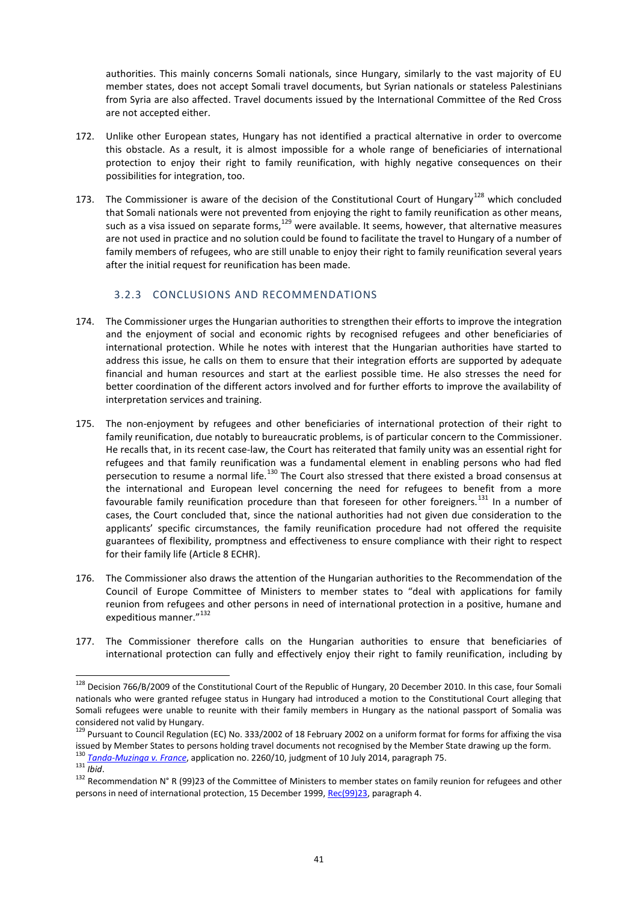authorities. This mainly concerns Somali nationals, since Hungary, similarly to the vast majority of EU member states, does not accept Somali travel documents, but Syrian nationals or stateless Palestinians from Syria are also affected. Travel documents issued by the International Committee of the Red Cross are not accepted either.

172. Unlike other European states, Hungary has not identified a practical alternative in order to overcome this obstacle. As a result, it is almost impossible for a whole range of beneficiaries of international protection to enjoy their right to family reunification, with highly negative consequences on their possibilities for integration, too.

173. The Commissioner is aware of the decision of the Constitutional Court of Hungary[128] which concluded that Somali nationals were not prevented from enjoying the right to family reunification as other means, such as a visa issued on separate forms,[129] were available. It seems, however, that alternative measures are not used in practice and no solution could be found to facilitate the travel to Hungary of a number of family members of refugees, who are still unable to enjoy their right to family reunification several years after the initial request for reunification has been made.

### 3.2.3 CONCLUSIONS AND RECOMMENDATIONS

174. The Commissioner urges the Hungarian authorities to strengthen their efforts to improve the integration and the enjoyment of social and economic rights by recognised refugees and other beneficiaries of international protection. While he notes with interest that the Hungarian authorities have started to address this issue, he calls on them to ensure that their integration efforts are supported by adequate financial and human resources and start at the earliest possible time. He also stresses the need for better coordination of the different actors involved and for further efforts to improve the availability of interpretation services and training.

175. The non-enjoyment by refugees and other beneficiaries of international protection of their right to family reunification, due notably to bureaucratic problems, is of particular concern to the Commissioner. He recalls that, in its recent case-law, the Court has reiterated that family unity was an essential right for refugees and that family reunification was a fundamental element in enabling persons who had fled persecution to resume a normal life.[130] The Court also stressed that there existed a broad consensus at the international and European level concerning the need for refugees to benefit from a more favourable family reunification procedure than that foreseen for other foreigners.[131] In a number of cases, the Court concluded that, since the national authorities had not given due consideration to the applicants' specific circumstances, the family reunification procedure had not offered the requisite guarantees of flexibility, promptness and effectiveness to ensure compliance with their right to respect for their family life (Article 8 ECHR).

176. The Commissioner also draws the attention of the Hungarian authorities to the Recommendation of the Council of Europe Committee of Ministers to member states to "deal with applications for family reunion from refugees and other persons in need of international protection in a positive, humane and expeditious manner."[132]

177. The Commissioner therefore calls on the Hungarian authorities to ensure that beneficiaries of international protection can fully and effectively enjoy their right to family reunification, including by

---

[128] Decision 766/B/2009 of the Constitutional Court of the Republic of Hungary, 20 December 2010. In this case, four Somali nationals who were granted refugee status in Hungary had introduced a motion to the Constitutional Court alleging that Somali refugees were unable to reunite with their family members in Hungary as the national passport of Somalia was considered not valid by Hungary.

[129] Pursuant to Council Regulation (EC) No. 333/2002 of 18 February 2002 on a uniform format for forms for affixing the visa issued by Member States to persons holding travel documents not recognised by the Member State drawing up the form.

[130] *Tanda-Muzinga v. France*, application no. 2260/10, judgment of 10 July 2014, paragraph 75.

[131] *Ibid*.

[132] Recommendation N° R (99)23 of the Committee of Ministers to member states on family reunion for refugees and other persons in need of international protection, 15 December 1999, Rec(99)23, paragraph 4.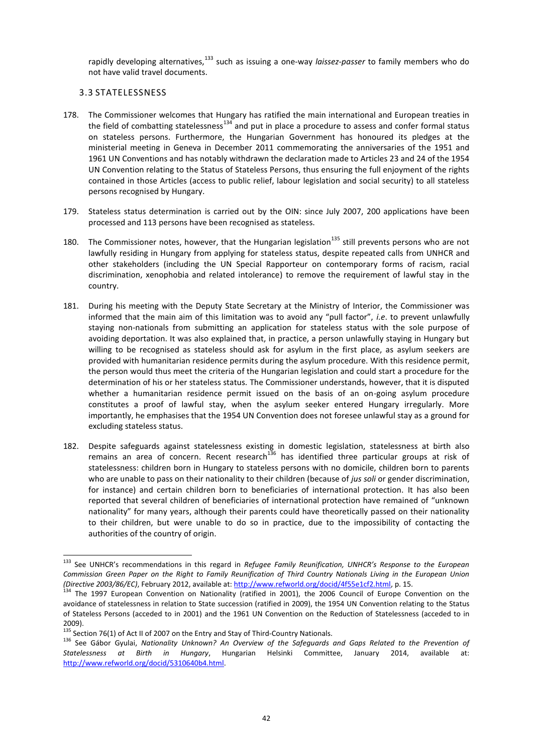rapidly developing alternatives,[133] such as issuing a one-way *laissez-passer* to family members who do not have valid travel documents.

## 3.3 STATELESSNESS

178. The Commissioner welcomes that Hungary has ratified the main international and European treaties in the field of combatting statelessness[134] and put in place a procedure to assess and confer formal status on stateless persons. Furthermore, the Hungarian Government has honoured its pledges at the ministerial meeting in Geneva in December 2011 commemorating the anniversaries of the 1951 and 1961 UN Conventions and has notably withdrawn the declaration made to Articles 23 and 24 of the 1954 UN Convention relating to the Status of Stateless Persons, thus ensuring the full enjoyment of the rights contained in those Articles (access to public relief, labour legislation and social security) to all stateless persons recognised by Hungary.

179. Stateless status determination is carried out by the OIN: since July 2007, 200 applications have been processed and 113 persons have been recognised as stateless.

180. The Commissioner notes, however, that the Hungarian legislation[135] still prevents persons who are not lawfully residing in Hungary from applying for stateless status, despite repeated calls from UNHCR and other stakeholders (including the UN Special Rapporteur on contemporary forms of racism, racial discrimination, xenophobia and related intolerance) to remove the requirement of lawful stay in the country.

181. During his meeting with the Deputy State Secretary at the Ministry of Interior, the Commissioner was informed that the main aim of this limitation was to avoid any "pull factor", *i.e*. to prevent unlawfully staying non-nationals from submitting an application for stateless status with the sole purpose of avoiding deportation. It was also explained that, in practice, a person unlawfully staying in Hungary but willing to be recognised as stateless should ask for asylum in the first place, as asylum seekers are provided with humanitarian residence permits during the asylum procedure. With this residence permit, the person would thus meet the criteria of the Hungarian legislation and could start a procedure for the determination of his or her stateless status. The Commissioner understands, however, that it is disputed whether a humanitarian residence permit issued on the basis of an on-going asylum procedure constitutes a proof of lawful stay, when the asylum seeker entered Hungary irregularly. More importantly, he emphasises that the 1954 UN Convention does not foresee unlawful stay as a ground for excluding stateless status.

182. Despite safeguards against statelessness existing in domestic legislation, statelessness at birth also remains an area of concern. Recent research[136] has identified three particular groups at risk of statelessness: children born in Hungary to stateless persons with no domicile, children born to parents who are unable to pass on their nationality to their children (because of *jus soli* or gender discrimination, for instance) and certain children born to beneficiaries of international protection. It has also been reported that several children of beneficiaries of international protection have remained of "unknown nationality" for many years, although their parents could have theoretically passed on their nationality to their children, but were unable to do so in practice, due to the impossibility of contacting the authorities of the country of origin.

---

[133] See UNHCR's recommendations in this regard in *Refugee Family Reunification, UNHCR's Response to the European Commission Green Paper on the Right to Family Reunification of Third Country Nationals Living in the European Union (Directive 2003/86/EC)*, February 2012, available at: http://www.refworld.org/docid/4f55e1cf2.html, p. 15.

[134] The 1997 European Convention on Nationality (ratified in 2001), the 2006 Council of Europe Convention on the avoidance of statelessness in relation to State succession (ratified in 2009), the 1954 UN Convention relating to the Status of Stateless Persons (acceded to in 2001) and the 1961 UN Convention on the Reduction of Statelessness (acceded to in 2009).

[135] Section 76(1) of Act II of 2007 on the Entry and Stay of Third-Country Nationals.

[136] See Gábor Gyulai, *Nationality Unknown? An Overview of the Safeguards and Gaps Related to the Prevention of Statelessness at Birth in Hungary*, Hungarian Helsinki Committee, January 2014, available at: http://www.refworld.org/docid/5310640b4.html.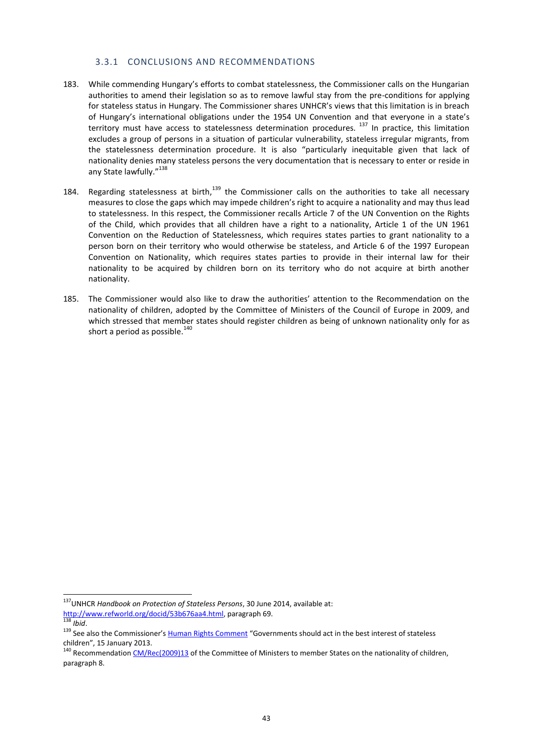### 3.3.1 CONCLUSIONS AND RECOMMENDATIONS

183. While commending Hungary's efforts to combat statelessness, the Commissioner calls on the Hungarian authorities to amend their legislation so as to remove lawful stay from the pre-conditions for applying for stateless status in Hungary. The Commissioner shares UNHCR's views that this limitation is in breach of Hungary's international obligations under the 1954 UN Convention and that everyone in a state's territory must have access to statelessness determination procedures. [137] In practice, this limitation excludes a group of persons in a situation of particular vulnerability, stateless irregular migrants, from the statelessness determination procedure. It is also "particularly inequitable given that lack of nationality denies many stateless persons the very documentation that is necessary to enter or reside in any State lawfully."[138]

184. Regarding statelessness at birth,[139] the Commissioner calls on the authorities to take all necessary measures to close the gaps which may impede children's right to acquire a nationality and may thus lead to statelessness. In this respect, the Commissioner recalls Article 7 of the UN Convention on the Rights of the Child, which provides that all children have a right to a nationality, Article 1 of the UN 1961 Convention on the Reduction of Statelessness, which requires states parties to grant nationality to a person born on their territory who would otherwise be stateless, and Article 6 of the 1997 European Convention on Nationality, which requires states parties to provide in their internal law for their nationality to be acquired by children born on its territory who do not acquire at birth another nationality.

185. The Commissioner would also like to draw the authorities' attention to the Recommendation on the nationality of children, adopted by the Committee of Ministers of the Council of Europe in 2009, and which stressed that member states should register children as being of unknown nationality only for as short a period as possible.[140]

---

[137] UNHCR *Handbook on Protection of Stateless Persons*, 30 June 2014, available at: http://www.refworld.org/docid/53b676aa4.html, paragraph 69.

[138] *Ibid*.

[139] See also the Commissioner's Human Rights Comment "Governments should act in the best interest of stateless children", 15 January 2013.

[140] Recommendation CM/Rec(2009)13 of the Committee of Ministers to member States on the nationality of children, paragraph 8.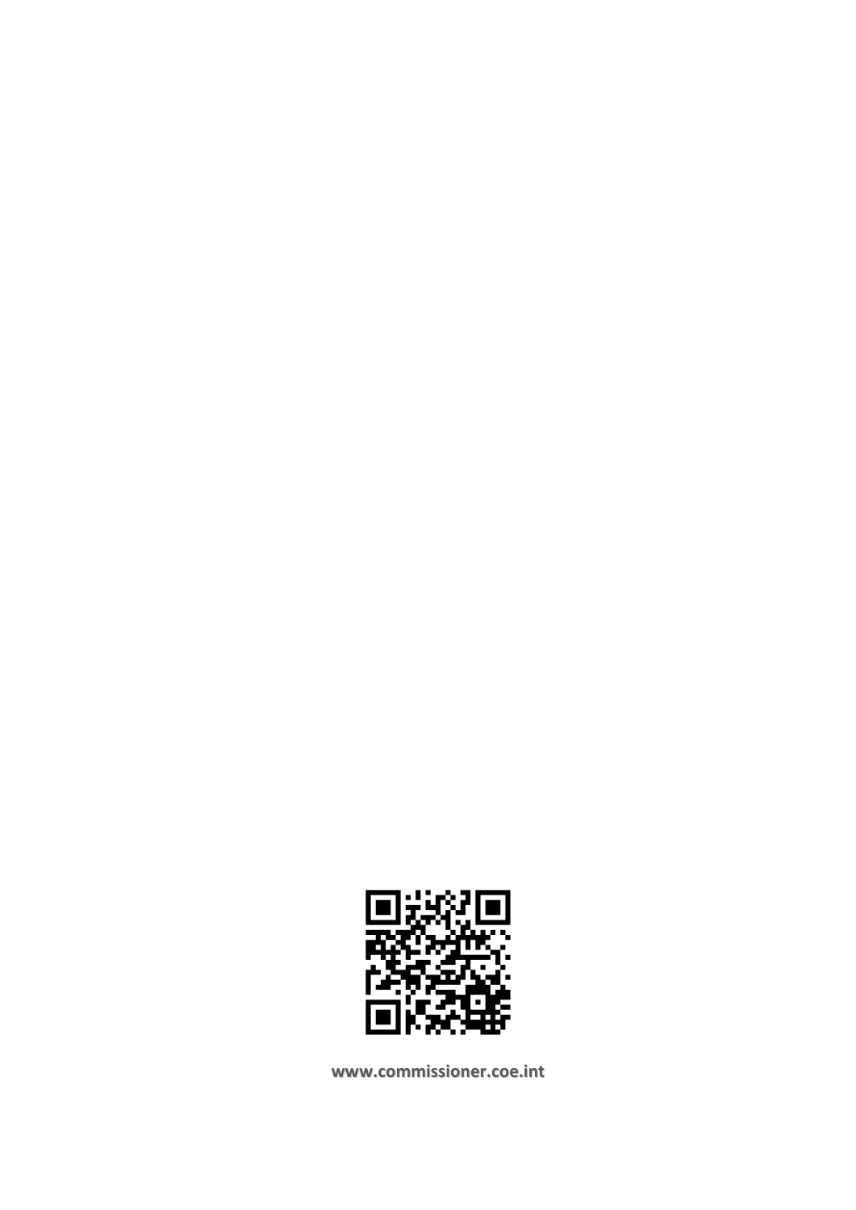www.commissioner.coe.int